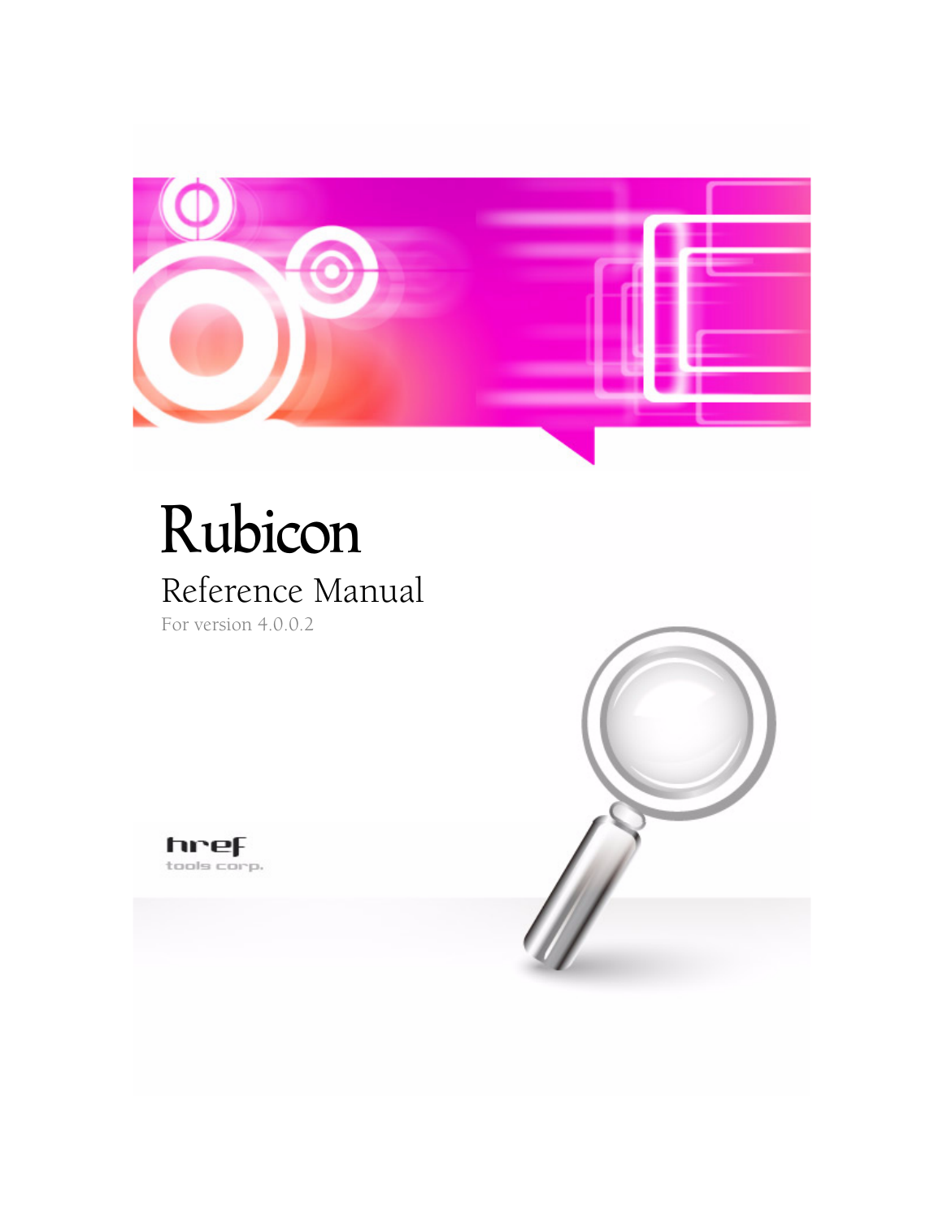# Rubicon

## Reference Manual

For version 4.0.0.2

href
tools corp.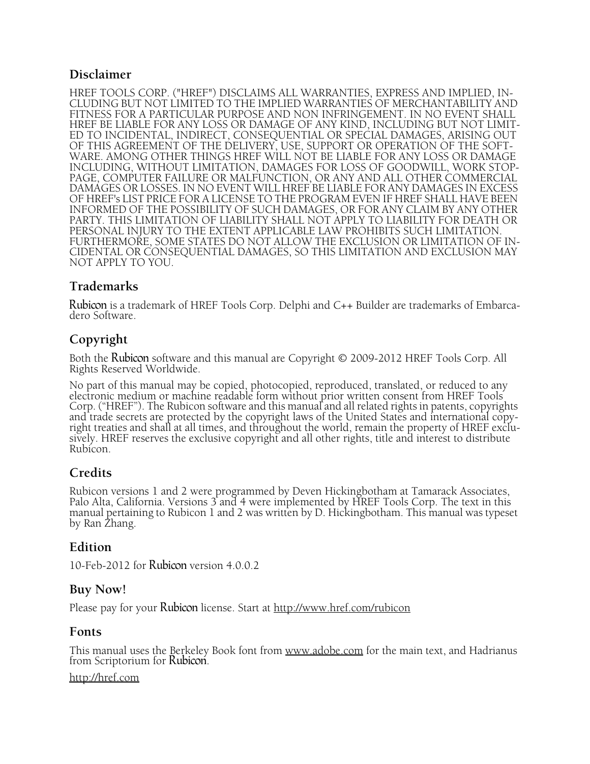## Disclaimer

HREF TOOLS CORP. ("HREF") DISCLAIMS ALL WARRANTIES, EXPRESS AND IMPLIED, INCLUDING BUT NOT LIMITED TO THE IMPLIED WARRANTIES OF MERCHANTABILITY AND FITNESS FOR A PARTICULAR PURPOSE AND NON INFRINGEMENT. IN NO EVENT SHALL HREF BE LIABLE FOR ANY LOSS OR DAMAGE OF ANY KIND, INCLUDING BUT NOT LIMITED TO INCIDENTAL, INDIRECT, CONSEQUENTIAL OR SPECIAL DAMAGES, ARISING OUT OF THIS AGREEMENT OF THE DELIVERY, USE, SUPPORT OR OPERATION OF THE SOFTWARE. AMONG OTHER THINGS HREF WILL NOT BE LIABLE FOR ANY LOSS OR DAMAGE INCLUDING, WITHOUT LIMITATION, DAMAGES FOR LOSS OF GOODWILL, WORK STOPPAGE, COMPUTER FAILURE OR MALFUNCTION, OR ANY AND ALL OTHER COMMERCIAL DAMAGES OR LOSSES. IN NO EVENT WILL HREF BE LIABLE FOR ANY DAMAGES IN EXCESS OF HREF's LIST PRICE FOR A LICENSE TO THE PROGRAM EVEN IF HREF SHALL HAVE BEEN INFORMED OF THE POSSIBILITY OF SUCH DAMAGES, OR FOR ANY CLAIM BY ANY OTHER PARTY. THIS LIMITATION OF LIABILITY SHALL NOT APPLY TO LIABILITY FOR DEATH OR PERSONAL INJURY TO THE EXTENT APPLICABLE LAW PROHIBITS SUCH LIMITATION. FURTHERMORE, SOME STATES DO NOT ALLOW THE EXCLUSION OR LIMITATION OF INCIDENTAL OR CONSEQUENTIAL DAMAGES, SO THIS LIMITATION AND EXCLUSION MAY NOT APPLY TO YOU.

## Trademarks

Rubicon is a trademark of HREF Tools Corp. Delphi and C++ Builder are trademarks of Embarcadero Software.

## Copyright

Both the Rubicon software and this manual are Copyright © 2009-2012 HREF Tools Corp. All Rights Reserved Worldwide.

No part of this manual may be copied, photocopied, reproduced, translated, or reduced to any electronic medium or machine readable form without prior written consent from HREF Tools Corp. ("HREF"). The Rubicon software and this manual and all related rights in patents, copyrights and trade secrets are protected by the copyright laws of the United States and international copyright treaties and shall at all times, and throughout the world, remain the property of HREF exclusively. HREF reserves the exclusive copyright and all other rights, title and interest to distribute Rubicon.

## Credits

Rubicon versions 1 and 2 were programmed by Deven Hickingbotham at Tamarack Associates, Palo Alta, California. Versions 3 and 4 were implemented by HREF Tools Corp. The text in this manual pertaining to Rubicon 1 and 2 was written by D. Hickingbotham. This manual was typeset by Ran Zhang.

## Edition

10-Feb-2012 for Rubicon version 4.0.0.2

## Buy Now!

Please pay for your Rubicon license. Start at http://www.href.com/rubicon

## Fonts

This manual uses the Berkeley Book font from www.adobe.com for the main text, and Hadrianus from Scriptorium for Rubicon.

http://href.com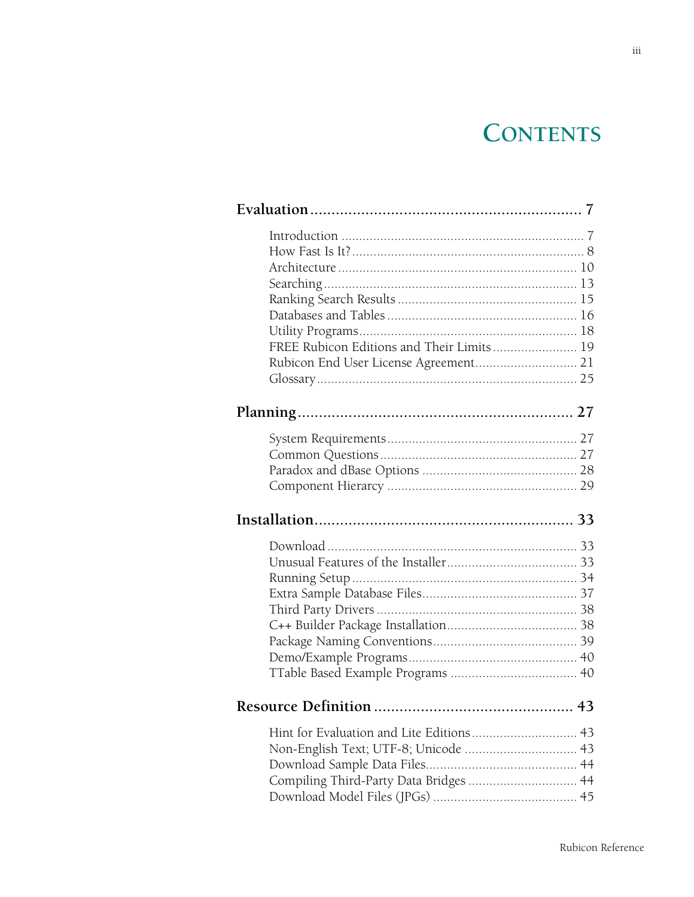# CONTENTS

**Evaluation ............................................................... 7**

- Introduction ............................................................... 7
- How Fast Is It? ............................................................... 8
- Architecture ............................................................... 10
- Searching ............................................................... 13
- Ranking Search Results ............................................................... 15
- Databases and Tables ............................................................... 16
- Utility Programs ............................................................... 18
- FREE Rubicon Editions and Their Limits ............................................................... 19
- Rubicon End User License Agreement ............................................................... 21
- Glossary ............................................................... 25

**Planning ............................................................... 27**

- System Requirements ............................................................... 27
- Common Questions ............................................................... 27
- Paradox and dBase Options ............................................................... 28
- Component Hierarcy ............................................................... 29

**Installation ............................................................... 33**

- Download ............................................................... 33
- Unusual Features of the Installer ............................................................... 33
- Running Setup ............................................................... 34
- Extra Sample Database Files ............................................................... 37
- Third Party Drivers ............................................................... 38
- C++ Builder Package Installation ............................................................... 38
- Package Naming Conventions ............................................................... 39
- Demo/Example Programs ............................................................... 40
- TTable Based Example Programs ............................................................... 40

**Resource Definition ............................................................... 43**

- Hint for Evaluation and Lite Editions ............................................................... 43
- Non-English Text; UTF-8; Unicode ............................................................... 43
- Download Sample Data Files ............................................................... 44
- Compiling Third-Party Data Bridges ............................................................... 44
- Download Model Files (JPGs) ............................................................... 45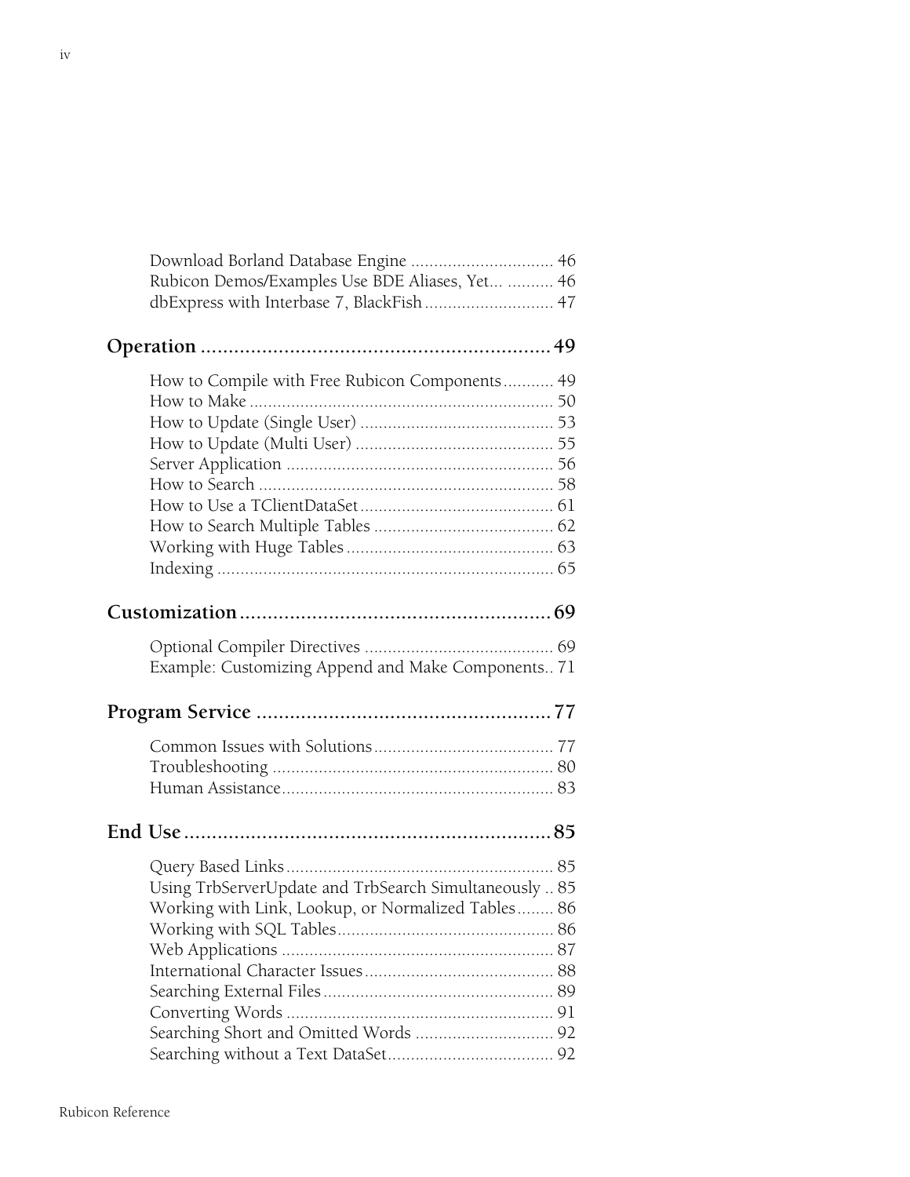Download Borland Database Engine ............................... 46
Rubicon Demos/Examples Use BDE Aliases, Yet... .......... 46
dbExpress with Interbase 7, BlackFish ............................ 47

**Operation ............................................................... 49**

How to Compile with Free Rubicon Components........... 49
How to Make ................................................................. 50
How to Update (Single User) ......................................... 53
How to Update (Multi User) .......................................... 55
Server Application .......................................................... 56
How to Search ............................................................... 58
How to Use a TClientDataSet......................................... 61
How to Search Multiple Tables ...................................... 62
Working with Huge Tables ............................................ 63
Indexing ........................................................................ 65

**Customization........................................................ 69**

Optional Compiler Directives ......................................... 69
Example: Customizing Append and Make Components.. 71

**Program Service ..................................................... 77**

Common Issues with Solutions....................................... 77
Troubleshooting ............................................................ 80
Human Assistance.......................................................... 83

**End Use .................................................................. 85**

Query Based Links.......................................................... 85
Using TrbServerUpdate and TrbSearch Simultaneously .. 85
Working with Link, Lookup, or Normalized Tables........ 86
Working with SQL Tables............................................... 86
Web Applications ........................................................... 87
International Character Issues......................................... 88
Searching External Files.................................................. 89
Converting Words .......................................................... 91
Searching Short and Omitted Words .............................. 92
Searching without a Text DataSet.................................... 92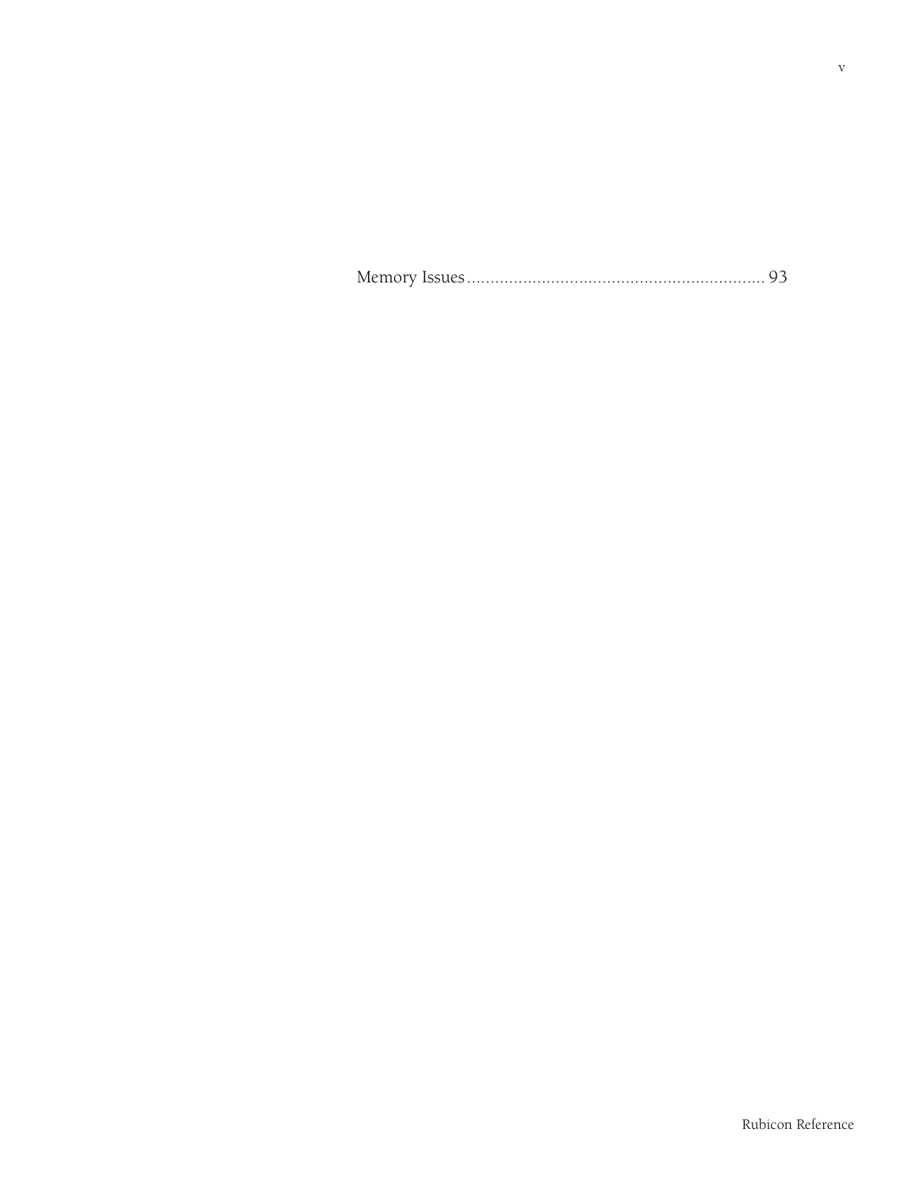Memory Issues ................................................................ 93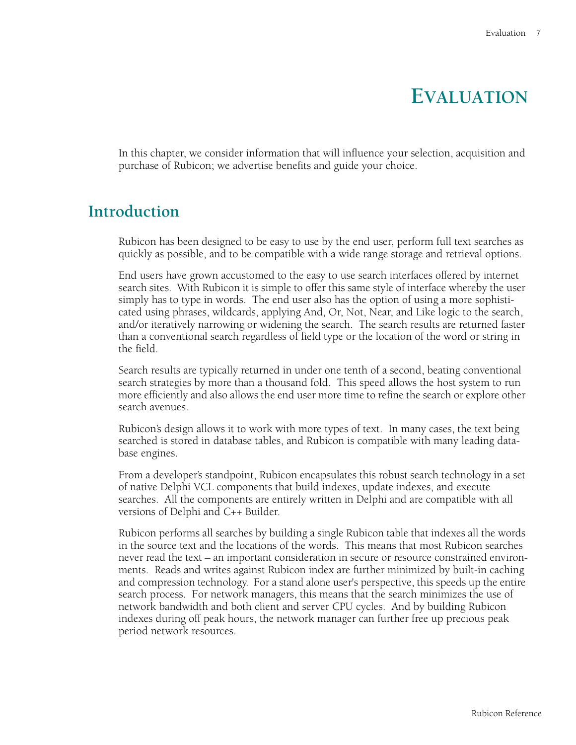# Evaluation

In this chapter, we consider information that will influence your selection, acquisition and purchase of Rubicon; we advertise benefits and guide your choice.

## Introduction

Rubicon has been designed to be easy to use by the end user, perform full text searches as quickly as possible, and to be compatible with a wide range storage and retrieval options.

End users have grown accustomed to the easy to use search interfaces offered by internet search sites. With Rubicon it is simple to offer this same style of interface whereby the user simply has to type in words. The end user also has the option of using a more sophisticated using phrases, wildcards, applying And, Or, Not, Near, and Like logic to the search, and/or iteratively narrowing or widening the search. The search results are returned faster than a conventional search regardless of field type or the location of the word or string in the field.

Search results are typically returned in under one tenth of a second, beating conventional search strategies by more than a thousand fold. This speed allows the host system to run more efficiently and also allows the end user more time to refine the search or explore other search avenues.

Rubicon's design allows it to work with more types of text. In many cases, the text being searched is stored in database tables, and Rubicon is compatible with many leading database engines.

From a developer's standpoint, Rubicon encapsulates this robust search technology in a set of native Delphi VCL components that build indexes, update indexes, and execute searches. All the components are entirely written in Delphi and are compatible with all versions of Delphi and C++ Builder.

Rubicon performs all searches by building a single Rubicon table that indexes all the words in the source text and the locations of the words. This means that most Rubicon searches never read the text – an important consideration in secure or resource constrained environments. Reads and writes against Rubicon index are further minimized by built-in caching and compression technology. For a stand alone user's perspective, this speeds up the entire search process. For network managers, this means that the search minimizes the use of network bandwidth and both client and server CPU cycles. And by building Rubicon indexes during off peak hours, the network manager can further free up precious peak period network resources.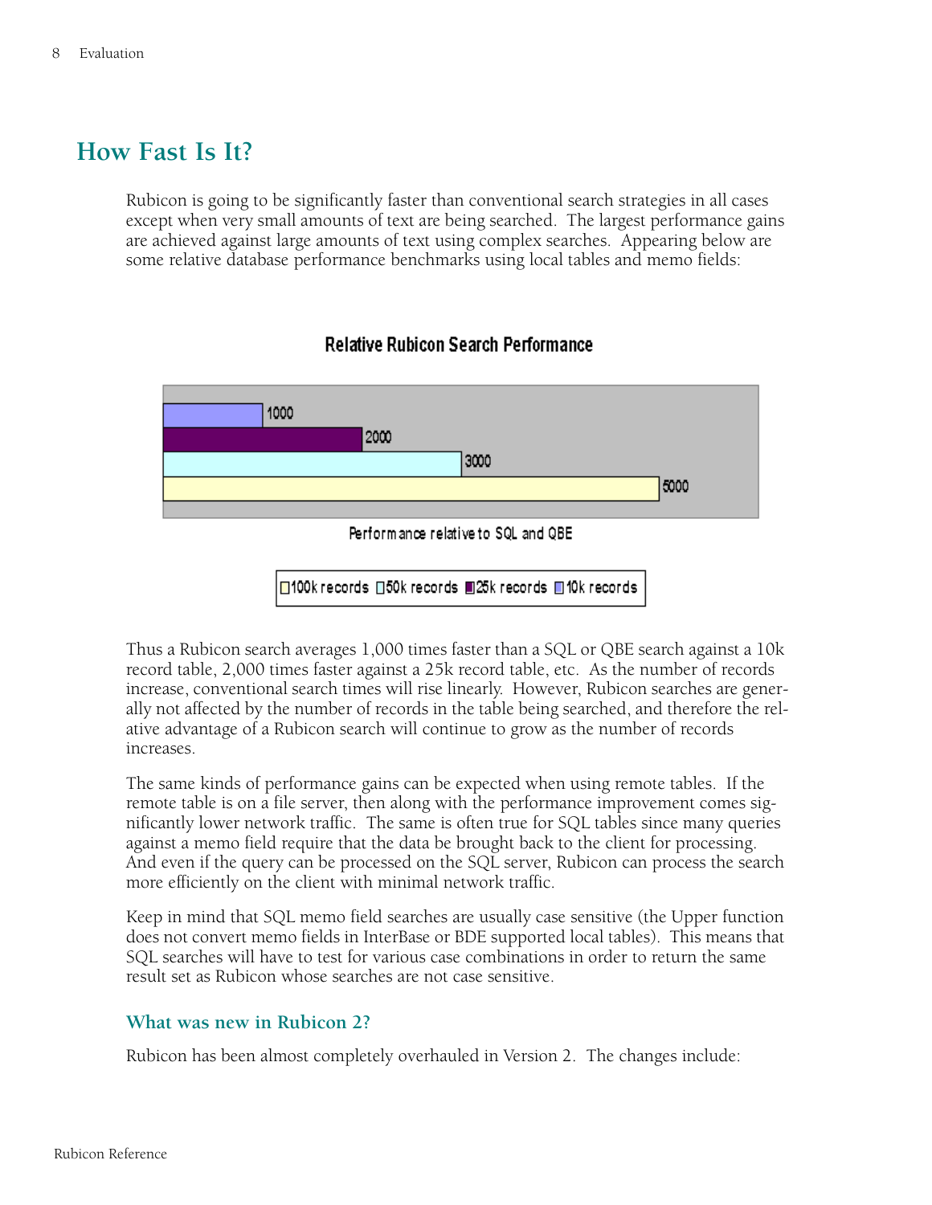## How Fast Is It?

Rubicon is going to be significantly faster than conventional search strategies in all cases except when very small amounts of text are being searched. The largest performance gains are achieved against large amounts of text using complex searches. Appearing below are some relative database performance benchmarks using local tables and memo fields:

**Relative Rubicon Search Performance**

| Records | Performance relative to SQL and QBE |
|---|---|
| 10k records | 1000 |
| 25k records | 2000 |
| 50k records | 3000 |
| 100k records | 5000 |

Performance relative to SQL and QBE

Thus a Rubicon search averages 1,000 times faster than a SQL or QBE search against a 10k record table, 2,000 times faster against a 25k record table, etc. As the number of records increase, conventional search times will rise linearly. However, Rubicon searches are generally not affected by the number of records in the table being searched, and therefore the relative advantage of a Rubicon search will continue to grow as the number of records increases.

The same kinds of performance gains can be expected when using remote tables. If the remote table is on a file server, then along with the performance improvement comes significantly lower network traffic. The same is often true for SQL tables since many queries against a memo field require that the data be brought back to the client for processing. And even if the query can be processed on the SQL server, Rubicon can process the search more efficiently on the client with minimal network traffic.

Keep in mind that SQL memo field searches are usually case sensitive (the Upper function does not convert memo fields in InterBase or BDE supported local tables). This means that SQL searches will have to test for various case combinations in order to return the same result set as Rubicon whose searches are not case sensitive.

### What was new in Rubicon 2?

Rubicon has been almost completely overhauled in Version 2. The changes include: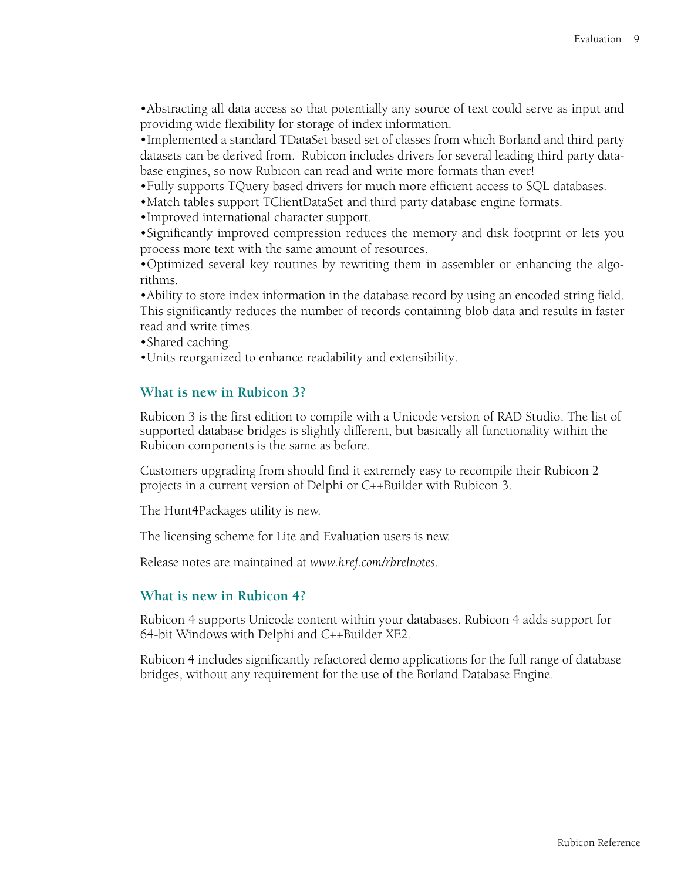•Abstracting all data access so that potentially any source of text could serve as input and providing wide flexibility for storage of index information.
•Implemented a standard TDataSet based set of classes from which Borland and third party datasets can be derived from. Rubicon includes drivers for several leading third party database engines, so now Rubicon can read and write more formats than ever!
•Fully supports TQuery based drivers for much more efficient access to SQL databases.
•Match tables support TClientDataSet and third party database engine formats.
•Improved international character support.
•Significantly improved compression reduces the memory and disk footprint or lets you process more text with the same amount of resources.
•Optimized several key routines by rewriting them in assembler or enhancing the algorithms.
•Ability to store index information in the database record by using an encoded string field. This significantly reduces the number of records containing blob data and results in faster read and write times.
•Shared caching.
•Units reorganized to enhance readability and extensibility.

## What is new in Rubicon 3?

Rubicon 3 is the first edition to compile with a Unicode version of RAD Studio. The list of supported database bridges is slightly different, but basically all functionality within the Rubicon components is the same as before.

Customers upgrading from should find it extremely easy to recompile their Rubicon 2 projects in a current version of Delphi or C++Builder with Rubicon 3.

The Hunt4Packages utility is new.

The licensing scheme for Lite and Evaluation users is new.

Release notes are maintained at *www.href.com/rbrelnotes*.

## What is new in Rubicon 4?

Rubicon 4 supports Unicode content within your databases. Rubicon 4 adds support for 64-bit Windows with Delphi and C++Builder XE2.

Rubicon 4 includes significantly refactored demo applications for the full range of database bridges, without any requirement for the use of the Borland Database Engine.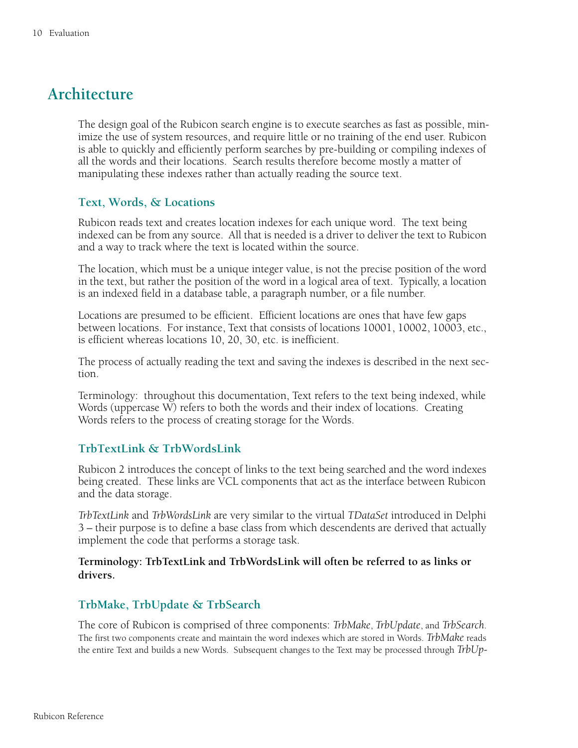# Architecture

The design goal of the Rubicon search engine is to execute searches as fast as possible, minimize the use of system resources, and require little or no training of the end user. Rubicon is able to quickly and efficiently perform searches by pre-building or compiling indexes of all the words and their locations. Search results therefore become mostly a matter of manipulating these indexes rather than actually reading the source text.

## Text, Words, & Locations

Rubicon reads text and creates location indexes for each unique word. The text being indexed can be from any source. All that is needed is a driver to deliver the text to Rubicon and a way to track where the text is located within the source.

The location, which must be a unique integer value, is not the precise position of the word in the text, but rather the position of the word in a logical area of text. Typically, a location is an indexed field in a database table, a paragraph number, or a file number.

Locations are presumed to be efficient. Efficient locations are ones that have few gaps between locations. For instance, Text that consists of locations 10001, 10002, 10003, etc., is efficient whereas locations 10, 20, 30, etc. is inefficient.

The process of actually reading the text and saving the indexes is described in the next section.

Terminology: throughout this documentation, Text refers to the text being indexed, while Words (uppercase W) refers to both the words and their index of locations. Creating Words refers to the process of creating storage for the Words.

## TrbTextLink & TrbWordsLink

Rubicon 2 introduces the concept of links to the text being searched and the word indexes being created. These links are VCL components that act as the interface between Rubicon and the data storage.

*TrbTextLink* and *TrbWordsLink* are very similar to the virtual *TDataSet* introduced in Delphi 3 – their purpose is to define a base class from which descendents are derived that actually implement the code that performs a storage task.

**Terminology: TrbTextLink and TrbWordsLink will often be referred to as links or drivers.**

## TrbMake, TrbUpdate & TrbSearch

The core of Rubicon is comprised of three components: *TrbMake*, *TrbUpdate*, and *TrbSearch*. The first two components create and maintain the word indexes which are stored in Words. *TrbMake* reads the entire Text and builds a new Words. Subsequent changes to the Text may be processed through *TrbUp-*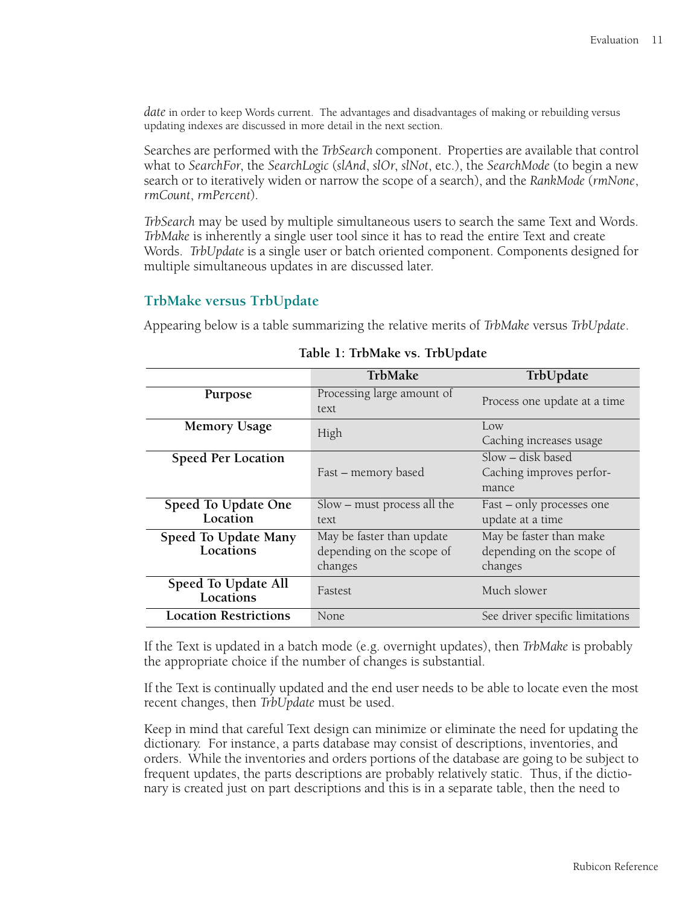*date* in order to keep Words current. The advantages and disadvantages of making or rebuilding versus updating indexes are discussed in more detail in the next section.

Searches are performed with the *TrbSearch* component. Properties are available that control what to *SearchFor*, the *SearchLogic* (*slAnd*, *slOr*, *slNot*, etc.), the *SearchMode* (to begin a new search or to iteratively widen or narrow the scope of a search), and the *RankMode* (*rmNone*, *rmCount*, *rmPercent*).

*TrbSearch* may be used by multiple simultaneous users to search the same Text and Words. *TrbMake* is inherently a single user tool since it has to read the entire Text and create Words. *TrbUpdate* is a single user or batch oriented component. Components designed for multiple simultaneous updates in are discussed later.

## TrbMake versus TrbUpdate

Appearing below is a table summarizing the relative merits of *TrbMake* versus *TrbUpdate*.

**Table 1: TrbMake vs. TrbUpdate**

| | TrbMake | TrbUpdate |
|---|---|---|
| **Purpose** | Processing large amount of text | Process one update at a time |
| **Memory Usage** | High | Low<br>Caching increases usage |
| **Speed Per Location** | Fast – memory based | Slow – disk based<br>Caching improves performance |
| **Speed To Update One Location** | Slow – must process all the text | Fast – only processes one update at a time |
| **Speed To Update Many Locations** | May be faster than update depending on the scope of changes | May be faster than make depending on the scope of changes |
| **Speed To Update All Locations** | Fastest | Much slower |
| **Location Restrictions** | None | See driver specific limitations |

If the Text is updated in a batch mode (e.g. overnight updates), then *TrbMake* is probably the appropriate choice if the number of changes is substantial.

If the Text is continually updated and the end user needs to be able to locate even the most recent changes, then *TrbUpdate* must be used.

Keep in mind that careful Text design can minimize or eliminate the need for updating the dictionary. For instance, a parts database may consist of descriptions, inventories, and orders. While the inventories and orders portions of the database are going to be subject to frequent updates, the parts descriptions are probably relatively static. Thus, if the dictionary is created just on part descriptions and this is in a separate table, then the need to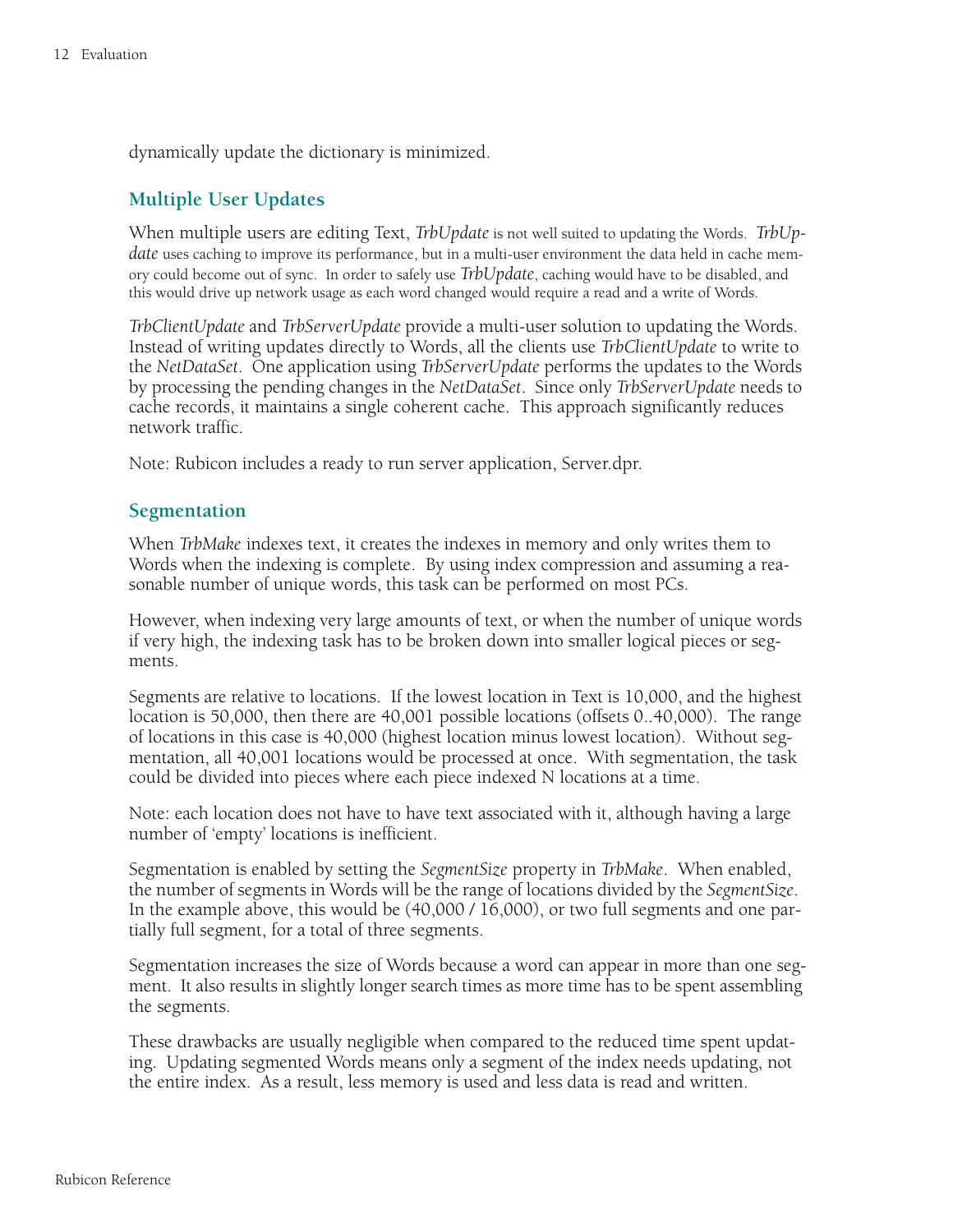dynamically update the dictionary is minimized.

## Multiple User Updates

When multiple users are editing Text, *TrbUpdate* is not well suited to updating the Words. *TrbUpdate* uses caching to improve its performance, but in a multi-user environment the data held in cache memory could become out of sync. In order to safely use *TrbUpdate*, caching would have to be disabled, and this would drive up network usage as each word changed would require a read and a write of Words.

*TrbClientUpdate* and *TrbServerUpdate* provide a multi-user solution to updating the Words. Instead of writing updates directly to Words, all the clients use *TrbClientUpdate* to write to the *NetDataSet*. One application using *TrbServerUpdate* performs the updates to the Words by processing the pending changes in the *NetDataSet*. Since only *TrbServerUpdate* needs to cache records, it maintains a single coherent cache. This approach significantly reduces network traffic.

Note: Rubicon includes a ready to run server application, Server.dpr.

## Segmentation

When *TrbMake* indexes text, it creates the indexes in memory and only writes them to Words when the indexing is complete. By using index compression and assuming a reasonable number of unique words, this task can be performed on most PCs.

However, when indexing very large amounts of text, or when the number of unique words if very high, the indexing task has to be broken down into smaller logical pieces or segments.

Segments are relative to locations. If the lowest location in Text is 10,000, and the highest location is 50,000, then there are 40,001 possible locations (offsets 0..40,000). The range of locations in this case is 40,000 (highest location minus lowest location). Without segmentation, all 40,001 locations would be processed at once. With segmentation, the task could be divided into pieces where each piece indexed N locations at a time.

Note: each location does not have to have text associated with it, although having a large number of 'empty' locations is inefficient.

Segmentation is enabled by setting the *SegmentSize* property in *TrbMake*. When enabled, the number of segments in Words will be the range of locations divided by the *SegmentSize*. In the example above, this would be (40,000 / 16,000), or two full segments and one partially full segment, for a total of three segments.

Segmentation increases the size of Words because a word can appear in more than one segment. It also results in slightly longer search times as more time has to be spent assembling the segments.

These drawbacks are usually negligible when compared to the reduced time spent updating. Updating segmented Words means only a segment of the index needs updating, not the entire index. As a result, less memory is used and less data is read and written.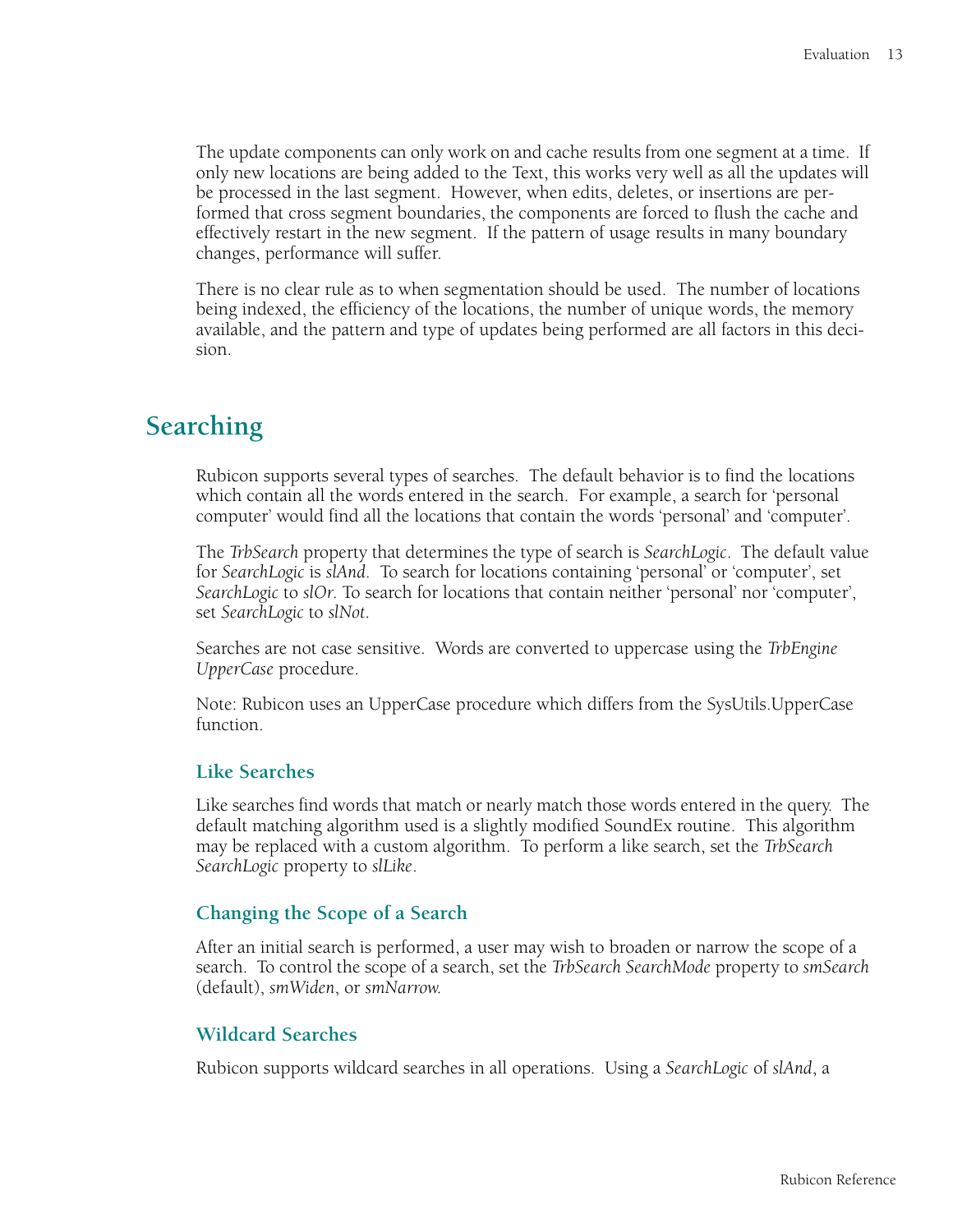The update components can only work on and cache results from one segment at a time. If only new locations are being added to the Text, this works very well as all the updates will be processed in the last segment. However, when edits, deletes, or insertions are performed that cross segment boundaries, the components are forced to flush the cache and effectively restart in the new segment. If the pattern of usage results in many boundary changes, performance will suffer.

There is no clear rule as to when segmentation should be used. The number of locations being indexed, the efficiency of the locations, the number of unique words, the memory available, and the pattern and type of updates being performed are all factors in this decision.

# Searching

Rubicon supports several types of searches. The default behavior is to find the locations which contain all the words entered in the search. For example, a search for 'personal computer' would find all the locations that contain the words 'personal' and 'computer'.

The *TrbSearch* property that determines the type of search is *SearchLogic*. The default value for *SearchLogic* is *slAnd*. To search for locations containing 'personal' or 'computer', set *SearchLogic* to *slOr*. To search for locations that contain neither 'personal' nor 'computer', set *SearchLogic* to *slNot*.

Searches are not case sensitive. Words are converted to uppercase using the *TrbEngine UpperCase* procedure.

Note: Rubicon uses an UpperCase procedure which differs from the SysUtils.UpperCase function.

## Like Searches

Like searches find words that match or nearly match those words entered in the query. The default matching algorithm used is a slightly modified SoundEx routine. This algorithm may be replaced with a custom algorithm. To perform a like search, set the *TrbSearch SearchLogic* property to *slLike*.

## Changing the Scope of a Search

After an initial search is performed, a user may wish to broaden or narrow the scope of a search. To control the scope of a search, set the *TrbSearch SearchMode* property to *smSearch* (default), *smWiden*, or *smNarrow*.

## Wildcard Searches

Rubicon supports wildcard searches in all operations. Using a *SearchLogic* of *slAnd*, a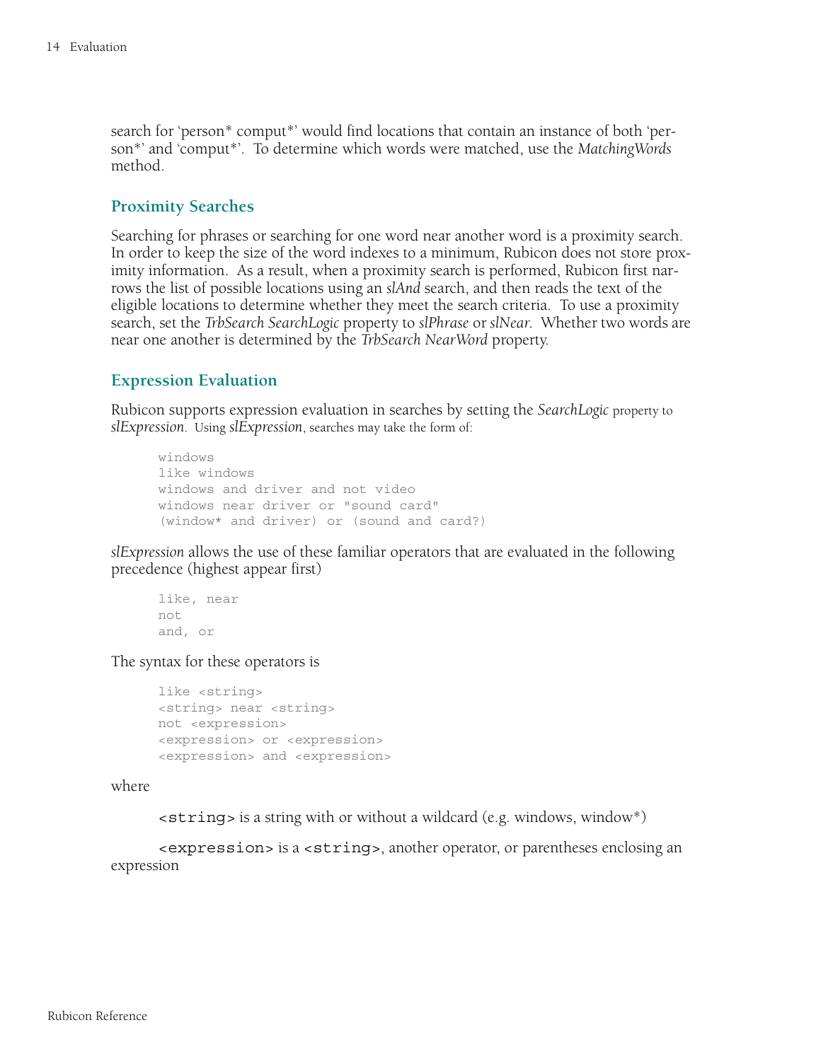search for ‘person* comput*’ would find locations that contain an instance of both ‘person*’ and ‘comput*’. To determine which words were matched, use the *MatchingWords* method.

## Proximity Searches

Searching for phrases or searching for one word near another word is a proximity search. In order to keep the size of the word indexes to a minimum, Rubicon does not store proximity information. As a result, when a proximity search is performed, Rubicon first narrows the list of possible locations using an *slAnd* search, and then reads the text of the eligible locations to determine whether they meet the search criteria. To use a proximity search, set the *TrbSearch SearchLogic* property to *slPhrase* or *slNear*. Whether two words are near one another is determined by the *TrbSearch NearWord* property.

## Expression Evaluation

Rubicon supports expression evaluation in searches by setting the *SearchLogic* property to *slExpression*. Using *slExpression*, searches may take the form of:

```
windows
like windows
windows and driver and not video
windows near driver or "sound card"
(window* and driver) or (sound and card?)
```

*slExpression* allows the use of these familiar operators that are evaluated in the following precedence (highest appear first)

```
like, near
not
and, or
```

The syntax for these operators is

```
like <string>
<string> near <string>
not <expression>
<expression> or <expression>
<expression> and <expression>
```

where

`<string>` is a string with or without a wildcard (e.g. windows, window*)

`<expression>` is a `<string>`, another operator, or parentheses enclosing an expression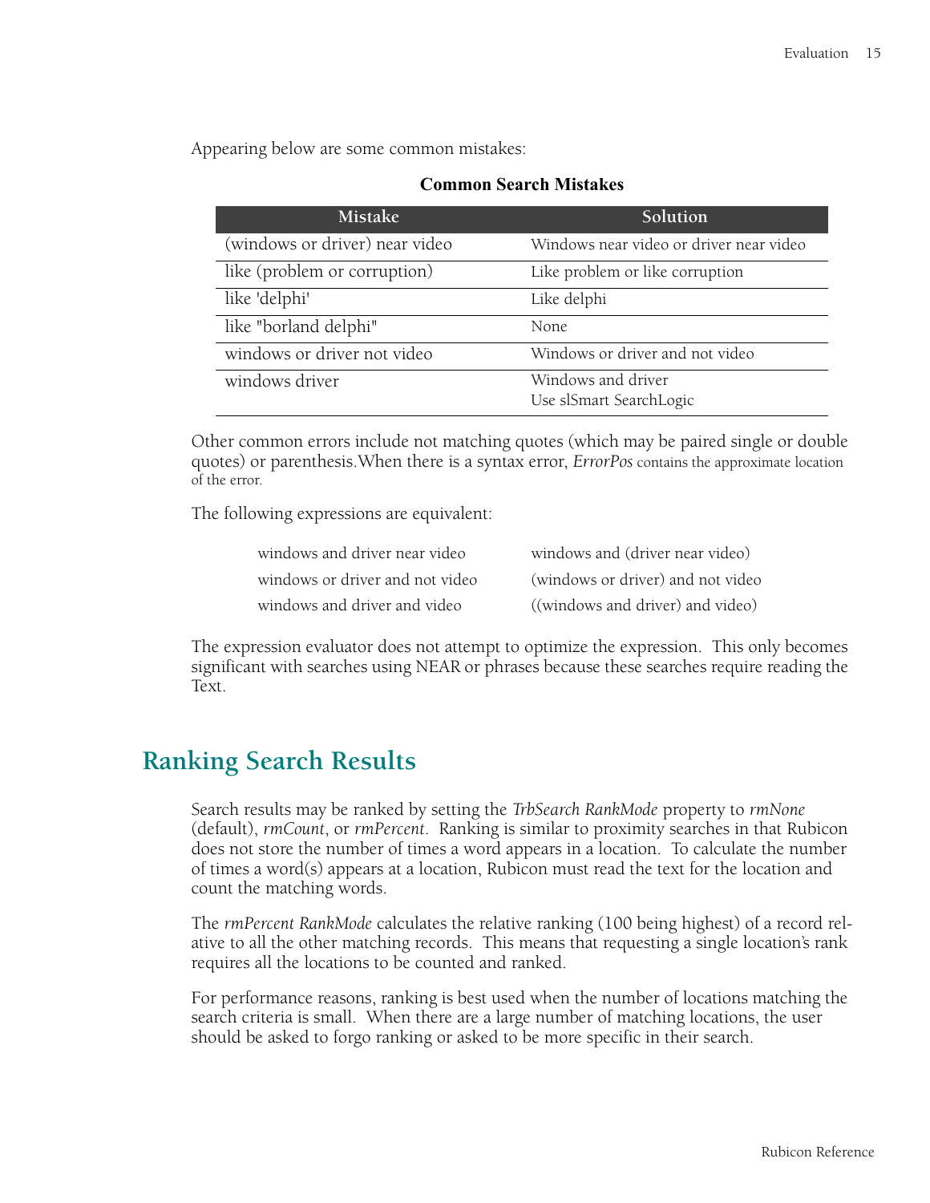Appearing below are some common mistakes:

**Common Search Mistakes**

| Mistake | Solution |
|---|---|
| (windows or driver) near video | Windows near video or driver near video |
| like (problem or corruption) | Like problem or like corruption |
| like 'delphi' | Like delphi |
| like "borland delphi" | None |
| windows or driver not video | Windows or driver and not video |
| windows driver | Windows and driver<br>Use slSmart SearchLogic |

Other common errors include not matching quotes (which may be paired single or double quotes) or parenthesis.When there is a syntax error, *ErrorPos* contains the approximate location of the error.

The following expressions are equivalent:

| | |
|---|---|
| windows and driver near video | windows and (driver near video) |
| windows or driver and not video | (windows or driver) and not video |
| windows and driver and video | ((windows and driver) and video) |

The expression evaluator does not attempt to optimize the expression. This only becomes significant with searches using NEAR or phrases because these searches require reading the Text.

## Ranking Search Results

Search results may be ranked by setting the *TrbSearch RankMode* property to *rmNone* (default), *rmCount*, or *rmPercent*. Ranking is similar to proximity searches in that Rubicon does not store the number of times a word appears in a location. To calculate the number of times a word(s) appears at a location, Rubicon must read the text for the location and count the matching words.

The *rmPercent RankMode* calculates the relative ranking (100 being highest) of a record relative to all the other matching records. This means that requesting a single location's rank requires all the locations to be counted and ranked.

For performance reasons, ranking is best used when the number of locations matching the search criteria is small. When there are a large number of matching locations, the user should be asked to forgo ranking or asked to be more specific in their search.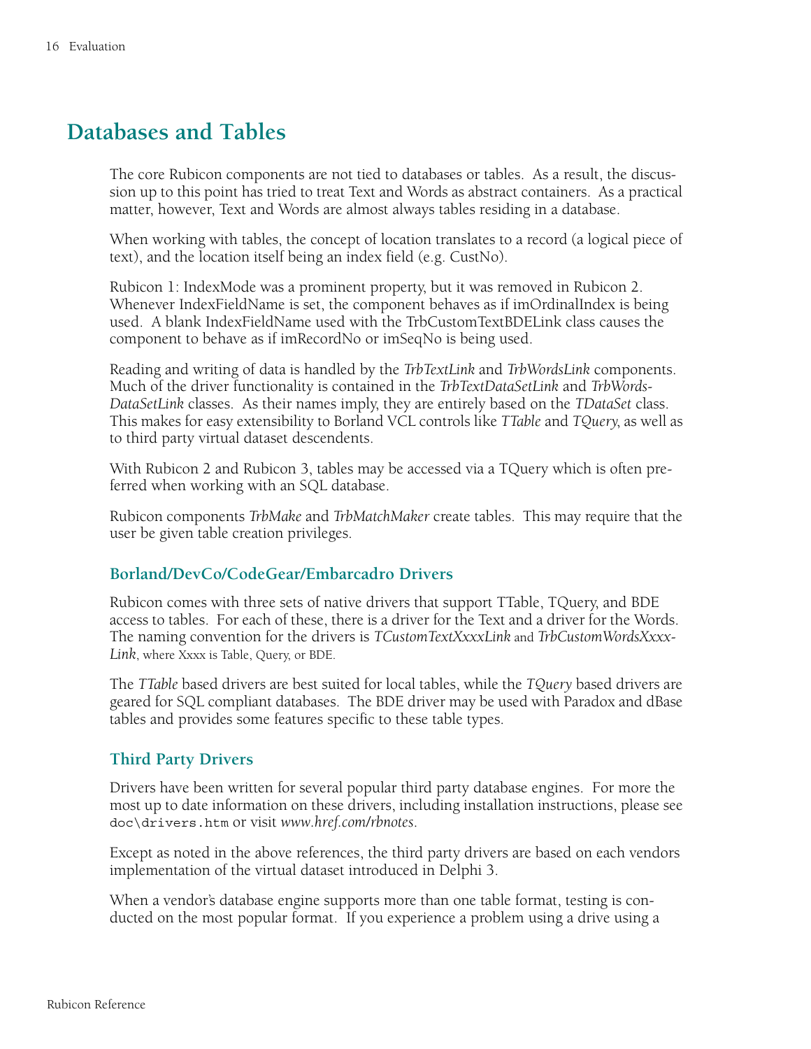# Databases and Tables

The core Rubicon components are not tied to databases or tables. As a result, the discussion up to this point has tried to treat Text and Words as abstract containers. As a practical matter, however, Text and Words are almost always tables residing in a database.

When working with tables, the concept of location translates to a record (a logical piece of text), and the location itself being an index field (e.g. CustNo).

Rubicon 1: IndexMode was a prominent property, but it was removed in Rubicon 2. Whenever IndexFieldName is set, the component behaves as if imOrdinalIndex is being used. A blank IndexFieldName used with the TrbCustomTextBDELink class causes the component to behave as if imRecordNo or imSeqNo is being used.

Reading and writing of data is handled by the *TrbTextLink* and *TrbWordsLink* components. Much of the driver functionality is contained in the *TrbTextDataSetLink* and *TrbWordsDataSetLink* classes. As their names imply, they are entirely based on the *TDataSet* class. This makes for easy extensibility to Borland VCL controls like *TTable* and *TQuery*, as well as to third party virtual dataset descendents.

With Rubicon 2 and Rubicon 3, tables may be accessed via a TQuery which is often preferred when working with an SQL database.

Rubicon components *TrbMake* and *TrbMatchMaker* create tables. This may require that the user be given table creation privileges.

## Borland/DevCo/CodeGear/Embarcadro Drivers

Rubicon comes with three sets of native drivers that support TTable, TQuery, and BDE access to tables. For each of these, there is a driver for the Text and a driver for the Words. The naming convention for the drivers is *TCustomTextXxxxLink* and *TrbCustomWordsXxxxLink*, where Xxxx is Table, Query, or BDE.

The *TTable* based drivers are best suited for local tables, while the *TQuery* based drivers are geared for SQL compliant databases. The BDE driver may be used with Paradox and dBase tables and provides some features specific to these table types.

## Third Party Drivers

Drivers have been written for several popular third party database engines. For more the most up to date information on these drivers, including installation instructions, please see `doc\drivers.htm` or visit *www.href.com/rbnotes*.

Except as noted in the above references, the third party drivers are based on each vendors implementation of the virtual dataset introduced in Delphi 3.

When a vendor's database engine supports more than one table format, testing is conducted on the most popular format. If you experience a problem using a drive using a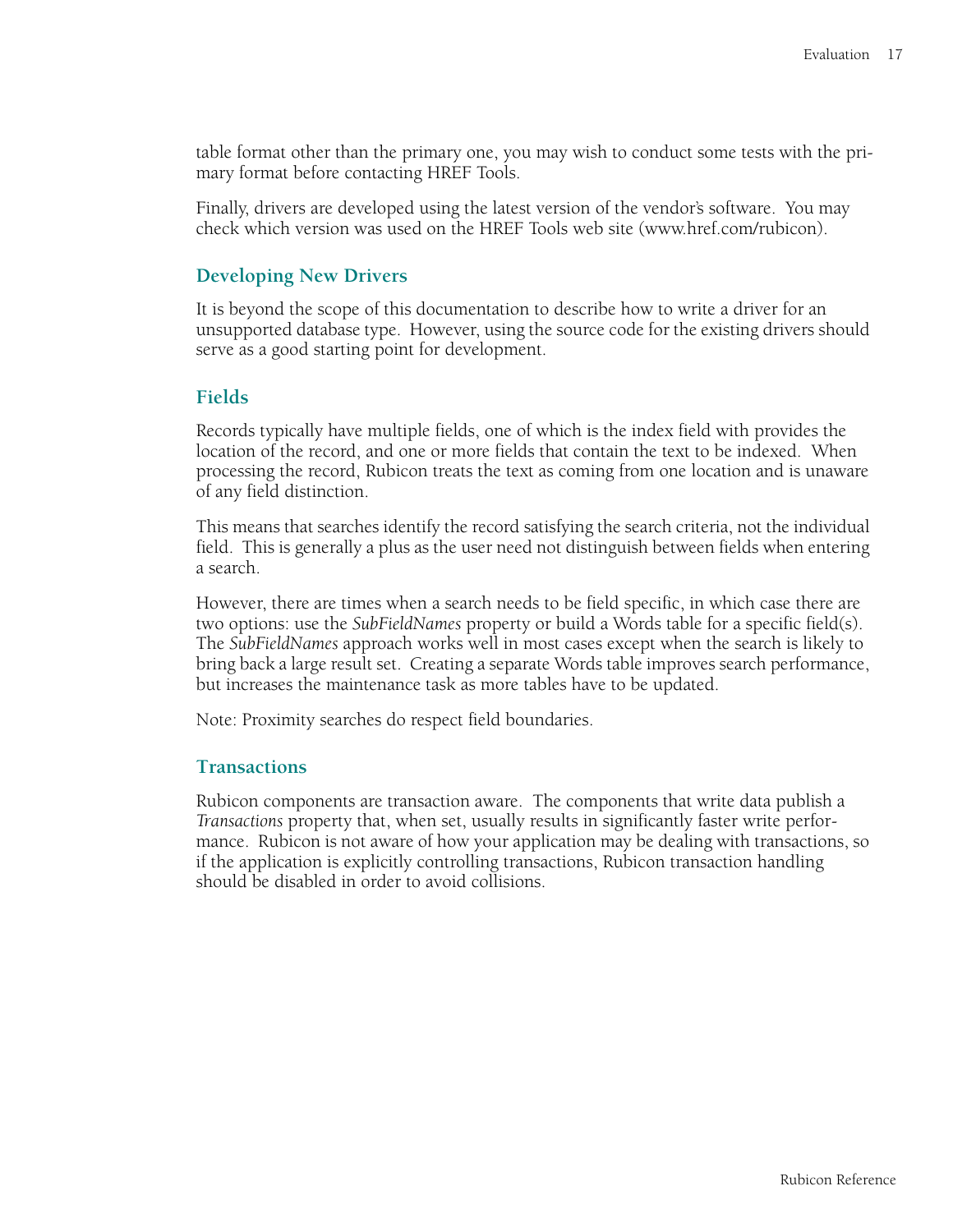table format other than the primary one, you may wish to conduct some tests with the primary format before contacting HREF Tools.

Finally, drivers are developed using the latest version of the vendor's software. You may check which version was used on the HREF Tools web site (www.href.com/rubicon).

## Developing New Drivers

It is beyond the scope of this documentation to describe how to write a driver for an unsupported database type. However, using the source code for the existing drivers should serve as a good starting point for development.

## Fields

Records typically have multiple fields, one of which is the index field with provides the location of the record, and one or more fields that contain the text to be indexed. When processing the record, Rubicon treats the text as coming from one location and is unaware of any field distinction.

This means that searches identify the record satisfying the search criteria, not the individual field. This is generally a plus as the user need not distinguish between fields when entering a search.

However, there are times when a search needs to be field specific, in which case there are two options: use the *SubFieldNames* property or build a Words table for a specific field(s). The *SubFieldNames* approach works well in most cases except when the search is likely to bring back a large result set. Creating a separate Words table improves search performance, but increases the maintenance task as more tables have to be updated.

Note: Proximity searches do respect field boundaries.

## Transactions

Rubicon components are transaction aware. The components that write data publish a *Transactions* property that, when set, usually results in significantly faster write performance. Rubicon is not aware of how your application may be dealing with transactions, so if the application is explicitly controlling transactions, Rubicon transaction handling should be disabled in order to avoid collisions.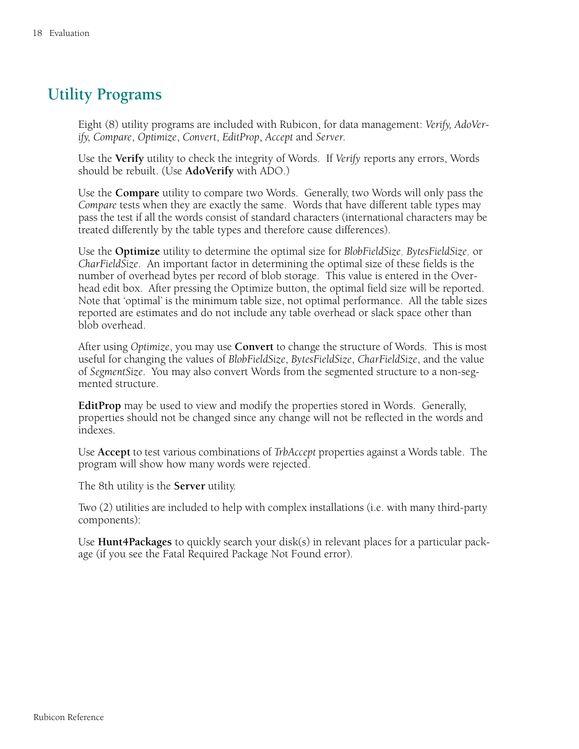## Utility Programs

Eight (8) utility programs are included with Rubicon, for data management: *Verify, AdoVerify*, *Compare*, *Optimize*, *Convert*, *EditProp*, *Accept* and *Server*.

Use the **Verify** utility to check the integrity of Words. If *Verify* reports any errors, Words should be rebuilt. (Use **AdoVerify** with ADO.)

Use the **Compare** utility to compare two Words. Generally, two Words will only pass the *Compare* tests when they are exactly the same. Words that have different table types may pass the test if all the words consist of standard characters (international characters may be treated differently by the table types and therefore cause differences).

Use the **Optimize** utility to determine the optimal size for *BlobFieldSize, BytesFieldSize,* or *CharFieldSize*. An important factor in determining the optimal size of these fields is the number of overhead bytes per record of blob storage. This value is entered in the Overhead edit box. After pressing the Optimize button, the optimal field size will be reported. Note that 'optimal' is the minimum table size, not optimal performance. All the table sizes reported are estimates and do not include any table overhead or slack space other than blob overhead.

After using *Optimize*, you may use **Convert** to change the structure of Words. This is most useful for changing the values of *BlobFieldSize*, *BytesFieldSize*, *CharFieldSize*, and the value of *SegmentSize*. You may also convert Words from the segmented structure to a non-segmented structure.

**EditProp** may be used to view and modify the properties stored in Words. Generally, properties should not be changed since any change will not be reflected in the words and indexes.

Use **Accept** to test various combinations of *TrbAccept* properties against a Words table. The program will show how many words were rejected.

The 8th utility is the **Server** utility.

Two (2) utilities are included to help with complex installations (i.e. with many third-party components):

Use **Hunt4Packages** to quickly search your disk(s) in relevant places for a particular package (if you see the Fatal Required Package Not Found error).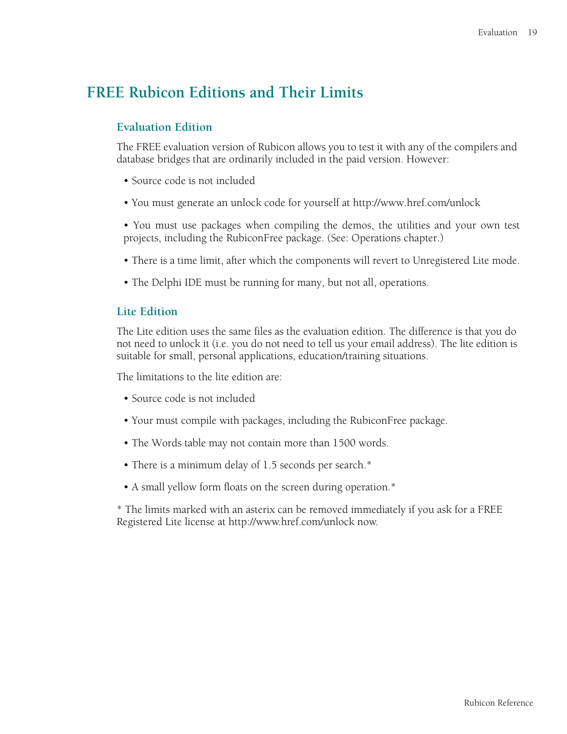# FREE Rubicon Editions and Their Limits

## Evaluation Edition

The FREE evaluation version of Rubicon allows you to test it with any of the compilers and database bridges that are ordinarily included in the paid version. However:

- Source code is not included
- You must generate an unlock code for yourself at http://www.href.com/unlock
- You must use packages when compiling the demos, the utilities and your own test projects, including the RubiconFree package. (See: Operations chapter.)
- There is a time limit, after which the components will revert to Unregistered Lite mode.
- The Delphi IDE must be running for many, but not all, operations.

## Lite Edition

The Lite edition uses the same files as the evaluation edition. The difference is that you do not need to unlock it (i.e. you do not need to tell us your email address). The lite edition is suitable for small, personal applications, education/training situations.

The limitations to the lite edition are:

- Source code is not included
- Your must compile with packages, including the RubiconFree package.
- The Words table may not contain more than 1500 words.
- There is a minimum delay of 1.5 seconds per search.*
- A small yellow form floats on the screen during operation.*

* The limits marked with an asterix can be removed immediately if you ask for a FREE Registered Lite license at http://www.href.com/unlock now.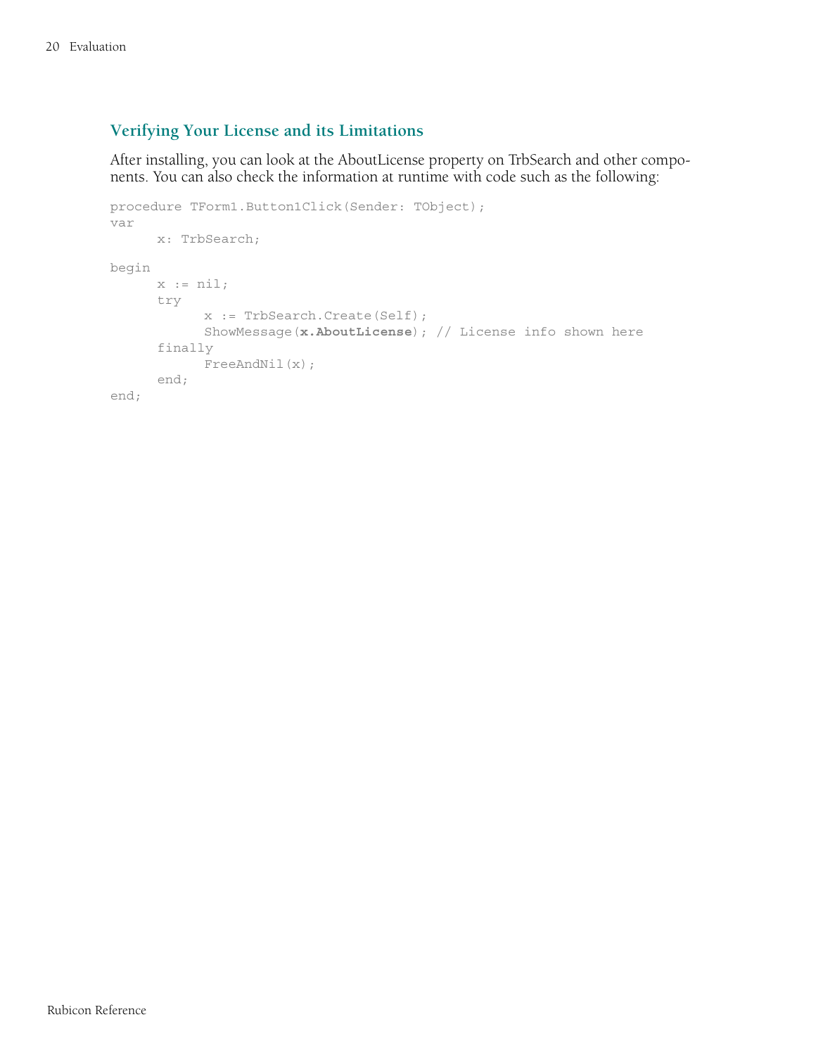## Verifying Your License and its Limitations

After installing, you can look at the AboutLicense property on TrbSearch and other components. You can also check the information at runtime with code such as the following:

```
procedure TForm1.Button1Click(Sender: TObject);
var
      x: TrbSearch;

begin
      x := nil;
      try
            x := TrbSearch.Create(Self);
            ShowMessage(x.AboutLicense); // License info shown here
      finally
            FreeAndNil(x);
      end;
end;
```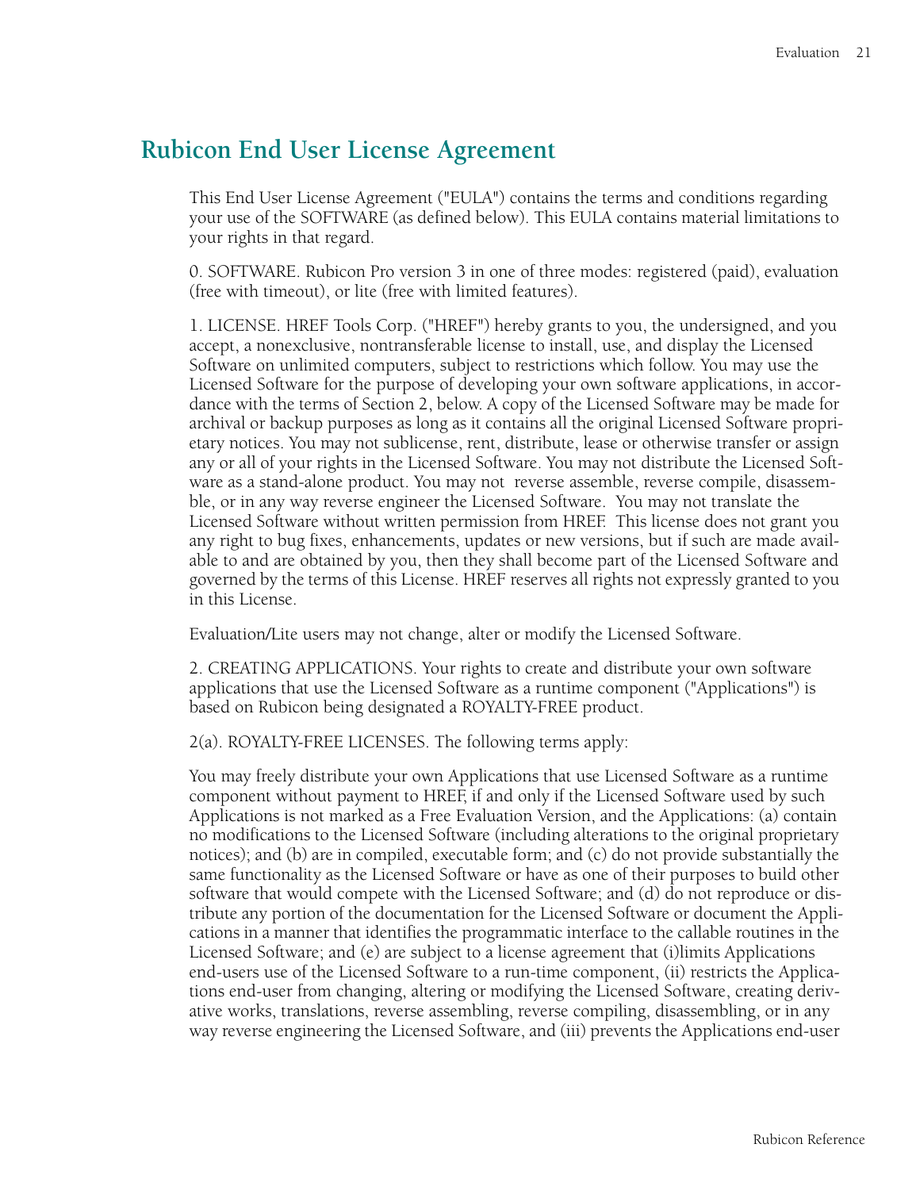# Rubicon End User License Agreement

This End User License Agreement ("EULA") contains the terms and conditions regarding your use of the SOFTWARE (as defined below). This EULA contains material limitations to your rights in that regard.

0. SOFTWARE. Rubicon Pro version 3 in one of three modes: registered (paid), evaluation (free with timeout), or lite (free with limited features).

1. LICENSE. HREF Tools Corp. ("HREF") hereby grants to you, the undersigned, and you accept, a nonexclusive, nontransferable license to install, use, and display the Licensed Software on unlimited computers, subject to restrictions which follow. You may use the Licensed Software for the purpose of developing your own software applications, in accordance with the terms of Section 2, below. A copy of the Licensed Software may be made for archival or backup purposes as long as it contains all the original Licensed Software proprietary notices. You may not sublicense, rent, distribute, lease or otherwise transfer or assign any or all of your rights in the Licensed Software. You may not distribute the Licensed Software as a stand-alone product. You may not reverse assemble, reverse compile, disassemble, or in any way reverse engineer the Licensed Software. You may not translate the Licensed Software without written permission from HREF. This license does not grant you any right to bug fixes, enhancements, updates or new versions, but if such are made available to and are obtained by you, then they shall become part of the Licensed Software and governed by the terms of this License. HREF reserves all rights not expressly granted to you in this License.

Evaluation/Lite users may not change, alter or modify the Licensed Software.

2. CREATING APPLICATIONS. Your rights to create and distribute your own software applications that use the Licensed Software as a runtime component ("Applications") is based on Rubicon being designated a ROYALTY-FREE product.

2(a). ROYALTY-FREE LICENSES. The following terms apply:

You may freely distribute your own Applications that use Licensed Software as a runtime component without payment to HREF, if and only if the Licensed Software used by such Applications is not marked as a Free Evaluation Version, and the Applications: (a) contain no modifications to the Licensed Software (including alterations to the original proprietary notices); and (b) are in compiled, executable form; and (c) do not provide substantially the same functionality as the Licensed Software or have as one of their purposes to build other software that would compete with the Licensed Software; and (d) do not reproduce or distribute any portion of the documentation for the Licensed Software or document the Applications in a manner that identifies the programmatic interface to the callable routines in the Licensed Software; and (e) are subject to a license agreement that (i)limits Applications end-users use of the Licensed Software to a run-time component, (ii) restricts the Applications end-user from changing, altering or modifying the Licensed Software, creating derivative works, translations, reverse assembling, reverse compiling, disassembling, or in any way reverse engineering the Licensed Software, and (iii) prevents the Applications end-user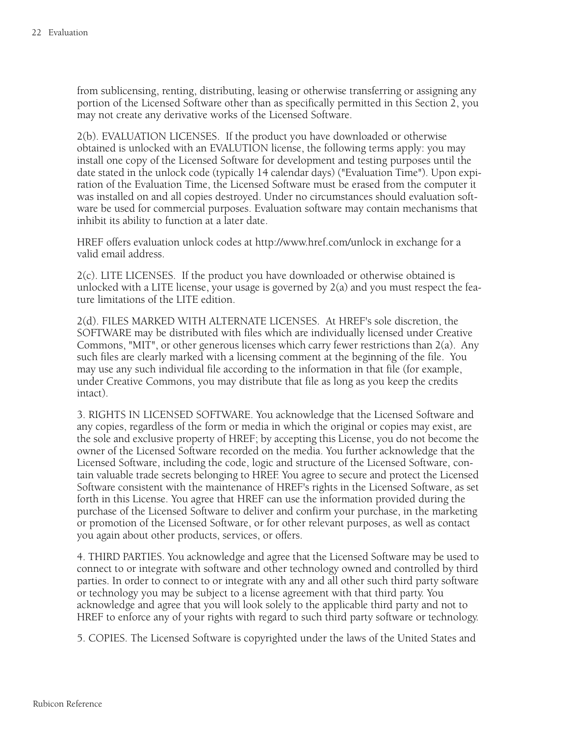from sublicensing, renting, distributing, leasing or otherwise transferring or assigning any portion of the Licensed Software other than as specifically permitted in this Section 2, you may not create any derivative works of the Licensed Software.

2(b). EVALUATION LICENSES. If the product you have downloaded or otherwise obtained is unlocked with an EVALUTION license, the following terms apply: you may install one copy of the Licensed Software for development and testing purposes until the date stated in the unlock code (typically 14 calendar days) ("Evaluation Time"). Upon expiration of the Evaluation Time, the Licensed Software must be erased from the computer it was installed on and all copies destroyed. Under no circumstances should evaluation software be used for commercial purposes. Evaluation software may contain mechanisms that inhibit its ability to function at a later date.

HREF offers evaluation unlock codes at http://www.href.com/unlock in exchange for a valid email address.

2(c). LITE LICENSES. If the product you have downloaded or otherwise obtained is unlocked with a LITE license, your usage is governed by 2(a) and you must respect the feature limitations of the LITE edition.

2(d). FILES MARKED WITH ALTERNATE LICENSES. At HREF's sole discretion, the SOFTWARE may be distributed with files which are individually licensed under Creative Commons, "MIT", or other generous licenses which carry fewer restrictions than 2(a). Any such files are clearly marked with a licensing comment at the beginning of the file. You may use any such individual file according to the information in that file (for example, under Creative Commons, you may distribute that file as long as you keep the credits intact).

3. RIGHTS IN LICENSED SOFTWARE. You acknowledge that the Licensed Software and any copies, regardless of the form or media in which the original or copies may exist, are the sole and exclusive property of HREF; by accepting this License, you do not become the owner of the Licensed Software recorded on the media. You further acknowledge that the Licensed Software, including the code, logic and structure of the Licensed Software, contain valuable trade secrets belonging to HREF. You agree to secure and protect the Licensed Software consistent with the maintenance of HREF's rights in the Licensed Software, as set forth in this License. You agree that HREF can use the information provided during the purchase of the Licensed Software to deliver and confirm your purchase, in the marketing or promotion of the Licensed Software, or for other relevant purposes, as well as contact you again about other products, services, or offers.

4. THIRD PARTIES. You acknowledge and agree that the Licensed Software may be used to connect to or integrate with software and other technology owned and controlled by third parties. In order to connect to or integrate with any and all other such third party software or technology you may be subject to a license agreement with that third party. You acknowledge and agree that you will look solely to the applicable third party and not to HREF to enforce any of your rights with regard to such third party software or technology.

5. COPIES. The Licensed Software is copyrighted under the laws of the United States and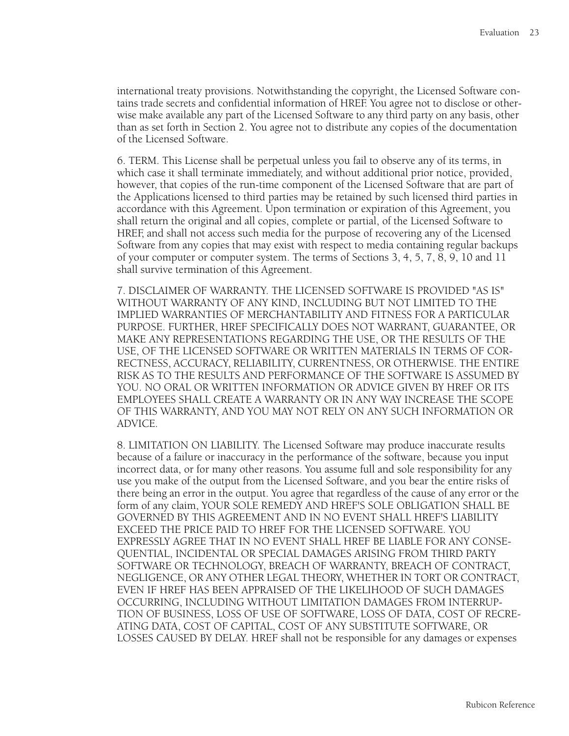international treaty provisions. Notwithstanding the copyright, the Licensed Software contains trade secrets and confidential information of HREF. You agree not to disclose or otherwise make available any part of the Licensed Software to any third party on any basis, other than as set forth in Section 2. You agree not to distribute any copies of the documentation of the Licensed Software.

6. TERM. This License shall be perpetual unless you fail to observe any of its terms, in which case it shall terminate immediately, and without additional prior notice, provided, however, that copies of the run-time component of the Licensed Software that are part of the Applications licensed to third parties may be retained by such licensed third parties in accordance with this Agreement. Upon termination or expiration of this Agreement, you shall return the original and all copies, complete or partial, of the Licensed Software to HREF, and shall not access such media for the purpose of recovering any of the Licensed Software from any copies that may exist with respect to media containing regular backups of your computer or computer system. The terms of Sections 3, 4, 5, 7, 8, 9, 10 and 11 shall survive termination of this Agreement.

7. DISCLAIMER OF WARRANTY. THE LICENSED SOFTWARE IS PROVIDED "AS IS" WITHOUT WARRANTY OF ANY KIND, INCLUDING BUT NOT LIMITED TO THE IMPLIED WARRANTIES OF MERCHANTABILITY AND FITNESS FOR A PARTICULAR PURPOSE. FURTHER, HREF SPECIFICALLY DOES NOT WARRANT, GUARANTEE, OR MAKE ANY REPRESENTATIONS REGARDING THE USE, OR THE RESULTS OF THE USE, OF THE LICENSED SOFTWARE OR WRITTEN MATERIALS IN TERMS OF CORRECTNESS, ACCURACY, RELIABILITY, CURRENTNESS, OR OTHERWISE. THE ENTIRE RISK AS TO THE RESULTS AND PERFORMANCE OF THE SOFTWARE IS ASSUMED BY YOU. NO ORAL OR WRITTEN INFORMATION OR ADVICE GIVEN BY HREF OR ITS EMPLOYEES SHALL CREATE A WARRANTY OR IN ANY WAY INCREASE THE SCOPE OF THIS WARRANTY, AND YOU MAY NOT RELY ON ANY SUCH INFORMATION OR ADVICE.

8. LIMITATION ON LIABILITY. The Licensed Software may produce inaccurate results because of a failure or inaccuracy in the performance of the software, because you input incorrect data, or for many other reasons. You assume full and sole responsibility for any use you make of the output from the Licensed Software, and you bear the entire risks of there being an error in the output. You agree that regardless of the cause of any error or the form of any claim, YOUR SOLE REMEDY AND HREF'S SOLE OBLIGATION SHALL BE GOVERNED BY THIS AGREEMENT AND IN NO EVENT SHALL HREF'S LIABILITY EXCEED THE PRICE PAID TO HREF FOR THE LICENSED SOFTWARE. YOU EXPRESSLY AGREE THAT IN NO EVENT SHALL HREF BE LIABLE FOR ANY CONSEQUENTIAL, INCIDENTAL OR SPECIAL DAMAGES ARISING FROM THIRD PARTY SOFTWARE OR TECHNOLOGY, BREACH OF WARRANTY, BREACH OF CONTRACT, NEGLIGENCE, OR ANY OTHER LEGAL THEORY, WHETHER IN TORT OR CONTRACT, EVEN IF HREF HAS BEEN APPRAISED OF THE LIKELIHOOD OF SUCH DAMAGES OCCURRING, INCLUDING WITHOUT LIMITATION DAMAGES FROM INTERRUPTION OF BUSINESS, LOSS OF USE OF SOFTWARE, LOSS OF DATA, COST OF RECREATING DATA, COST OF CAPITAL, COST OF ANY SUBSTITUTE SOFTWARE, OR LOSSES CAUSED BY DELAY. HREF shall not be responsible for any damages or expenses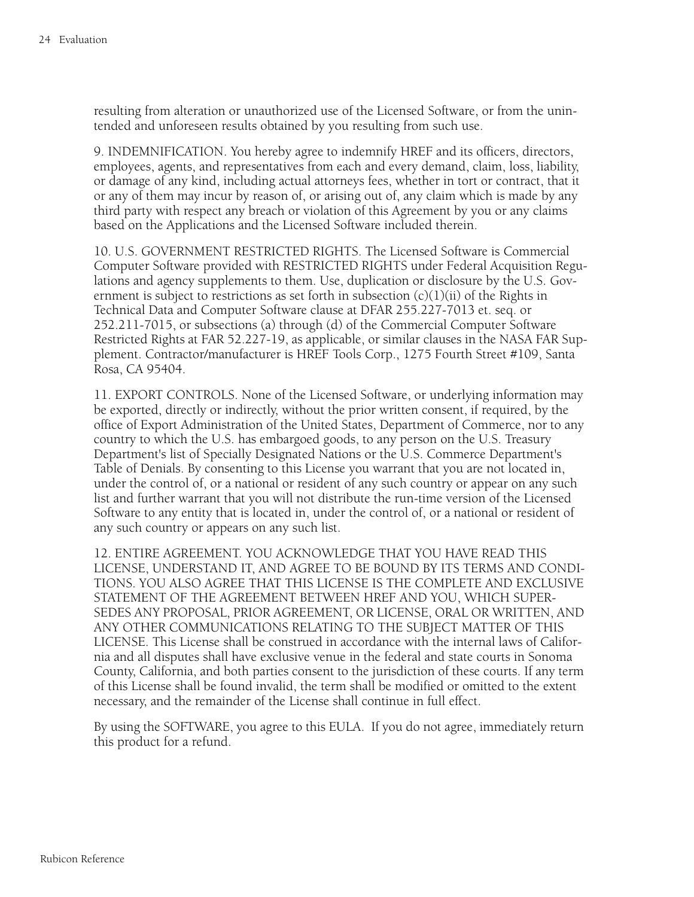resulting from alteration or unauthorized use of the Licensed Software, or from the unintended and unforeseen results obtained by you resulting from such use.

9. INDEMNIFICATION. You hereby agree to indemnify HREF and its officers, directors, employees, agents, and representatives from each and every demand, claim, loss, liability, or damage of any kind, including actual attorneys fees, whether in tort or contract, that it or any of them may incur by reason of, or arising out of, any claim which is made by any third party with respect any breach or violation of this Agreement by you or any claims based on the Applications and the Licensed Software included therein.

10. U.S. GOVERNMENT RESTRICTED RIGHTS. The Licensed Software is Commercial Computer Software provided with RESTRICTED RIGHTS under Federal Acquisition Regulations and agency supplements to them. Use, duplication or disclosure by the U.S. Government is subject to restrictions as set forth in subsection (c)(1)(ii) of the Rights in Technical Data and Computer Software clause at DFAR 255.227-7013 et. seq. or 252.211-7015, or subsections (a) through (d) of the Commercial Computer Software Restricted Rights at FAR 52.227-19, as applicable, or similar clauses in the NASA FAR Supplement. Contractor/manufacturer is HREF Tools Corp., 1275 Fourth Street #109, Santa Rosa, CA 95404.

11. EXPORT CONTROLS. None of the Licensed Software, or underlying information may be exported, directly or indirectly, without the prior written consent, if required, by the office of Export Administration of the United States, Department of Commerce, nor to any country to which the U.S. has embargoed goods, to any person on the U.S. Treasury Department's list of Specially Designated Nations or the U.S. Commerce Department's Table of Denials. By consenting to this License you warrant that you are not located in, under the control of, or a national or resident of any such country or appear on any such list and further warrant that you will not distribute the run-time version of the Licensed Software to any entity that is located in, under the control of, or a national or resident of any such country or appears on any such list.

12. ENTIRE AGREEMENT. YOU ACKNOWLEDGE THAT YOU HAVE READ THIS LICENSE, UNDERSTAND IT, AND AGREE TO BE BOUND BY ITS TERMS AND CONDITIONS. YOU ALSO AGREE THAT THIS LICENSE IS THE COMPLETE AND EXCLUSIVE STATEMENT OF THE AGREEMENT BETWEEN HREF AND YOU, WHICH SUPERSEDES ANY PROPOSAL, PRIOR AGREEMENT, OR LICENSE, ORAL OR WRITTEN, AND ANY OTHER COMMUNICATIONS RELATING TO THE SUBJECT MATTER OF THIS LICENSE. This License shall be construed in accordance with the internal laws of California and all disputes shall have exclusive venue in the federal and state courts in Sonoma County, California, and both parties consent to the jurisdiction of these courts. If any term of this License shall be found invalid, the term shall be modified or omitted to the extent necessary, and the remainder of the License shall continue in full effect.

By using the SOFTWARE, you agree to this EULA. If you do not agree, immediately return this product for a refund.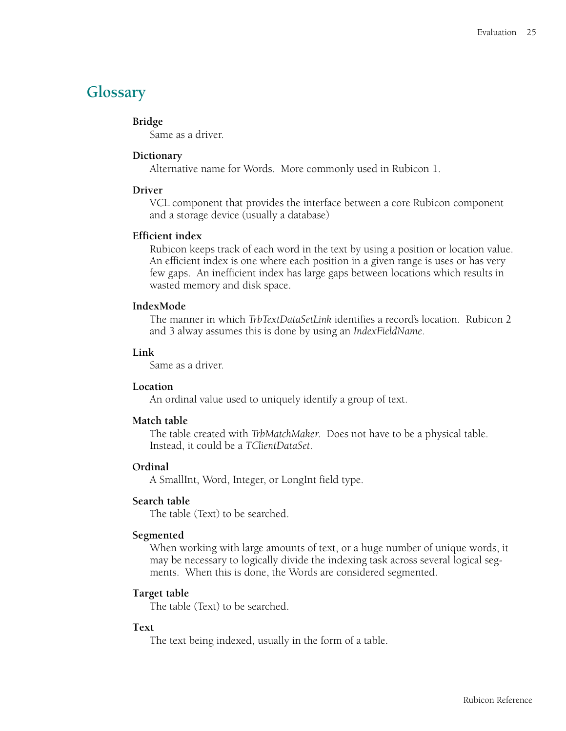# Glossary

**Bridge**
Same as a driver.

**Dictionary**
Alternative name for Words. More commonly used in Rubicon 1.

**Driver**
VCL component that provides the interface between a core Rubicon component and a storage device (usually a database)

**Efficient index**
Rubicon keeps track of each word in the text by using a position or location value. An efficient index is one where each position in a given range is uses or has very few gaps. An inefficient index has large gaps between locations which results in wasted memory and disk space.

**IndexMode**
The manner in which *TrbTextDataSetLink* identifies a record's location. Rubicon 2 and 3 alway assumes this is done by using an *IndexFieldName*.

**Link**
Same as a driver.

**Location**
An ordinal value used to uniquely identify a group of text.

**Match table**
The table created with *TrbMatchMaker*. Does not have to be a physical table. Instead, it could be a *TClientDataSet*.

**Ordinal**
A SmallInt, Word, Integer, or LongInt field type.

**Search table**
The table (Text) to be searched.

**Segmented**
When working with large amounts of text, or a huge number of unique words, it may be necessary to logically divide the indexing task across several logical segments. When this is done, the Words are considered segmented.

**Target table**
The table (Text) to be searched.

**Text**
The text being indexed, usually in the form of a table.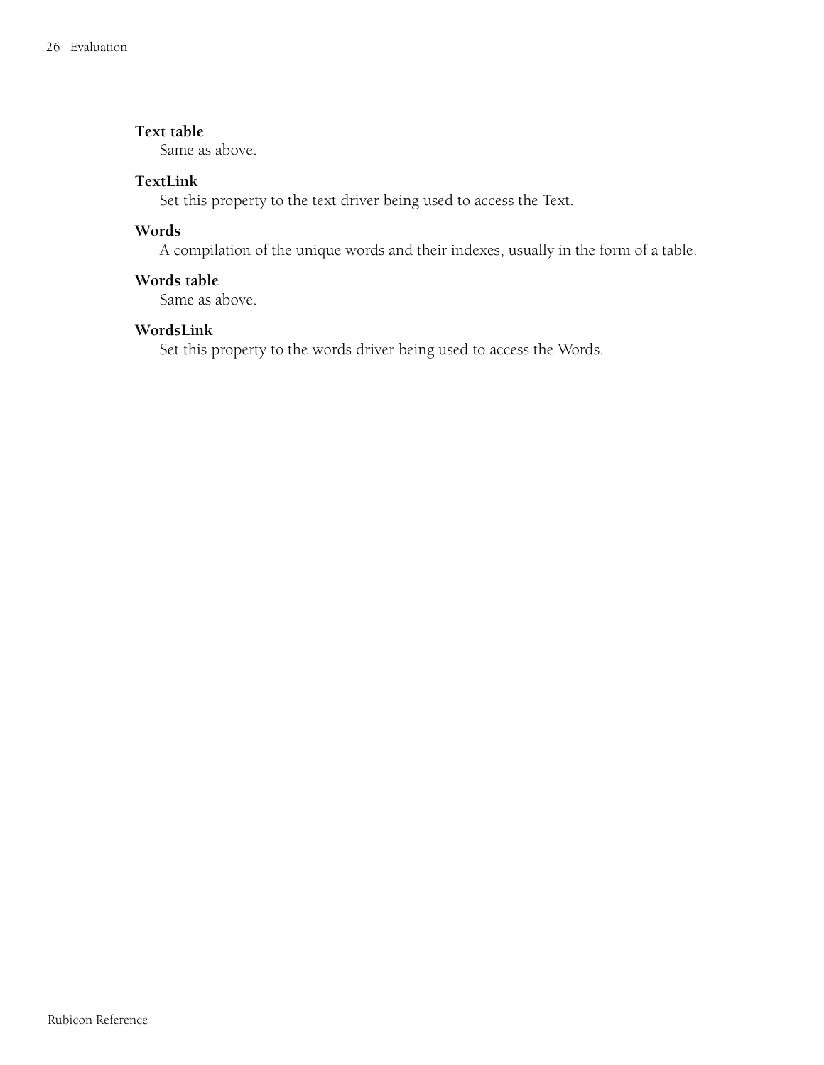**Text table**
Same as above.

**TextLink**
Set this property to the text driver being used to access the Text.

**Words**
A compilation of the unique words and their indexes, usually in the form of a table.

**Words table**
Same as above.

**WordsLink**
Set this property to the words driver being used to access the Words.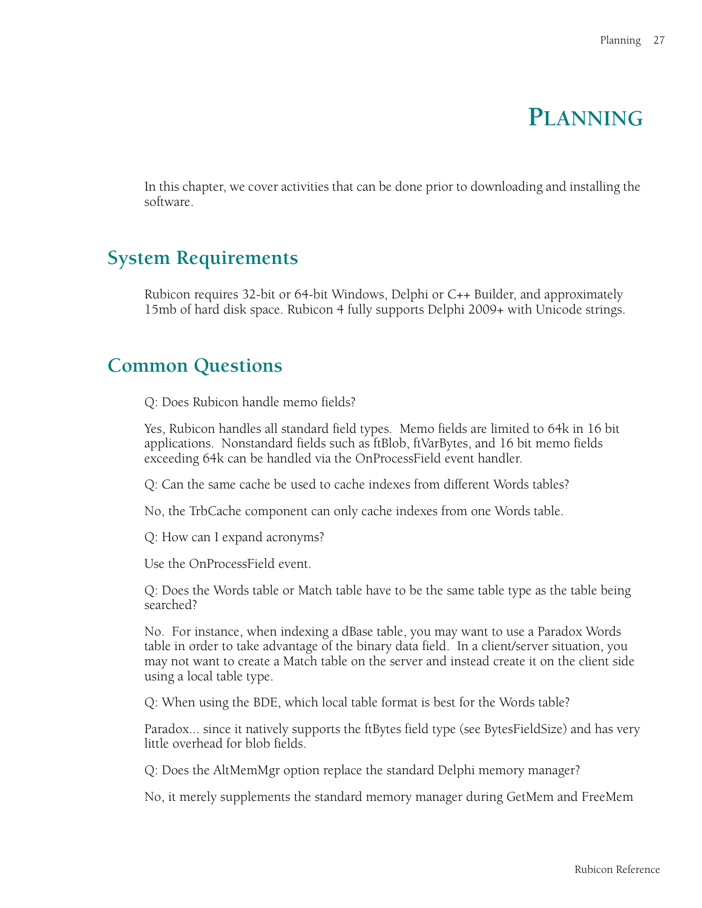# PLANNING

In this chapter, we cover activities that can be done prior to downloading and installing the software.

## System Requirements

Rubicon requires 32-bit or 64-bit Windows, Delphi or C++ Builder, and approximately 15mb of hard disk space. Rubicon 4 fully supports Delphi 2009+ with Unicode strings.

## Common Questions

Q: Does Rubicon handle memo fields?

Yes, Rubicon handles all standard field types. Memo fields are limited to 64k in 16 bit applications. Nonstandard fields such as ftBlob, ftVarBytes, and 16 bit memo fields exceeding 64k can be handled via the OnProcessField event handler.

Q: Can the same cache be used to cache indexes from different Words tables?

No, the TrbCache component can only cache indexes from one Words table.

Q: How can I expand acronyms?

Use the OnProcessField event.

Q: Does the Words table or Match table have to be the same table type as the table being searched?

No. For instance, when indexing a dBase table, you may want to use a Paradox Words table in order to take advantage of the binary data field. In a client/server situation, you may not want to create a Match table on the server and instead create it on the client side using a local table type.

Q: When using the BDE, which local table format is best for the Words table?

Paradox... since it natively supports the ftBytes field type (see BytesFieldSize) and has very little overhead for blob fields.

Q: Does the AltMemMgr option replace the standard Delphi memory manager?

No, it merely supplements the standard memory manager during GetMem and FreeMem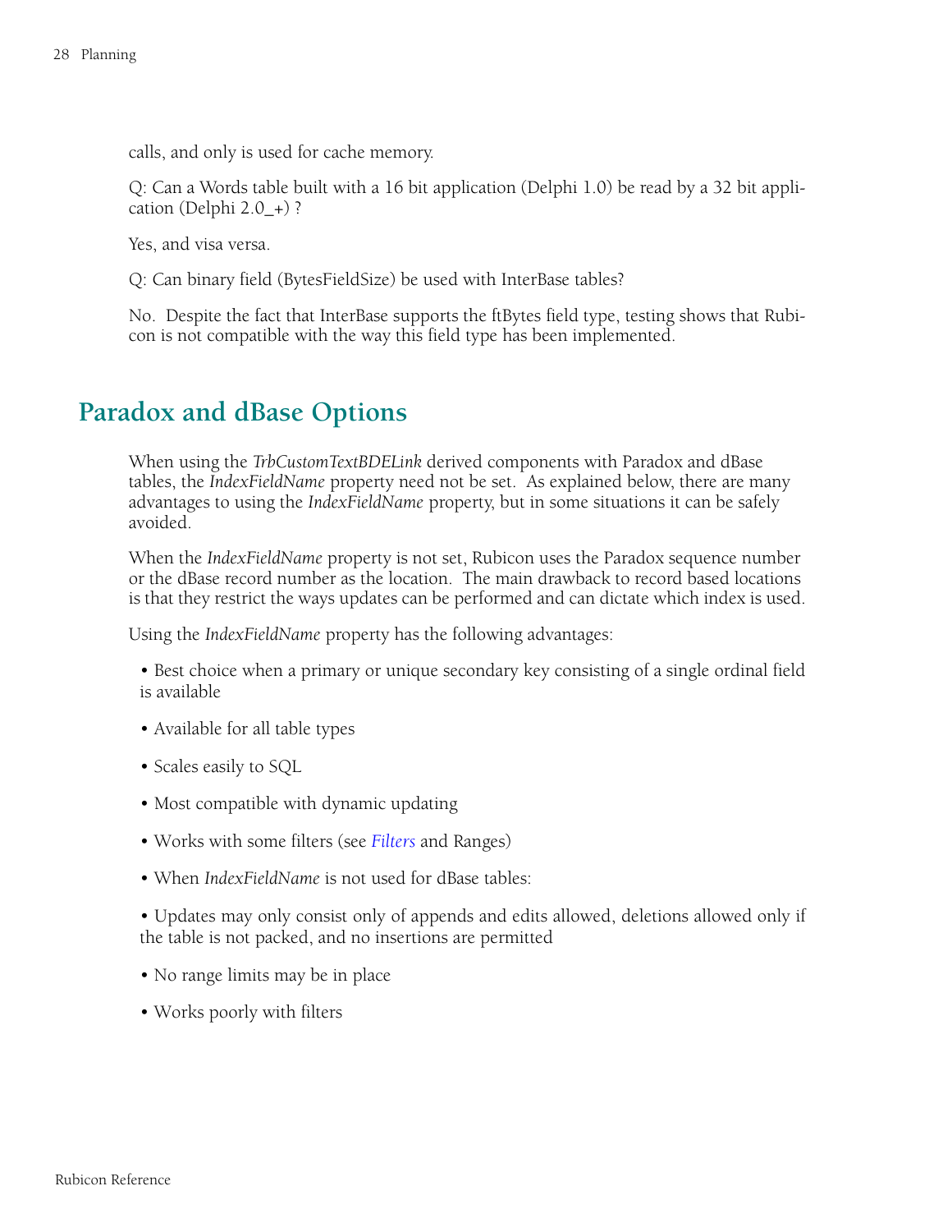calls, and only is used for cache memory.

Q: Can a Words table built with a 16 bit application (Delphi 1.0) be read by a 32 bit application (Delphi 2.0_+) ?

Yes, and visa versa.

Q: Can binary field (BytesFieldSize) be used with InterBase tables?

No. Despite the fact that InterBase supports the ftBytes field type, testing shows that Rubicon is not compatible with the way this field type has been implemented.

## Paradox and dBase Options

When using the *TrbCustomTextBDELink* derived components with Paradox and dBase tables, the *IndexFieldName* property need not be set. As explained below, there are many advantages to using the *IndexFieldName* property, but in some situations it can be safely avoided.

When the *IndexFieldName* property is not set, Rubicon uses the Paradox sequence number or the dBase record number as the location. The main drawback to record based locations is that they restrict the ways updates can be performed and can dictate which index is used.

Using the *IndexFieldName* property has the following advantages:

- Best choice when a primary or unique secondary key consisting of a single ordinal field is available
- Available for all table types
- Scales easily to SQL
- Most compatible with dynamic updating
- Works with some filters (see *Filters* and Ranges)
- When *IndexFieldName* is not used for dBase tables:
- Updates may only consist only of appends and edits allowed, deletions allowed only if the table is not packed, and no insertions are permitted
- No range limits may be in place
- Works poorly with filters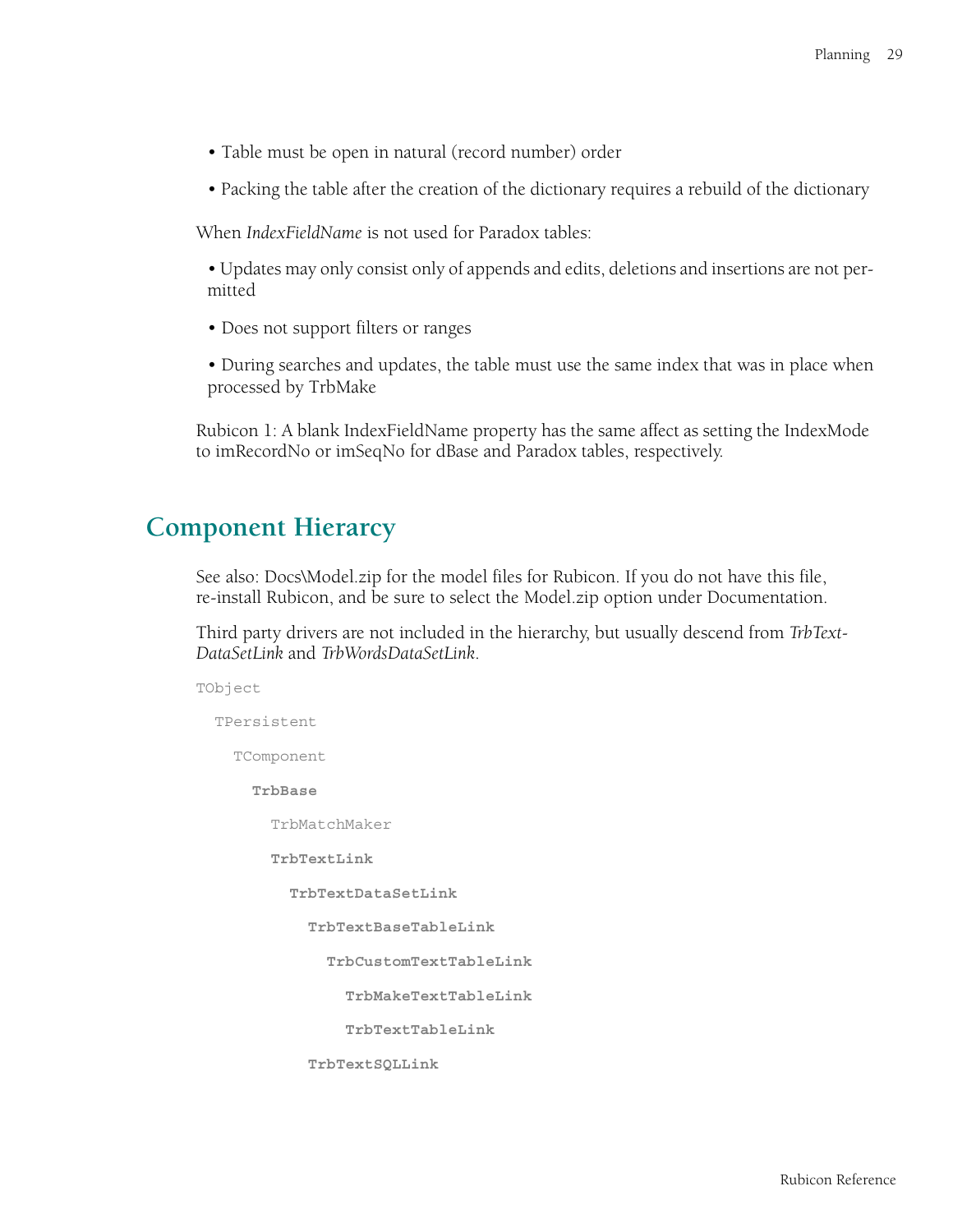- Table must be open in natural (record number) order
- Packing the table after the creation of the dictionary requires a rebuild of the dictionary

When *IndexFieldName* is not used for Paradox tables:

- Updates may only consist only of appends and edits, deletions and insertions are not permitted
- Does not support filters or ranges
- During searches and updates, the table must use the same index that was in place when processed by TrbMake

Rubicon 1: A blank IndexFieldName property has the same affect as setting the IndexMode to imRecordNo or imSeqNo for dBase and Paradox tables, respectively.

## Component Hierarcy

See also: Docs\Model.zip for the model files for Rubicon. If you do not have this file, re-install Rubicon, and be sure to select the Model.zip option under Documentation.

Third party drivers are not included in the hierarchy, but usually descend from *TrbTextDataSetLink* and *TrbWordsDataSetLink*.

```
TObject
  TPersistent
    TComponent
      TrbBase
        TrbMatchMaker
        TrbTextLink
          TrbTextDataSetLink
            TrbTextBaseTableLink
              TrbCustomTextTableLink
                TrbMakeTextTableLink
                TrbTextTableLink
            TrbTextSQLLink
```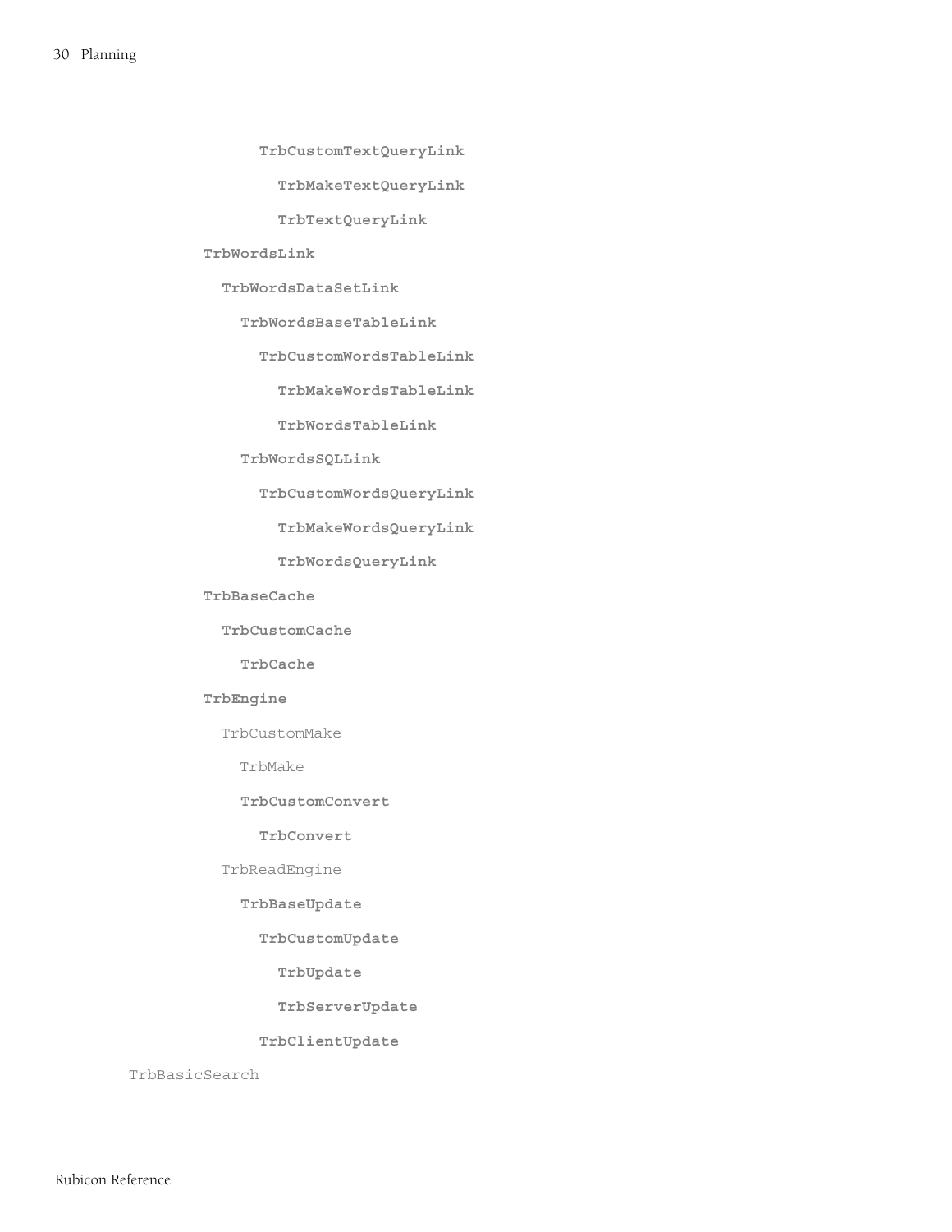```
            TrbCustomTextQueryLink
              TrbMakeTextQueryLink
              TrbTextQueryLink
      TrbWordsLink
        TrbWordsDataSetLink
          TrbWordsBaseTableLink
            TrbCustomWordsTableLink
              TrbMakeWordsTableLink
              TrbWordsTableLink
          TrbWordsSQLLink
            TrbCustomWordsQueryLink
              TrbMakeWordsQueryLink
              TrbWordsQueryLink
      TrbBaseCache
        TrbCustomCache
          TrbCache
      TrbEngine
        TrbCustomMake
          TrbMake
          TrbCustomConvert
            TrbConvert
        TrbReadEngine
          TrbBaseUpdate
            TrbCustomUpdate
              TrbUpdate
              TrbServerUpdate
            TrbClientUpdate
  TrbBasicSearch
```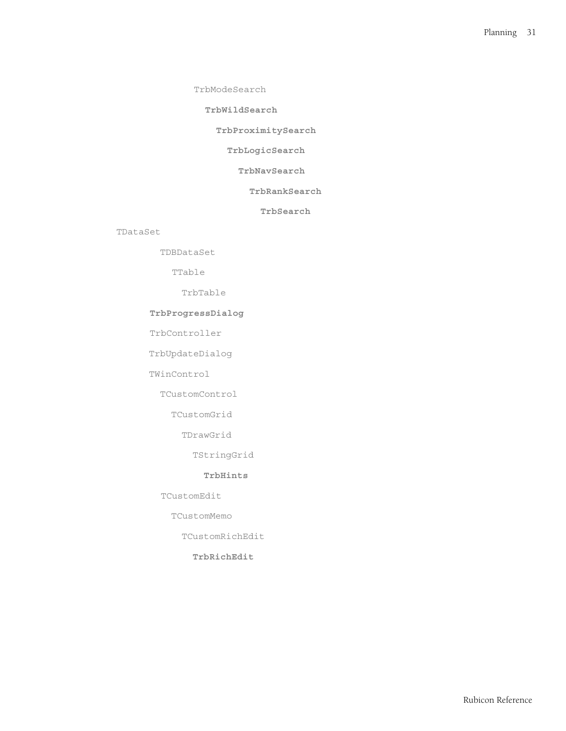```
            TrbModeSearch
              TrbWildSearch
                TrbProximitySearch
                  TrbLogicSearch
                    TrbNavSearch
                      TrbRankSearch
                        TrbSearch
TDataSet
    TDBDataSet
      TTable
        TrbTable
    TrbProgressDialog
    TrbController
    TrbUpdateDialog
    TWinControl
      TCustomControl
        TCustomGrid
          TDrawGrid
            TStringGrid
              TrbHints
      TCustomEdit
        TCustomMemo
          TCustomRichEdit
            TrbRichEdit
```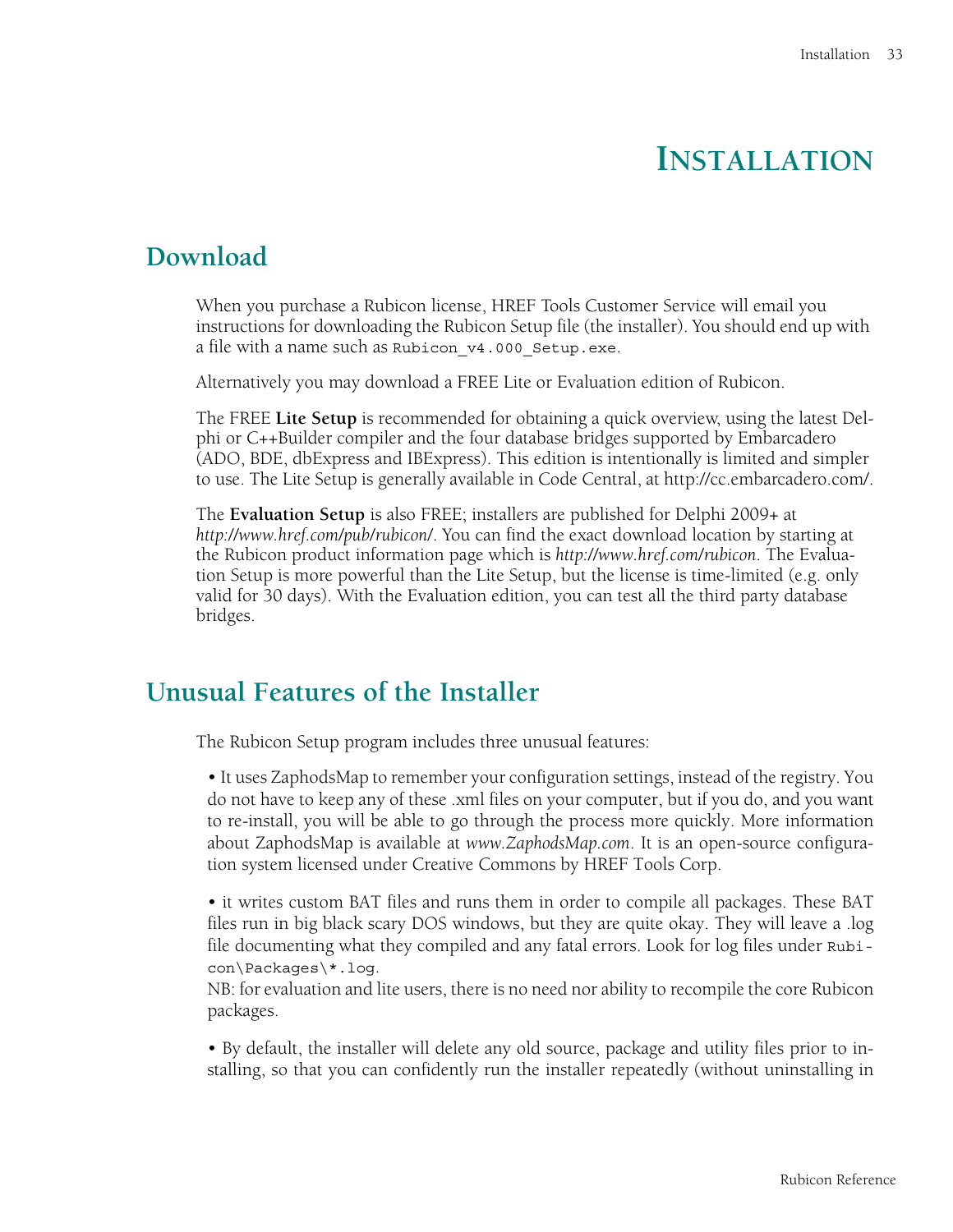# Installation

## Download

When you purchase a Rubicon license, HREF Tools Customer Service will email you instructions for downloading the Rubicon Setup file (the installer). You should end up with a file with a name such as `Rubicon_v4.000_Setup.exe`.

Alternatively you may download a FREE Lite or Evaluation edition of Rubicon.

The FREE **Lite Setup** is recommended for obtaining a quick overview, using the latest Delphi or C++Builder compiler and the four database bridges supported by Embarcadero (ADO, BDE, dbExpress and IBExpress). This edition is intentionally is limited and simpler to use. The Lite Setup is generally available in Code Central, at http://cc.embarcadero.com/.

The **Evaluation Setup** is also FREE; installers are published for Delphi 2009+ at *http://www.href.com/pub/rubicon/*. You can find the exact download location by starting at the Rubicon product information page which is *http://www.href.com/rubicon*. The Evaluation Setup is more powerful than the Lite Setup, but the license is time-limited (e.g. only valid for 30 days). With the Evaluation edition, you can test all the third party database bridges.

## Unusual Features of the Installer

The Rubicon Setup program includes three unusual features:

- It uses ZaphodsMap to remember your configuration settings, instead of the registry. You do not have to keep any of these .xml files on your computer, but if you do, and you want to re-install, you will be able to go through the process more quickly. More information about ZaphodsMap is available at *www.ZaphodsMap.com*. It is an open-source configuration system licensed under Creative Commons by HREF Tools Corp.

- it writes custom BAT files and runs them in order to compile all packages. These BAT files run in big black scary DOS windows, but they are quite okay. They will leave a .log file documenting what they compiled and any fatal errors. Look for log files under `Rubicon\Packages\*.log`.
  NB: for evaluation and lite users, there is no need nor ability to recompile the core Rubicon packages.

- By default, the installer will delete any old source, package and utility files prior to installing, so that you can confidently run the installer repeatedly (without uninstalling in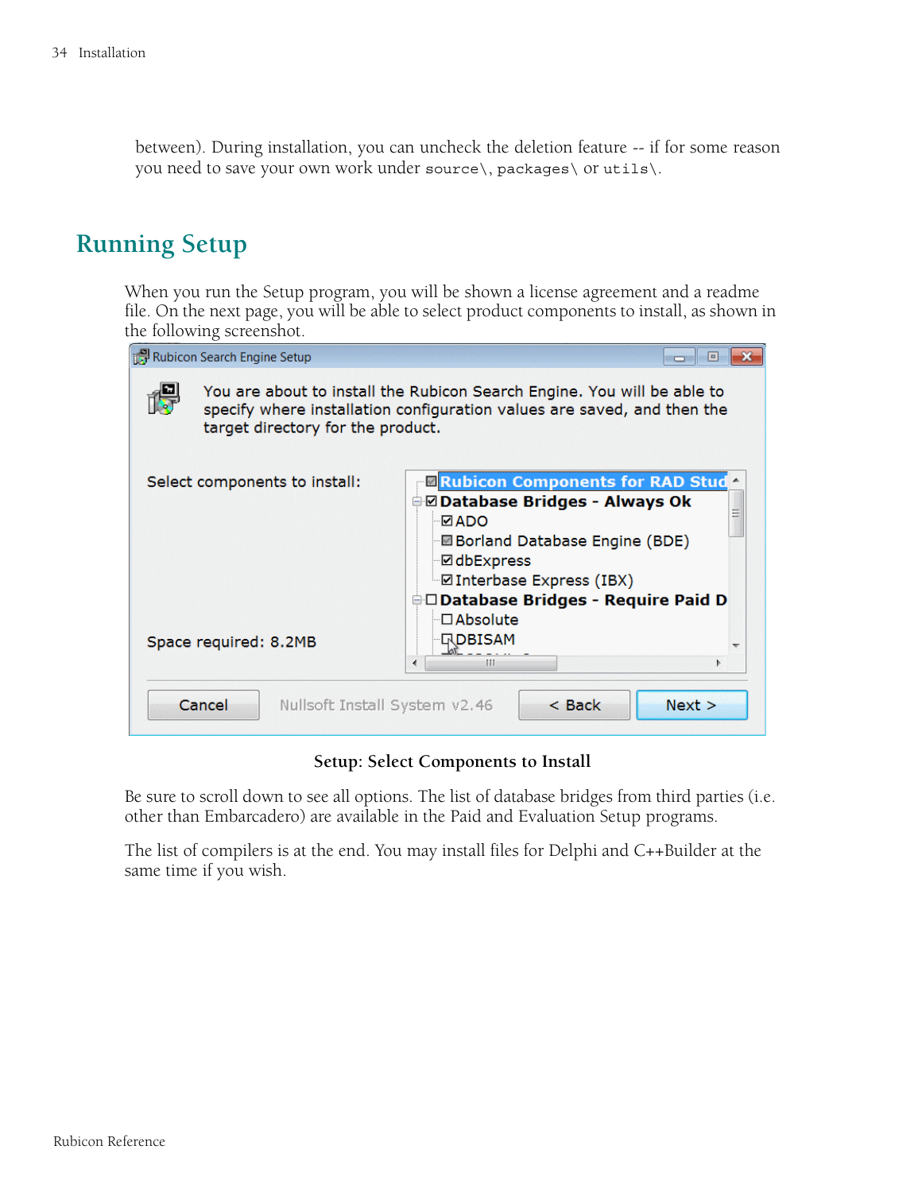between). During installation, you can uncheck the deletion feature -- if for some reason you need to save your own work under `source\`, `packages\` or `utils\`.

## Running Setup

When you run the Setup program, you will be shown a license agreement and a readme file. On the next page, you will be able to select product components to install, as shown in the following screenshot.

**Setup: Select Components to Install**

Be sure to scroll down to see all options. The list of database bridges from third parties (i.e. other than Embarcadero) are available in the Paid and Evaluation Setup programs.

The list of compilers is at the end. You may install files for Delphi and C++Builder at the same time if you wish.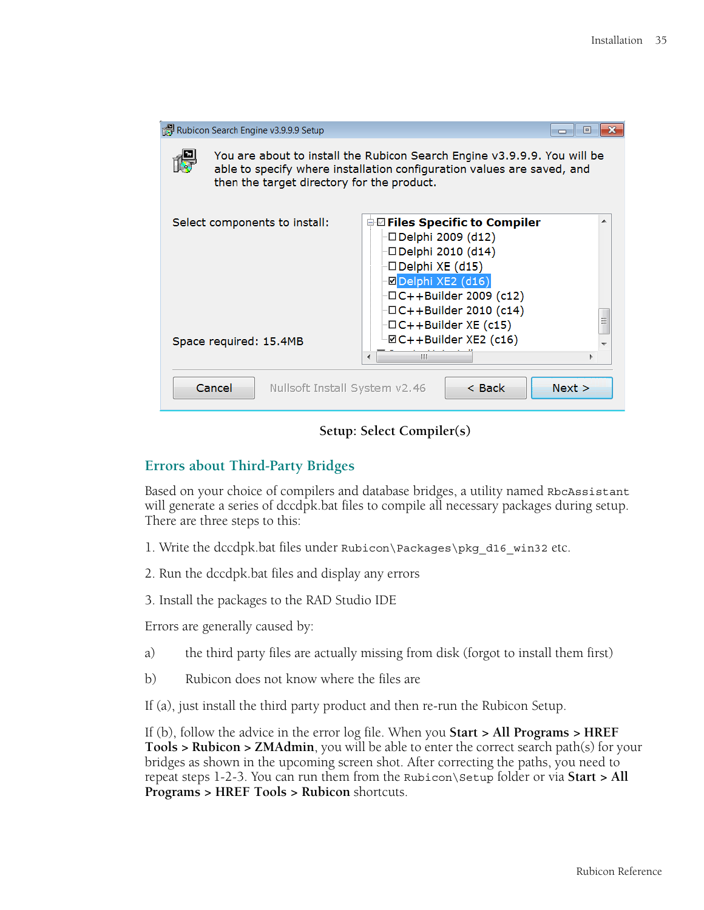Setup: Select Compiler(s)

## Errors about Third-Party Bridges

Based on your choice of compilers and database bridges, a utility named `RbcAssistant` will generate a series of dcccdpk.bat files to compile all necessary packages during setup. There are three steps to this:

1. Write the dcccdpk.bat files under `Rubicon\Packages\pkg_d16_win32` etc.

2. Run the dcccdpk.bat files and display any errors

3. Install the packages to the RAD Studio IDE

Errors are generally caused by:

a) the third party files are actually missing from disk (forgot to install them first)

b) Rubicon does not know where the files are

If (a), just install the third party product and then re-run the Rubicon Setup.

If (b), follow the advice in the error log file. When you **Start > All Programs > HREF Tools > Rubicon > ZMAdmin**, you will be able to enter the correct search path(s) for your bridges as shown in the upcoming screen shot. After correcting the paths, you need to repeat steps 1-2-3. You can run them from the `Rubicon\Setup` folder or via **Start > All Programs > HREF Tools > Rubicon** shortcuts.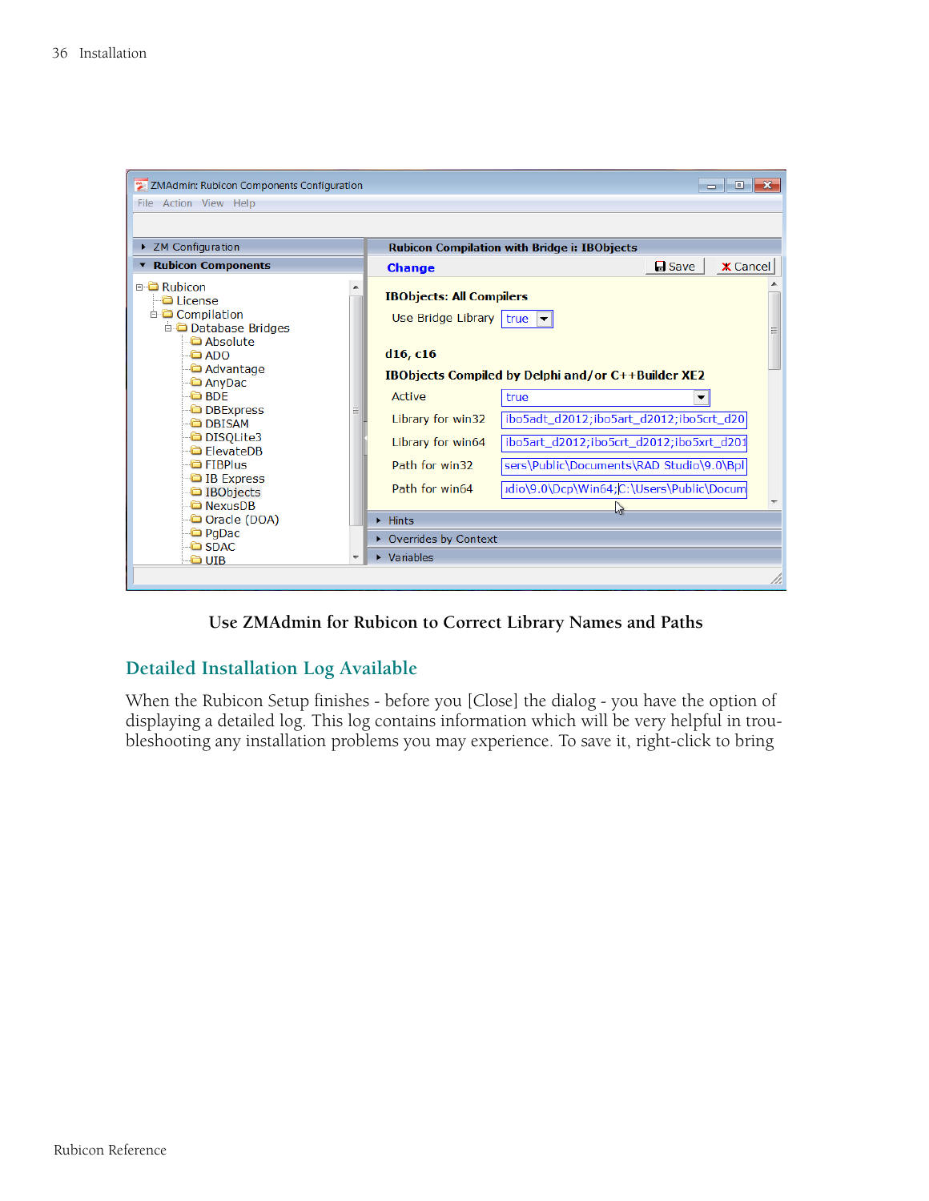Use ZMAdmin for Rubicon to Correct Library Names and Paths

## Detailed Installation Log Available

When the Rubicon Setup finishes - before you [Close] the dialog - you have the option of displaying a detailed log. This log contains information which will be very helpful in troubleshooting any installation problems you may experience. To save it, right-click to bring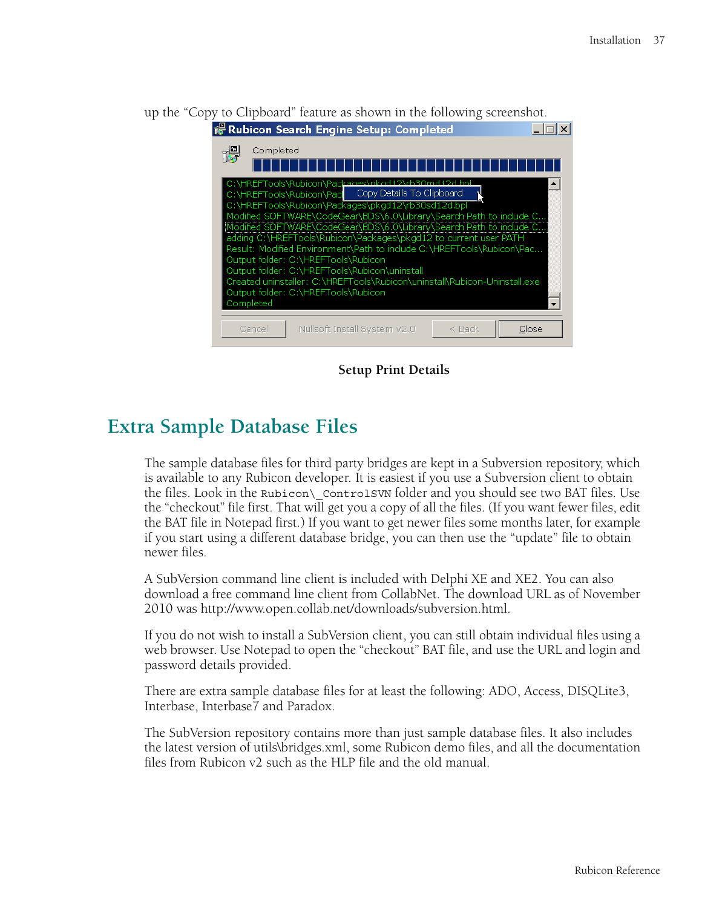up the “Copy to Clipboard” feature as shown in the following screenshot.

**Setup Print Details**

## Extra Sample Database Files

The sample database files for third party bridges are kept in a Subversion repository, which is available to any Rubicon developer. It is easiest if you use a Subversion client to obtain the files. Look in the `Rubicon\_ControlSVN` folder and you should see two BAT files. Use the “checkout” file first. That will get you a copy of all the files. (If you want fewer files, edit the BAT file in Notepad first.) If you want to get newer files some months later, for example if you start using a different database bridge, you can then use the “update” file to obtain newer files.

A SubVersion command line client is included with Delphi XE and XE2. You can also download a free command line client from CollabNet. The download URL as of November 2010 was http://www.open.collab.net/downloads/subversion.html.

If you do not wish to install a SubVersion client, you can still obtain individual files using a web browser. Use Notepad to open the “checkout” BAT file, and use the URL and login and password details provided.

There are extra sample database files for at least the following: ADO, Access, DISQLite3, Interbase, Interbase7 and Paradox.

The SubVersion repository contains more than just sample database files. It also includes the latest version of utils\bridges.xml, some Rubicon demo files, and all the documentation files from Rubicon v2 such as the HLP file and the old manual.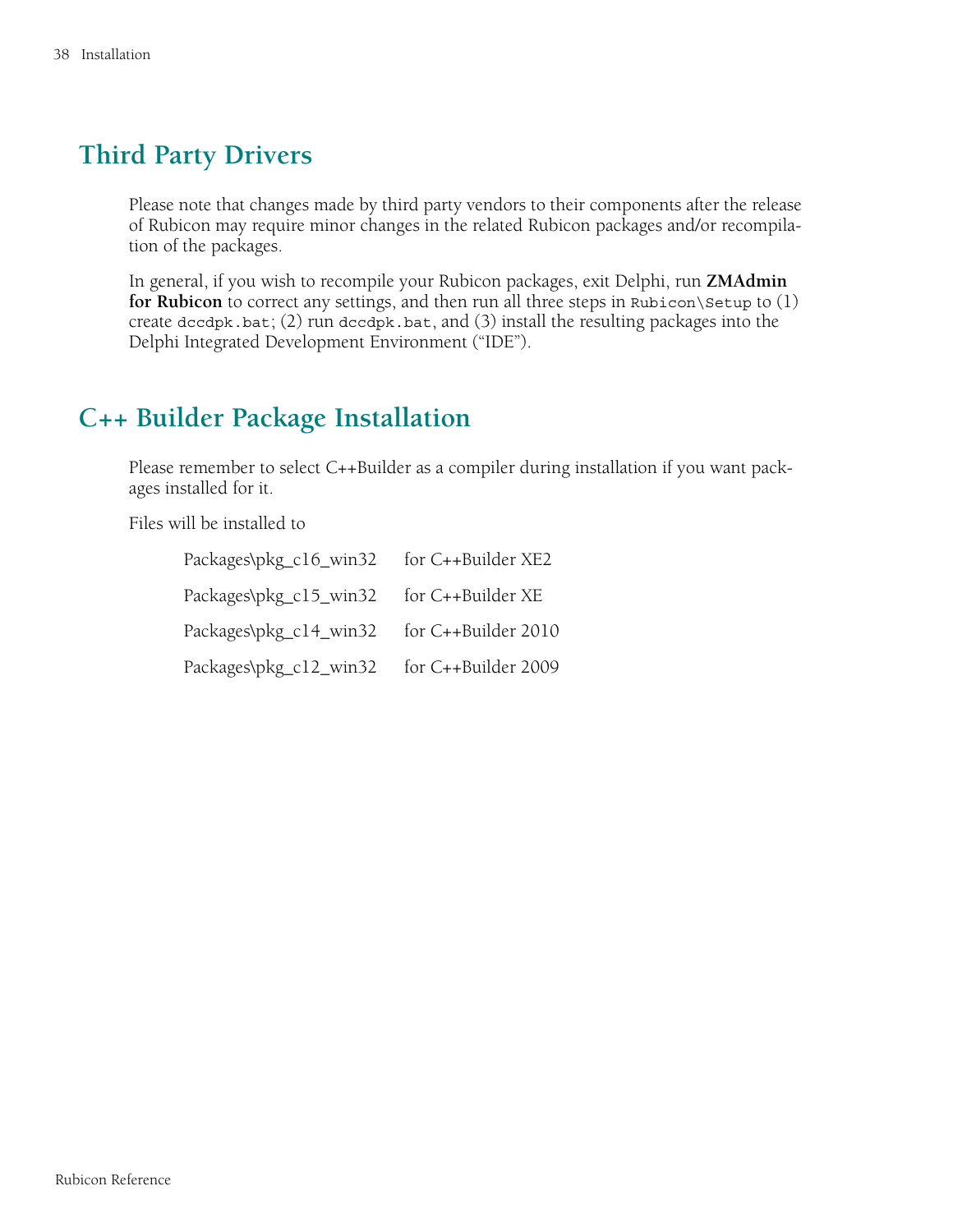## Third Party Drivers

Please note that changes made by third party vendors to their components after the release of Rubicon may require minor changes in the related Rubicon packages and/or recompilation of the packages.

In general, if you wish to recompile your Rubicon packages, exit Delphi, run **ZMAdmin for Rubicon** to correct any settings, and then run all three steps in `Rubicon\Setup` to (1) create `dccdpk.bat`; (2) run `dccdpk.bat`, and (3) install the resulting packages into the Delphi Integrated Development Environment ("IDE").

## C++ Builder Package Installation

Please remember to select C++Builder as a compiler during installation if you want packages installed for it.

Files will be installed to

| | |
|---|---|
| Packages\pkg_c16_win32 | for C++Builder XE2 |
| Packages\pkg_c15_win32 | for C++Builder XE |
| Packages\pkg_c14_win32 | for C++Builder 2010 |
| Packages\pkg_c12_win32 | for C++Builder 2009 |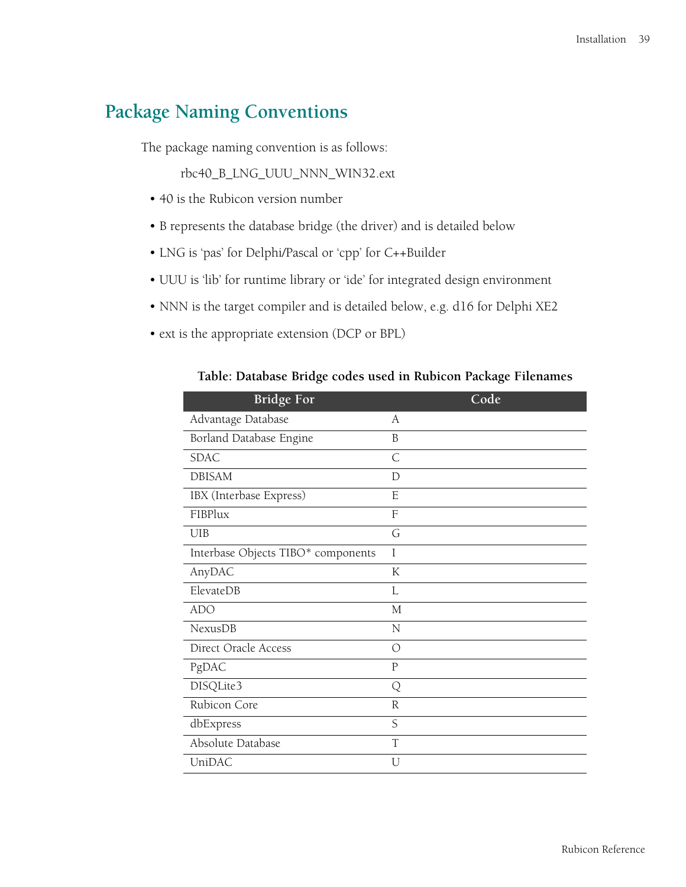## Package Naming Conventions

The package naming convention is as follows:

rbc40_B_LNG_UUU_NNN_WIN32.ext

- 40 is the Rubicon version number
- B represents the database bridge (the driver) and is detailed below
- LNG is 'pas' for Delphi/Pascal or 'cpp' for C++Builder
- UUU is 'lib' for runtime library or 'ide' for integrated design environment
- NNN is the target compiler and is detailed below, e.g. d16 for Delphi XE2
- ext is the appropriate extension (DCP or BPL)

**Table: Database Bridge codes used in Rubicon Package Filenames**

| Bridge For | Code |
|---|---|
| Advantage Database | A |
| Borland Database Engine | B |
| SDAC | C |
| DBISAM | D |
| IBX (Interbase Express) | E |
| FIBPlux | F |
| UIB | G |
| Interbase Objects TIBO* components | I |
| AnyDAC | K |
| ElevateDB | L |
| ADO | M |
| NexusDB | N |
| Direct Oracle Access | O |
| PgDAC | P |
| DISQLite3 | Q |
| Rubicon Core | R |
| dbExpress | S |
| Absolute Database | T |
| UniDAC | U |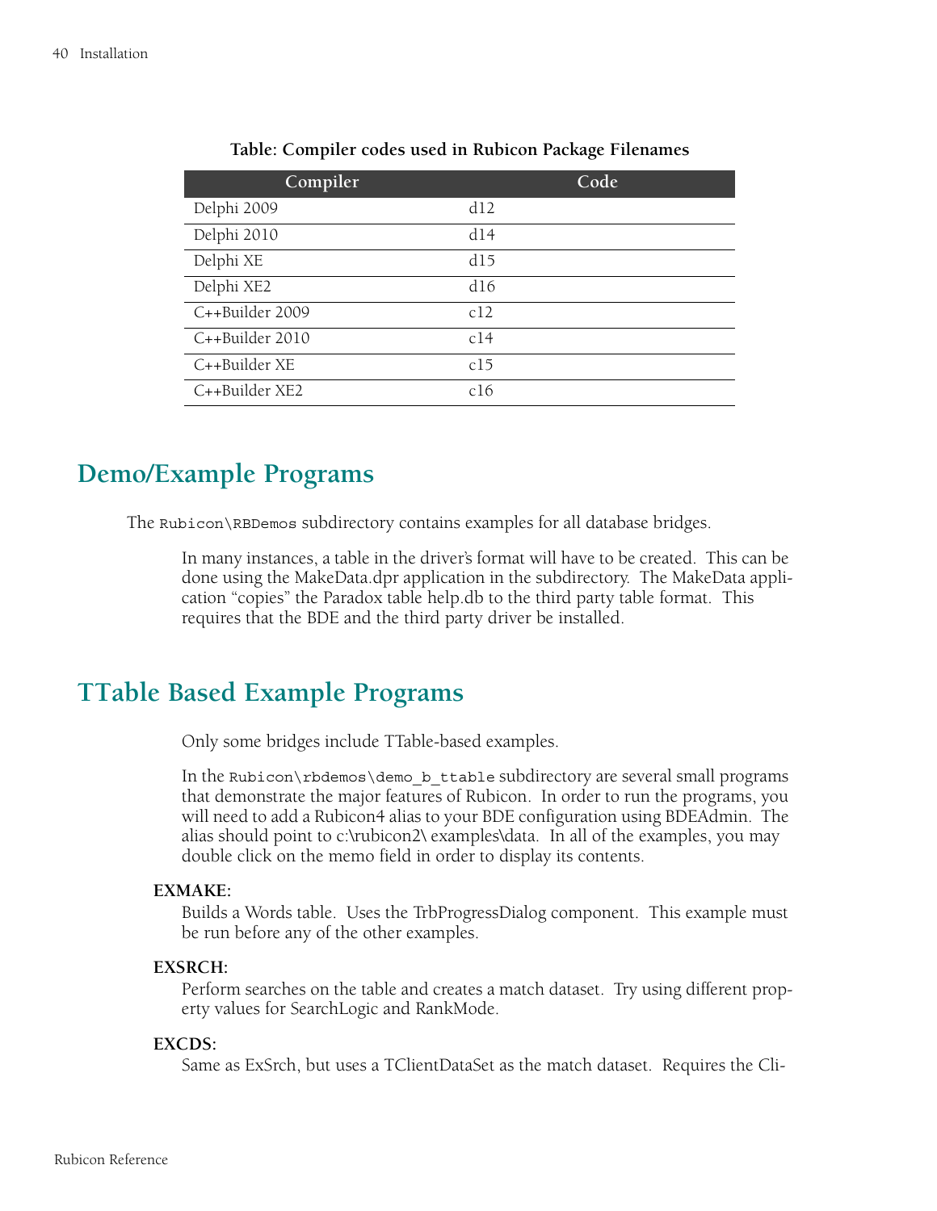**Table: Compiler codes used in Rubicon Package Filenames**

| Compiler | Code |
|---|---|
| Delphi 2009 | d12 |
| Delphi 2010 | d14 |
| Delphi XE | d15 |
| Delphi XE2 | d16 |
| C++Builder 2009 | c12 |
| C++Builder 2010 | c14 |
| C++Builder XE | c15 |
| C++Builder XE2 | c16 |

## Demo/Example Programs

The `Rubicon\RBDemos` subdirectory contains examples for all database bridges.

In many instances, a table in the driver's format will have to be created. This can be done using the MakeData.dpr application in the subdirectory. The MakeData application "copies" the Paradox table help.db to the third party table format. This requires that the BDE and the third party driver be installed.

## TTable Based Example Programs

Only some bridges include TTable-based examples.

In the `Rubicon\rbdemos\demo_b_ttable` subdirectory are several small programs that demonstrate the major features of Rubicon. In order to run the programs, you will need to add a Rubicon4 alias to your BDE configuration using BDEAdmin. The alias should point to c:\rubicon2\ examples\data. In all of the examples, you may double click on the memo field in order to display its contents.

**EXMAKE:**
Builds a Words table. Uses the TrbProgressDialog component. This example must be run before any of the other examples.

**EXSRCH:**
Perform searches on the table and creates a match dataset. Try using different property values for SearchLogic and RankMode.

**EXCDS:**
Same as ExSrch, but uses a TClientDataSet as the match dataset. Requires the Cli-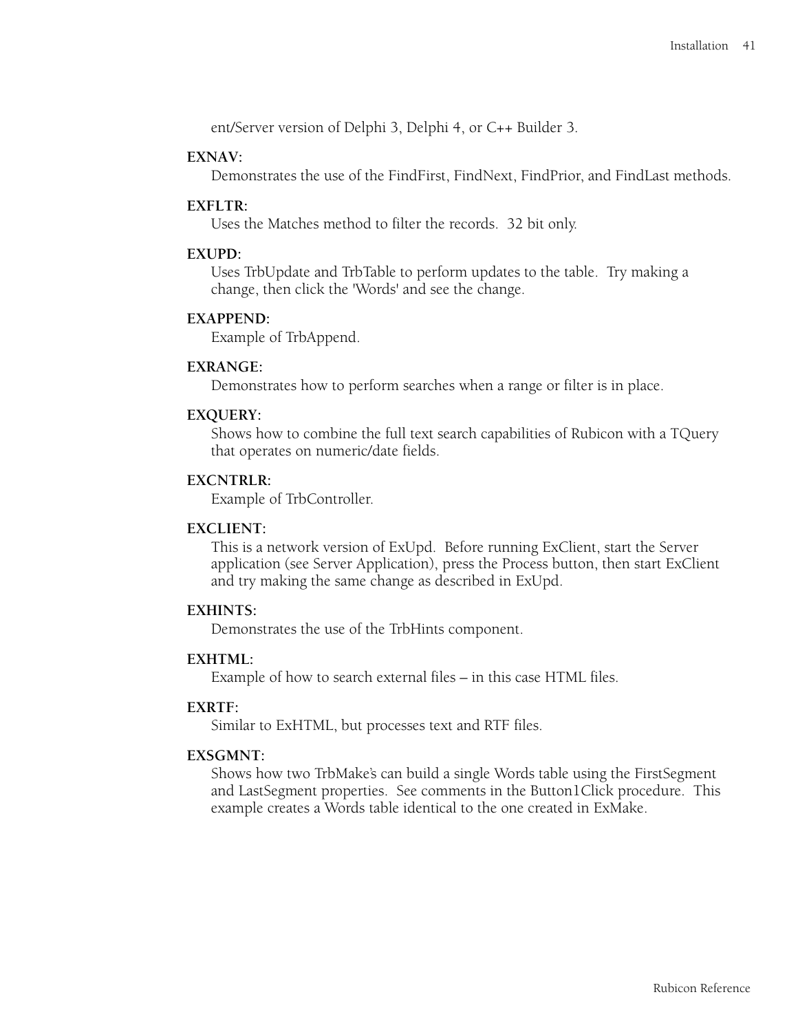ent/Server version of Delphi 3, Delphi 4, or C++ Builder 3.

**EXNAV:**
Demonstrates the use of the FindFirst, FindNext, FindPrior, and FindLast methods.

**EXFLTR:**
Uses the Matches method to filter the records.  32 bit only.

**EXUPD:**
Uses TrbUpdate and TrbTable to perform updates to the table.  Try making a change, then click the 'Words' and see the change.

**EXAPPEND:**
Example of TrbAppend.

**EXRANGE:**
Demonstrates how to perform searches when a range or filter is in place.

**EXQUERY:**
Shows how to combine the full text search capabilities of Rubicon with a TQuery that operates on numeric/date fields.

**EXCNTRLR:**
Example of TrbController.

**EXCLIENT:**
This is a network version of ExUpd.  Before running ExClient, start the Server application (see Server Application), press the Process button, then start ExClient and try making the same change as described in ExUpd.

**EXHINTS:**
Demonstrates the use of the TrbHints component.

**EXHTML:**
Example of how to search external files – in this case HTML files.

**EXRTF:**
Similar to ExHTML, but processes text and RTF files.

**EXSGMNT:**
Shows how two TrbMake's can build a single Words table using the FirstSegment and LastSegment properties.  See comments in the Button1Click procedure.  This example creates a Words table identical to the one created in ExMake.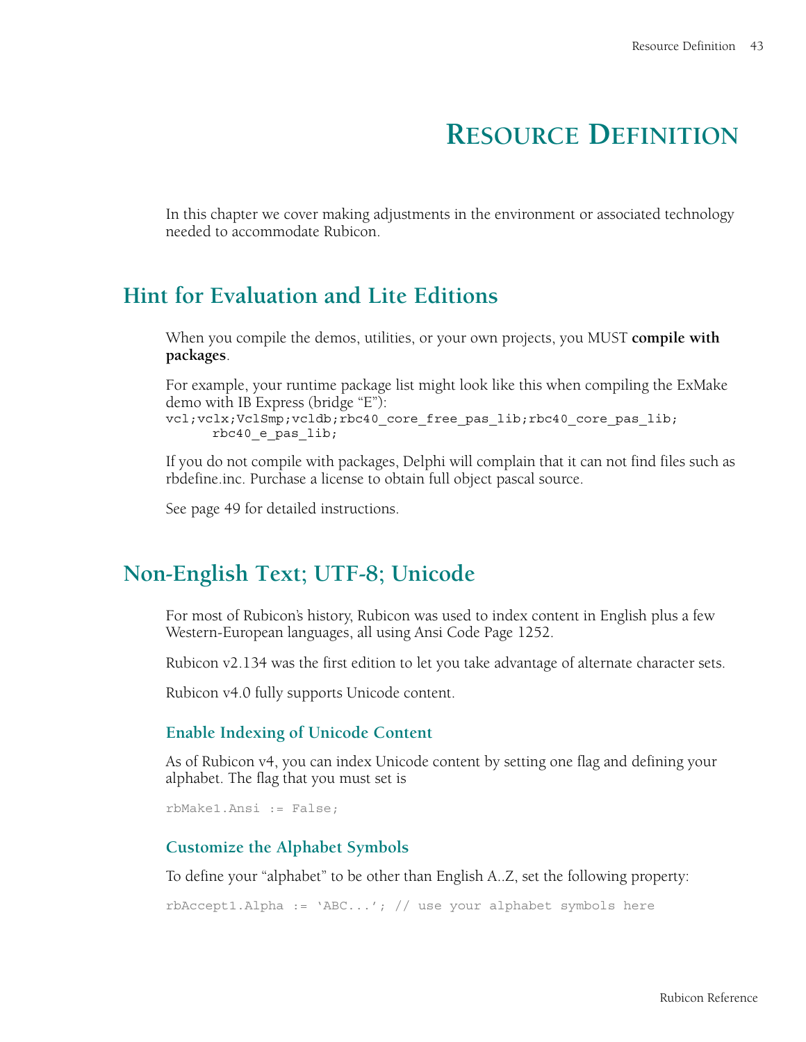# RESOURCE DEFINITION

In this chapter we cover making adjustments in the environment or associated technology needed to accommodate Rubicon.

## Hint for Evaluation and Lite Editions

When you compile the demos, utilities, or your own projects, you MUST **compile with packages**.

For example, your runtime package list might look like this when compiling the ExMake demo with IB Express (bridge "E"):

```
vcl;vclx;VclSmp;vcldb;rbc40_core_free_pas_lib;rbc40_core_pas_lib;
      rbc40_e_pas_lib;
```

If you do not compile with packages, Delphi will complain that it can not find files such as rbdefine.inc. Purchase a license to obtain full object pascal source.

See page 49 for detailed instructions.

## Non-English Text; UTF-8; Unicode

For most of Rubicon's history, Rubicon was used to index content in English plus a few Western-European languages, all using Ansi Code Page 1252.

Rubicon v2.134 was the first edition to let you take advantage of alternate character sets.

Rubicon v4.0 fully supports Unicode content.

### Enable Indexing of Unicode Content

As of Rubicon v4, you can index Unicode content by setting one flag and defining your alphabet. The flag that you must set is

```
rbMake1.Ansi := False;
```

### Customize the Alphabet Symbols

To define your "alphabet" to be other than English A..Z, set the following property:

```
rbAccept1.Alpha := 'ABC...'; // use your alphabet symbols here
```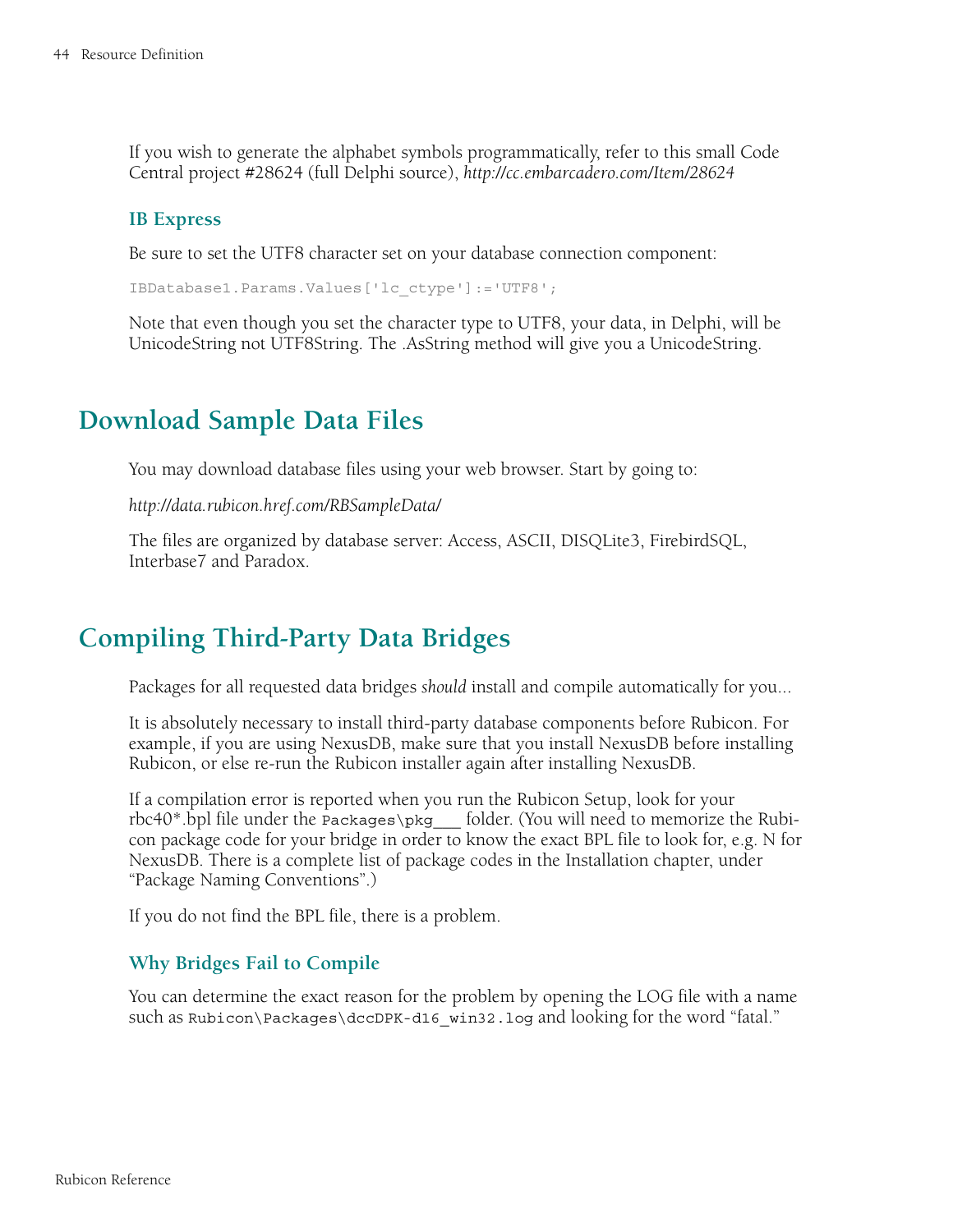If you wish to generate the alphabet symbols programmatically, refer to this small Code Central project #28624 (full Delphi source), *http://cc.embarcadero.com/Item/28624*

### IB Express

Be sure to set the UTF8 character set on your database connection component:

```
IBDatabase1.Params.Values['lc_ctype']:='UTF8';
```

Note that even though you set the character type to UTF8, your data, in Delphi, will be UnicodeString not UTF8String. The .AsString method will give you a UnicodeString.

## Download Sample Data Files

You may download database files using your web browser. Start by going to:

*http://data.rubicon.href.com/RBSampleData/*

The files are organized by database server: Access, ASCII, DISQLite3, FirebirdSQL, Interbase7 and Paradox.

## Compiling Third-Party Data Bridges

Packages for all requested data bridges *should* install and compile automatically for you...

It is absolutely necessary to install third-party database components before Rubicon. For example, if you are using NexusDB, make sure that you install NexusDB before installing Rubicon, or else re-run the Rubicon installer again after installing NexusDB.

If a compilation error is reported when you run the Rubicon Setup, look for your rbc40*.bpl file under the `Packages\pkg___` folder. (You will need to memorize the Rubicon package code for your bridge in order to know the exact BPL file to look for, e.g. N for NexusDB. There is a complete list of package codes in the Installation chapter, under "Package Naming Conventions".)

If you do not find the BPL file, there is a problem.

### Why Bridges Fail to Compile

You can determine the exact reason for the problem by opening the LOG file with a name such as `Rubicon\Packages\dccDPK-d16_win32.log` and looking for the word "fatal."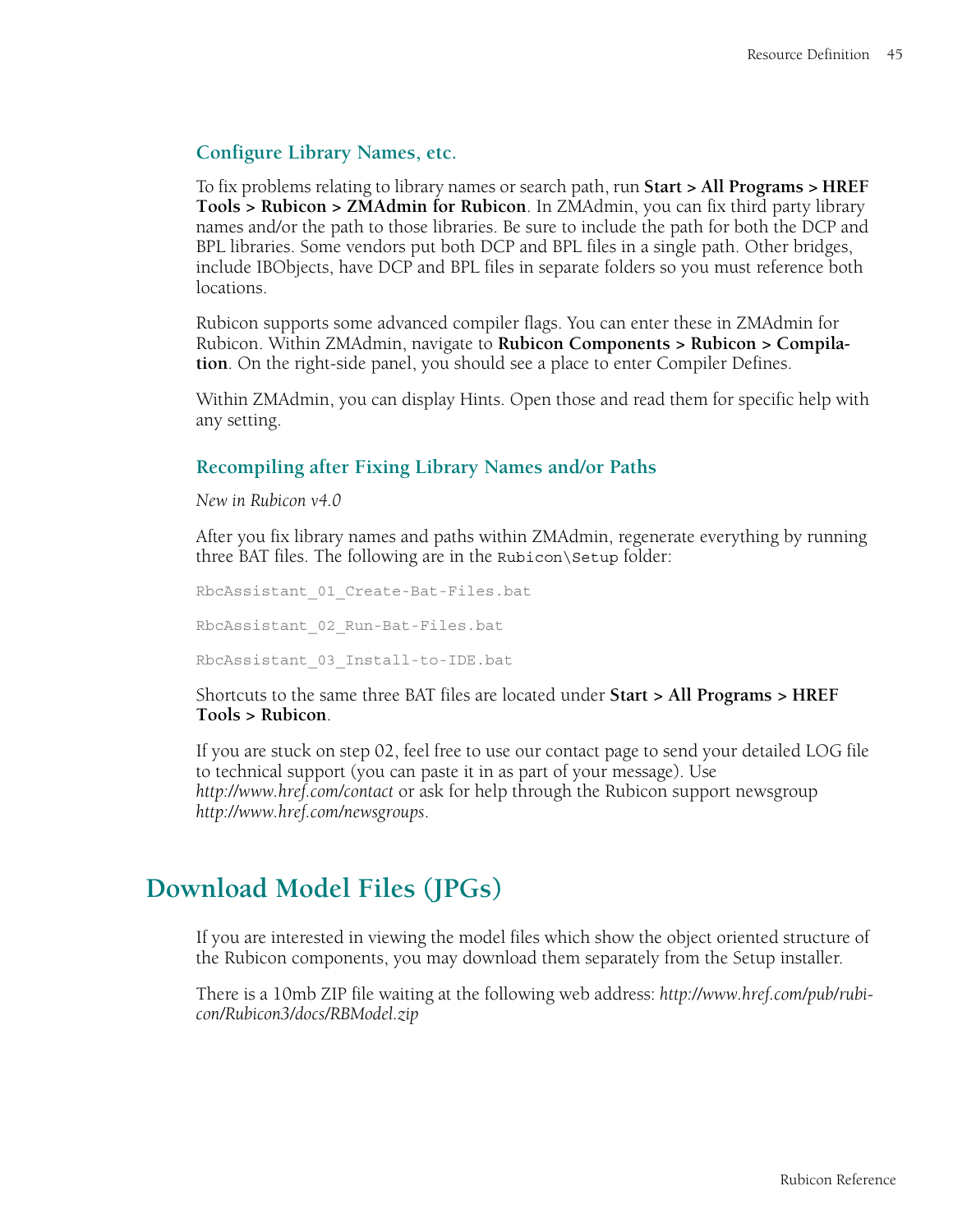### Configure Library Names, etc.

To fix problems relating to library names or search path, run **Start > All Programs > HREF Tools > Rubicon > ZMAdmin for Rubicon**. In ZMAdmin, you can fix third party library names and/or the path to those libraries. Be sure to include the path for both the DCP and BPL libraries. Some vendors put both DCP and BPL files in a single path. Other bridges, include IBObjects, have DCP and BPL files in separate folders so you must reference both locations.

Rubicon supports some advanced compiler flags. You can enter these in ZMAdmin for Rubicon. Within ZMAdmin, navigate to **Rubicon Components > Rubicon > Compilation**. On the right-side panel, you should see a place to enter Compiler Defines.

Within ZMAdmin, you can display Hints. Open those and read them for specific help with any setting.

### Recompiling after Fixing Library Names and/or Paths

*New in Rubicon v4.0*

After you fix library names and paths within ZMAdmin, regenerate everything by running three BAT files. The following are in the `Rubicon\Setup` folder:

```
RbcAssistant_01_Create-Bat-Files.bat

RbcAssistant_02_Run-Bat-Files.bat

RbcAssistant_03_Install-to-IDE.bat
```

Shortcuts to the same three BAT files are located under **Start > All Programs > HREF Tools > Rubicon**.

If you are stuck on step 02, feel free to use our contact page to send your detailed LOG file to technical support (you can paste it in as part of your message). Use *http://www.href.com/contact* or ask for help through the Rubicon support newsgroup *http://www.href.com/newsgroups*.

## Download Model Files (JPGs)

If you are interested in viewing the model files which show the object oriented structure of the Rubicon components, you may download them separately from the Setup installer.

There is a 10mb ZIP file waiting at the following web address: *http://www.href.com/pub/rubicon/Rubicon3/docs/RBModel.zip*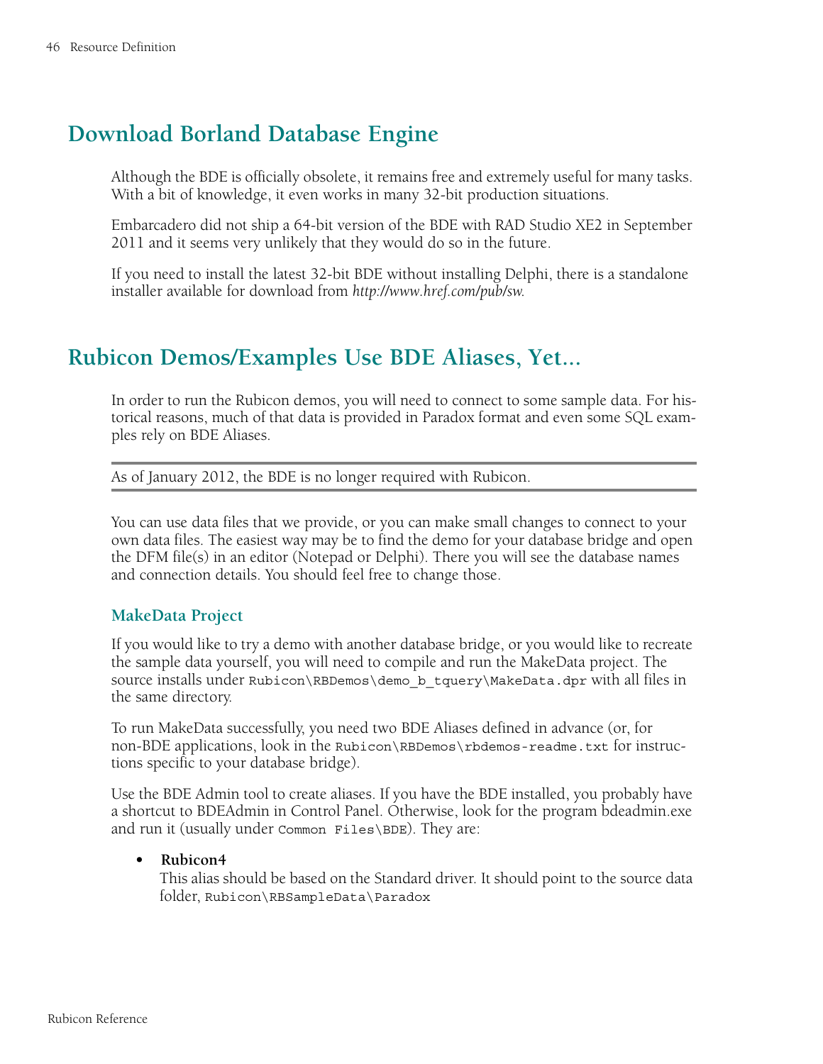## Download Borland Database Engine

Although the BDE is officially obsolete, it remains free and extremely useful for many tasks. With a bit of knowledge, it even works in many 32-bit production situations.

Embarcadero did not ship a 64-bit version of the BDE with RAD Studio XE2 in September 2011 and it seems very unlikely that they would do so in the future.

If you need to install the latest 32-bit BDE without installing Delphi, there is a standalone installer available for download from *http://www.href.com/pub/sw*.

## Rubicon Demos/Examples Use BDE Aliases, Yet...

In order to run the Rubicon demos, you will need to connect to some sample data. For historical reasons, much of that data is provided in Paradox format and even some SQL examples rely on BDE Aliases.

---

As of January 2012, the BDE is no longer required with Rubicon.

---

You can use data files that we provide, or you can make small changes to connect to your own data files. The easiest way may be to find the demo for your database bridge and open the DFM file(s) in an editor (Notepad or Delphi). There you will see the database names and connection details. You should feel free to change those.

### MakeData Project

If you would like to try a demo with another database bridge, or you would like to recreate the sample data yourself, you will need to compile and run the MakeData project. The source installs under `Rubicon\RBDemos\demo_b_tquery\MakeData.dpr` with all files in the same directory.

To run MakeData successfully, you need two BDE Aliases defined in advance (or, for non-BDE applications, look in the `Rubicon\RBDemos\rbdemos-readme.txt` for instructions specific to your database bridge).

Use the BDE Admin tool to create aliases. If you have the BDE installed, you probably have a shortcut to BDEAdmin in Control Panel. Otherwise, look for the program bdeadmin.exe and run it (usually under `Common Files\BDE`). They are:

- **Rubicon4**
  This alias should be based on the Standard driver. It should point to the source data folder, `Rubicon\RBSampleData\Paradox`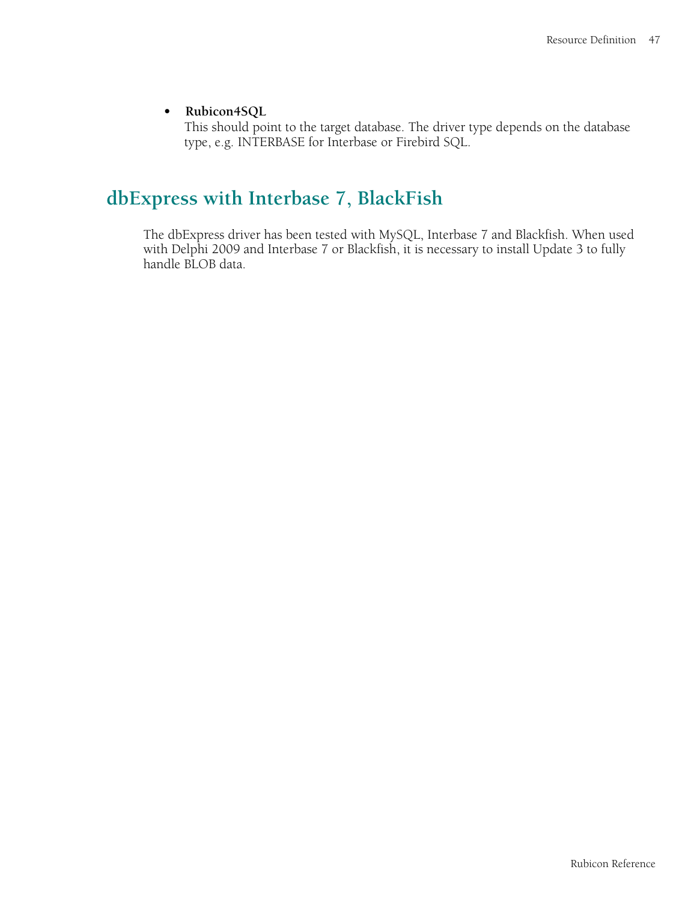- **Rubicon4SQL**
  This should point to the target database. The driver type depends on the database type, e.g. INTERBASE for Interbase or Firebird SQL.

## dbExpress with Interbase 7, BlackFish

The dbExpress driver has been tested with MySQL, Interbase 7 and Blackfish. When used with Delphi 2009 and Interbase 7 or Blackfish, it is necessary to install Update 3 to fully handle BLOB data.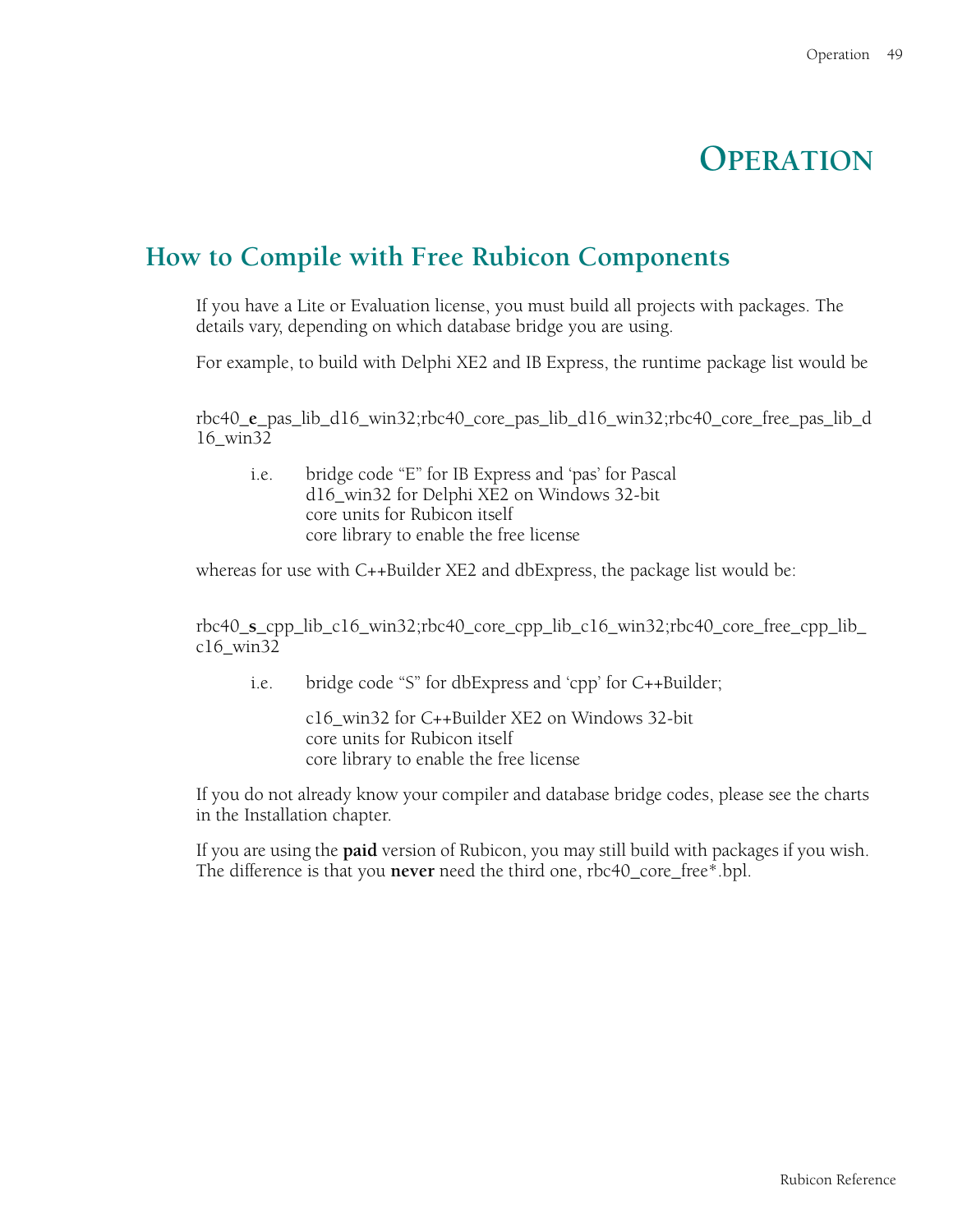# Operation

## How to Compile with Free Rubicon Components

If you have a Lite or Evaluation license, you must build all projects with packages. The details vary, depending on which database bridge you are using.

For example, to build with Delphi XE2 and IB Express, the runtime package list would be

rbc40_**e**_pas_lib_d16_win32;rbc40_core_pas_lib_d16_win32;rbc40_core_free_pas_lib_d16_win32

i.e. bridge code "E" for IB Express and 'pas' for Pascal
d16_win32 for Delphi XE2 on Windows 32-bit
core units for Rubicon itself
core library to enable the free license

whereas for use with C++Builder XE2 and dbExpress, the package list would be:

rbc40_**s**_cpp_lib_c16_win32;rbc40_core_cpp_lib_c16_win32;rbc40_core_free_cpp_lib_c16_win32

i.e. bridge code "S" for dbExpress and 'cpp' for C++Builder;

c16_win32 for C++Builder XE2 on Windows 32-bit
core units for Rubicon itself
core library to enable the free license

If you do not already know your compiler and database bridge codes, please see the charts in the Installation chapter.

If you are using the **paid** version of Rubicon, you may still build with packages if you wish. The difference is that you **never** need the third one, rbc40_core_free*.bpl.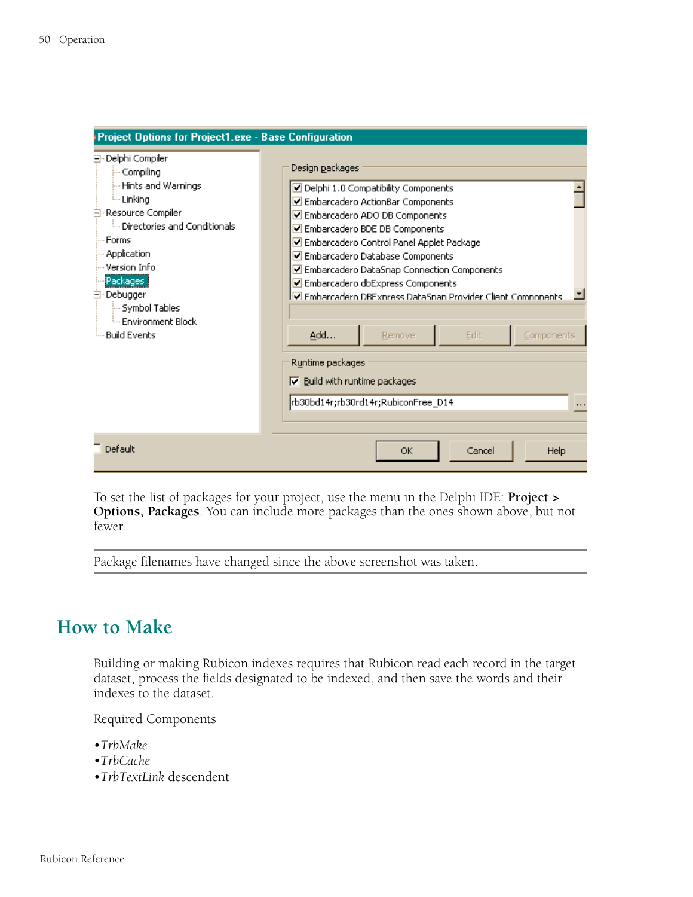To set the list of packages for your project, use the menu in the Delphi IDE: **Project > Options**, **Packages**. You can include more packages than the ones shown above, but not fewer.

---

Package filenames have changed since the above screenshot was taken.

---

## How to Make

Building or making Rubicon indexes requires that Rubicon read each record in the target dataset, process the fields designated to be indexed, and then save the words and their indexes to the dataset.

Required Components

- *TrbMake*
- *TrbCache*
- *TrbTextLink* descendent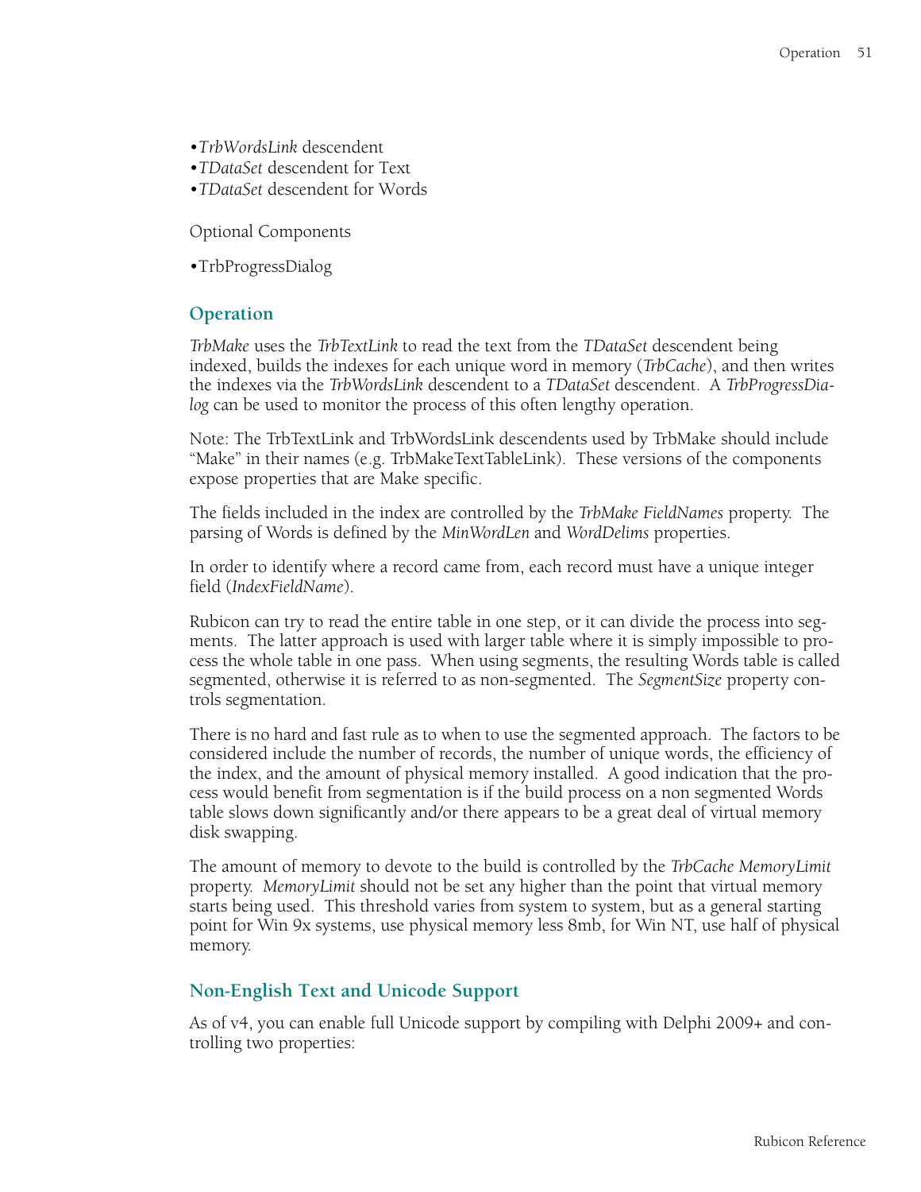•*TrbWordsLink* descendent
•*TDataSet* descendent for Text
•*TDataSet* descendent for Words

Optional Components

•TrbProgressDialog

## Operation

*TrbMake* uses the *TrbTextLink* to read the text from the *TDataSet* descendent being indexed, builds the indexes for each unique word in memory (*TrbCache*), and then writes the indexes via the *TrbWordsLink* descendent to a *TDataSet* descendent. A *TrbProgressDialog* can be used to monitor the process of this often lengthy operation.

Note: The TrbTextLink and TrbWordsLink descendents used by TrbMake should include "Make" in their names (e.g. TrbMakeTextTableLink). These versions of the components expose properties that are Make specific.

The fields included in the index are controlled by the *TrbMake FieldNames* property. The parsing of Words is defined by the *MinWordLen* and *WordDelims* properties.

In order to identify where a record came from, each record must have a unique integer field (*IndexFieldName*).

Rubicon can try to read the entire table in one step, or it can divide the process into segments. The latter approach is used with larger table where it is simply impossible to process the whole table in one pass. When using segments, the resulting Words table is called segmented, otherwise it is referred to as non-segmented. The *SegmentSize* property controls segmentation.

There is no hard and fast rule as to when to use the segmented approach. The factors to be considered include the number of records, the number of unique words, the efficiency of the index, and the amount of physical memory installed. A good indication that the process would benefit from segmentation is if the build process on a non segmented Words table slows down significantly and/or there appears to be a great deal of virtual memory disk swapping.

The amount of memory to devote to the build is controlled by the *TrbCache MemoryLimit* property. *MemoryLimit* should not be set any higher than the point that virtual memory starts being used. This threshold varies from system to system, but as a general starting point for Win 9x systems, use physical memory less 8mb, for Win NT, use half of physical memory.

## Non-English Text and Unicode Support

As of v4, you can enable full Unicode support by compiling with Delphi 2009+ and controlling two properties: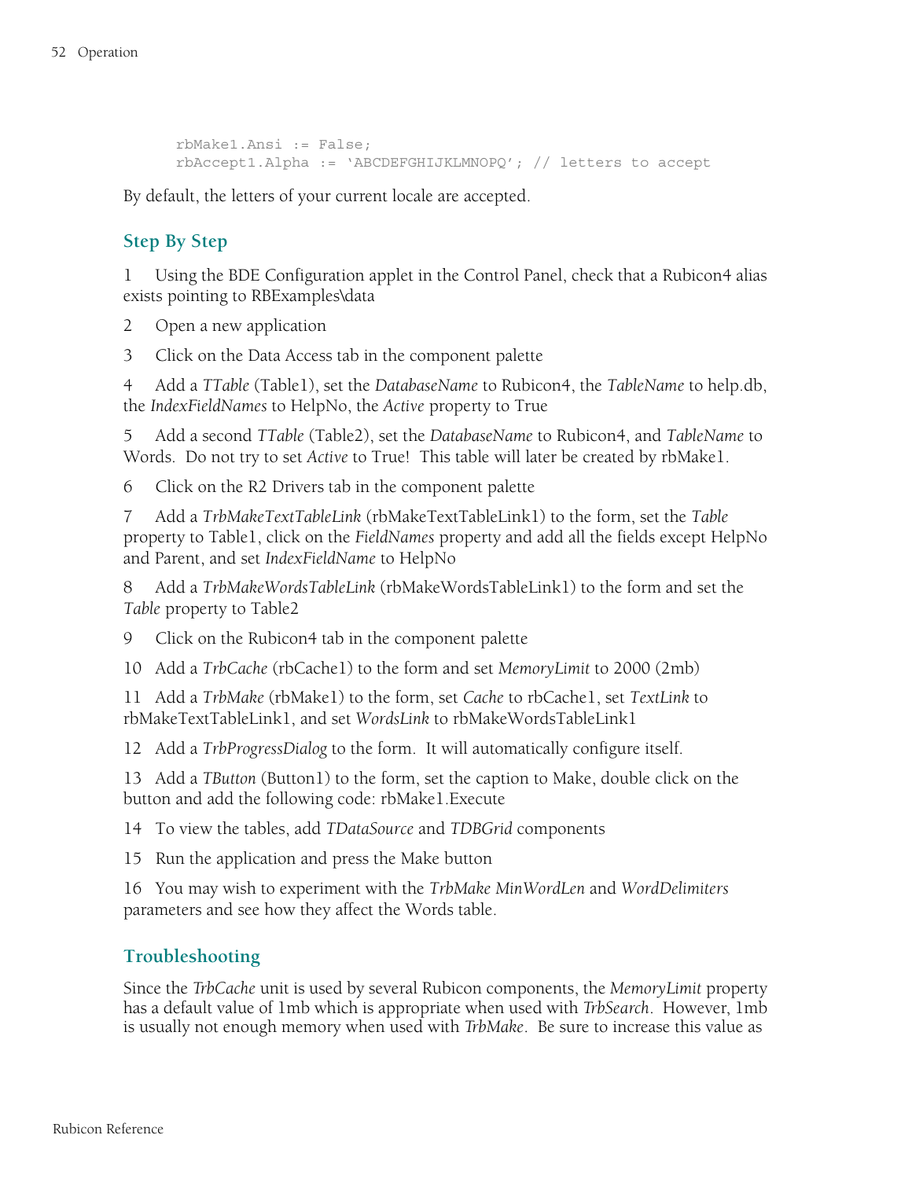```
rbMake1.Ansi := False;
rbAccept1.Alpha := 'ABCDEFGHIJKLMNOPQ'; // letters to accept
```

By default, the letters of your current locale are accepted.

## Step By Step

1 Using the BDE Configuration applet in the Control Panel, check that a Rubicon4 alias exists pointing to RBExamples\data

2 Open a new application

3 Click on the Data Access tab in the component palette

4 Add a *TTable* (Table1), set the *DatabaseName* to Rubicon4, the *TableName* to help.db, the *IndexFieldNames* to HelpNo, the *Active* property to True

5 Add a second *TTable* (Table2), set the *DatabaseName* to Rubicon4, and *TableName* to Words. Do not try to set *Active* to True! This table will later be created by rbMake1.

6 Click on the R2 Drivers tab in the component palette

7 Add a *TrbMakeTextTableLink* (rbMakeTextTableLink1) to the form, set the *Table* property to Table1, click on the *FieldNames* property and add all the fields except HelpNo and Parent, and set *IndexFieldName* to HelpNo

8 Add a *TrbMakeWordsTableLink* (rbMakeWordsTableLink1) to the form and set the *Table* property to Table2

9 Click on the Rubicon4 tab in the component palette

10 Add a *TrbCache* (rbCache1) to the form and set *MemoryLimit* to 2000 (2mb)

11 Add a *TrbMake* (rbMake1) to the form, set *Cache* to rbCache1, set *TextLink* to rbMakeTextTableLink1, and set *WordsLink* to rbMakeWordsTableLink1

12 Add a *TrbProgressDialog* to the form. It will automatically configure itself.

13 Add a *TButton* (Button1) to the form, set the caption to Make, double click on the button and add the following code: rbMake1.Execute

14 To view the tables, add *TDataSource* and *TDBGrid* components

15 Run the application and press the Make button

16 You may wish to experiment with the *TrbMake MinWordLen* and *WordDelimiters* parameters and see how they affect the Words table.

## Troubleshooting

Since the *TrbCache* unit is used by several Rubicon components, the *MemoryLimit* property has a default value of 1mb which is appropriate when used with *TrbSearch*. However, 1mb is usually not enough memory when used with *TrbMake*. Be sure to increase this value as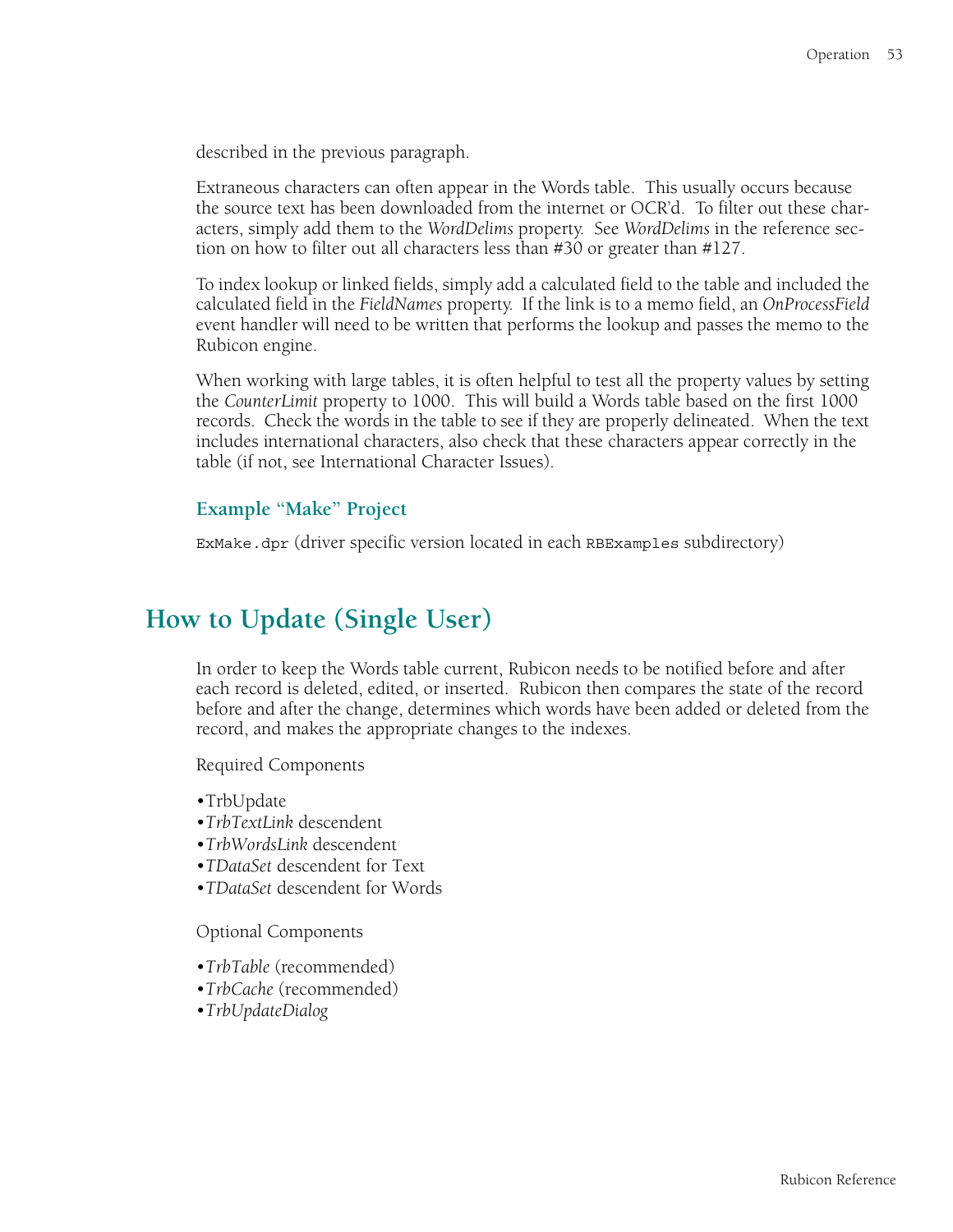described in the previous paragraph.

Extraneous characters can often appear in the Words table. This usually occurs because the source text has been downloaded from the internet or OCR'd. To filter out these characters, simply add them to the *WordDelims* property. See *WordDelims* in the reference section on how to filter out all characters less than #30 or greater than #127.

To index lookup or linked fields, simply add a calculated field to the table and included the calculated field in the *FieldNames* property. If the link is to a memo field, an *OnProcessField* event handler will need to be written that performs the lookup and passes the memo to the Rubicon engine.

When working with large tables, it is often helpful to test all the property values by setting the *CounterLimit* property to 1000. This will build a Words table based on the first 1000 records. Check the words in the table to see if they are properly delineated. When the text includes international characters, also check that these characters appear correctly in the table (if not, see International Character Issues).

### Example "Make" Project

`ExMake.dpr` (driver specific version located in each `RBExamples` subdirectory)

## How to Update (Single User)

In order to keep the Words table current, Rubicon needs to be notified before and after each record is deleted, edited, or inserted. Rubicon then compares the state of the record before and after the change, determines which words have been added or deleted from the record, and makes the appropriate changes to the indexes.

Required Components

- TrbUpdate
- *TrbTextLink* descendent
- *TrbWordsLink* descendent
- *TDataSet* descendent for Text
- *TDataSet* descendent for Words

Optional Components

- *TrbTable* (recommended)
- *TrbCache* (recommended)
- *TrbUpdateDialog*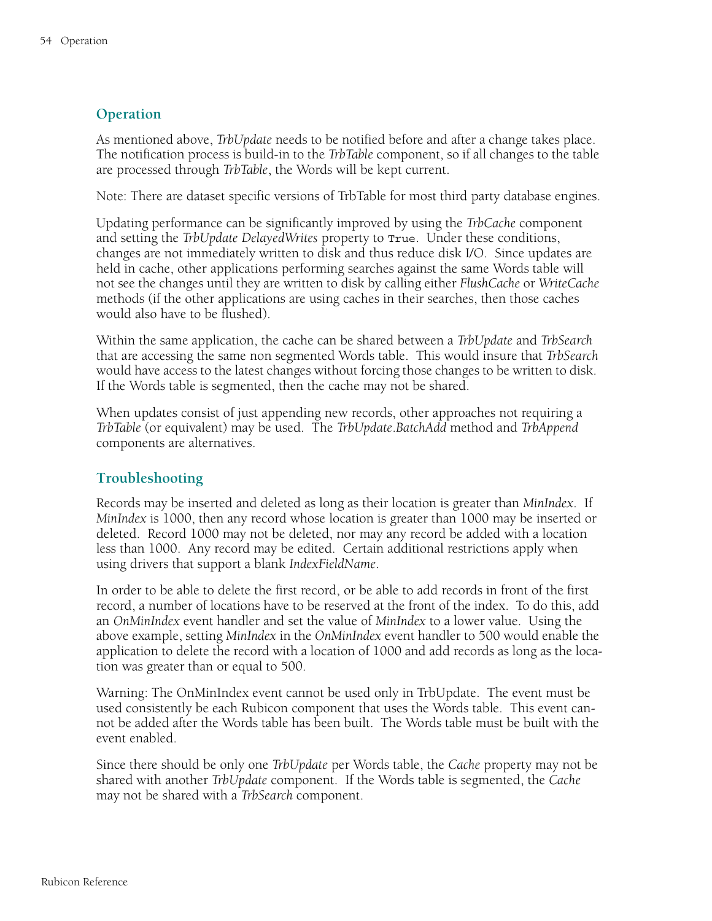## Operation

As mentioned above, *TrbUpdate* needs to be notified before and after a change takes place. The notification process is build-in to the *TrbTable* component, so if all changes to the table are processed through *TrbTable*, the Words will be kept current.

Note: There are dataset specific versions of TrbTable for most third party database engines.

Updating performance can be significantly improved by using the *TrbCache* component and setting the *TrbUpdate DelayedWrites* property to `True`. Under these conditions, changes are not immediately written to disk and thus reduce disk I/O. Since updates are held in cache, other applications performing searches against the same Words table will not see the changes until they are written to disk by calling either *FlushCache* or *WriteCache* methods (if the other applications are using caches in their searches, then those caches would also have to be flushed).

Within the same application, the cache can be shared between a *TrbUpdate* and *TrbSearch* that are accessing the same non segmented Words table. This would insure that *TrbSearch* would have access to the latest changes without forcing those changes to be written to disk. If the Words table is segmented, then the cache may not be shared.

When updates consist of just appending new records, other approaches not requiring a *TrbTable* (or equivalent) may be used. The *TrbUpdate.BatchAdd* method and *TrbAppend* components are alternatives.

## Troubleshooting

Records may be inserted and deleted as long as their location is greater than *MinIndex*. If *MinIndex* is 1000, then any record whose location is greater than 1000 may be inserted or deleted. Record 1000 may not be deleted, nor may any record be added with a location less than 1000. Any record may be edited. Certain additional restrictions apply when using drivers that support a blank *IndexFieldName*.

In order to be able to delete the first record, or be able to add records in front of the first record, a number of locations have to be reserved at the front of the index. To do this, add an *OnMinIndex* event handler and set the value of *MinIndex* to a lower value. Using the above example, setting *MinIndex* in the *OnMinIndex* event handler to 500 would enable the application to delete the record with a location of 1000 and add records as long as the location was greater than or equal to 500.

Warning: The OnMinIndex event cannot be used only in TrbUpdate. The event must be used consistently be each Rubicon component that uses the Words table. This event cannot be added after the Words table has been built. The Words table must be built with the event enabled.

Since there should be only one *TrbUpdate* per Words table, the *Cache* property may not be shared with another *TrbUpdate* component. If the Words table is segmented, the *Cache* may not be shared with a *TrbSearch* component.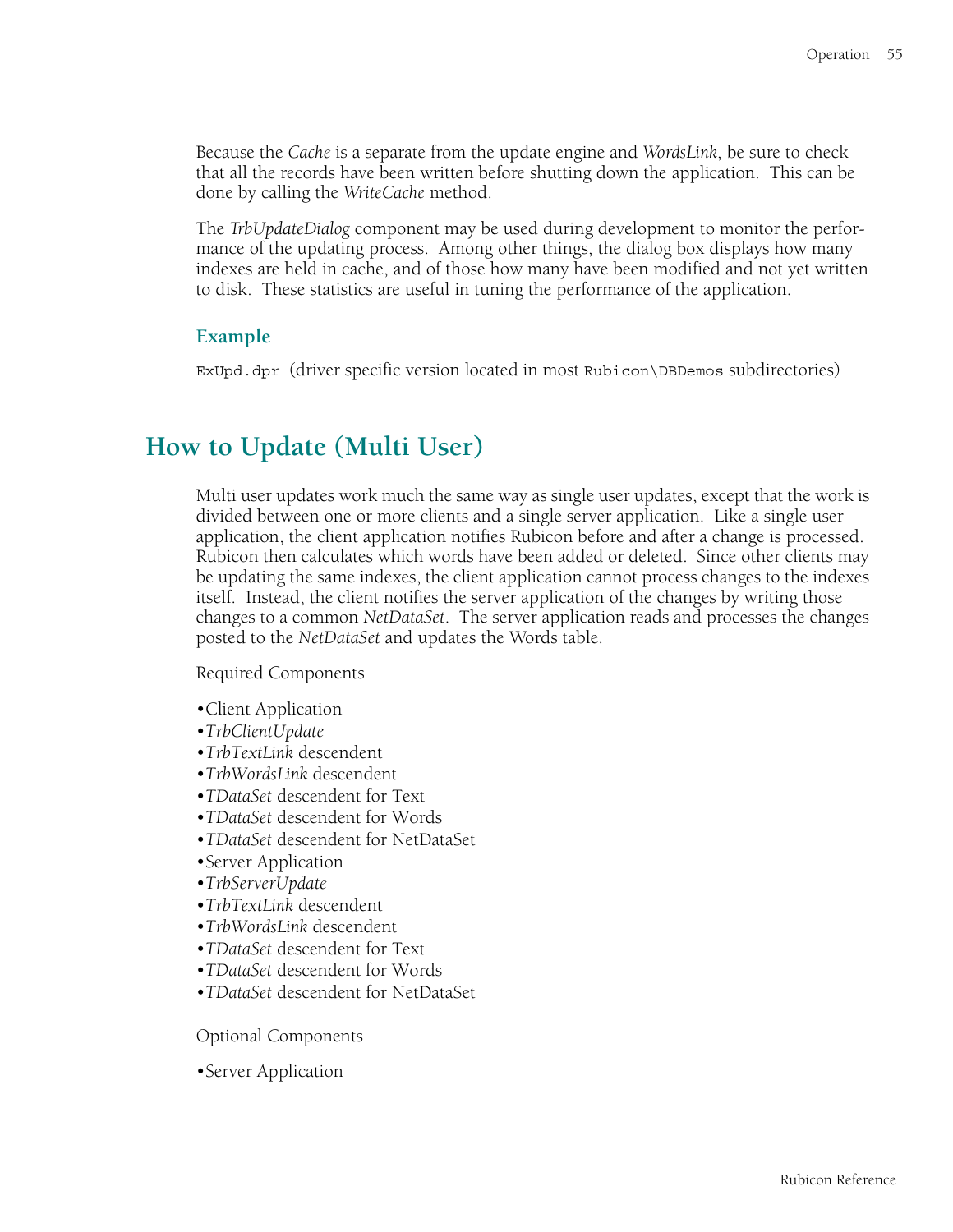Because the *Cache* is a separate from the update engine and *WordsLink*, be sure to check that all the records have been written before shutting down the application. This can be done by calling the *WriteCache* method.

The *TrbUpdateDialog* component may be used during development to monitor the performance of the updating process. Among other things, the dialog box displays how many indexes are held in cache, and of those how many have been modified and not yet written to disk. These statistics are useful in tuning the performance of the application.

### Example

`ExUpd.dpr` (driver specific version located in most `Rubicon\DBDemos` subdirectories)

## How to Update (Multi User)

Multi user updates work much the same way as single user updates, except that the work is divided between one or more clients and a single server application. Like a single user application, the client application notifies Rubicon before and after a change is processed. Rubicon then calculates which words have been added or deleted. Since other clients may be updating the same indexes, the client application cannot process changes to the indexes itself. Instead, the client notifies the server application of the changes by writing those changes to a common *NetDataSet*. The server application reads and processes the changes posted to the *NetDataSet* and updates the Words table.

Required Components

- Client Application
- *TrbClientUpdate*
- *TrbTextLink* descendent
- *TrbWordsLink* descendent
- *TDataSet* descendent for Text
- *TDataSet* descendent for Words
- *TDataSet* descendent for NetDataSet
- Server Application
- *TrbServerUpdate*
- *TrbTextLink* descendent
- *TrbWordsLink* descendent
- *TDataSet* descendent for Text
- *TDataSet* descendent for Words
- *TDataSet* descendent for NetDataSet

Optional Components

- Server Application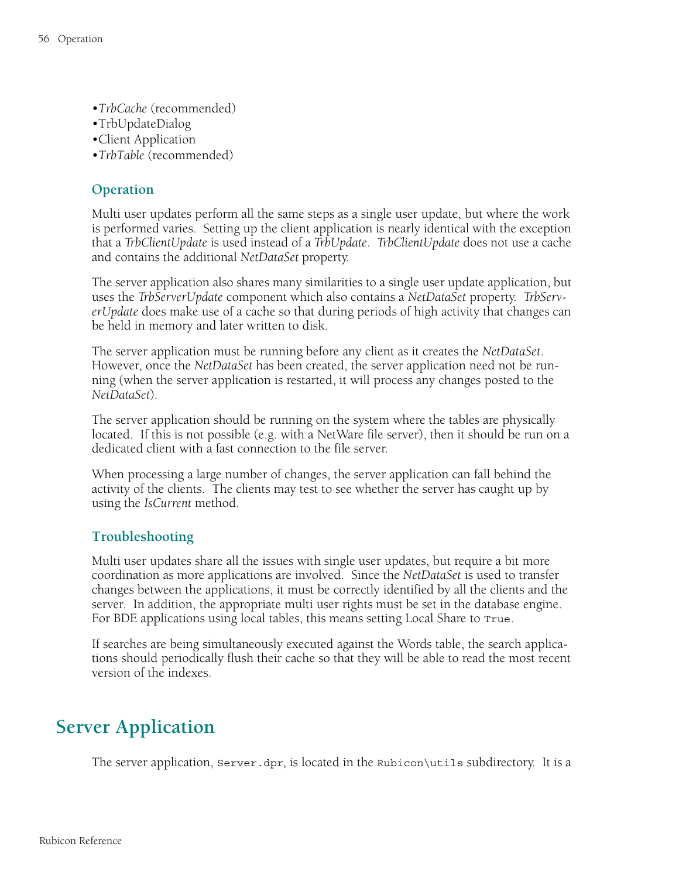- *TrbCache* (recommended)
- TrbUpdateDialog
- Client Application
- *TrbTable* (recommended)

### Operation

Multi user updates perform all the same steps as a single user update, but where the work is performed varies. Setting up the client application is nearly identical with the exception that a *TrbClientUpdate* is used instead of a *TrbUpdate*. *TrbClientUpdate* does not use a cache and contains the additional *NetDataSet* property.

The server application also shares many similarities to a single user update application, but uses the *TrbServerUpdate* component which also contains a *NetDataSet* property. *TrbServerUpdate* does make use of a cache so that during periods of high activity that changes can be held in memory and later written to disk.

The server application must be running before any client as it creates the *NetDataSet*. However, once the *NetDataSet* has been created, the server application need not be running (when the server application is restarted, it will process any changes posted to the *NetDataSet*).

The server application should be running on the system where the tables are physically located. If this is not possible (e.g. with a NetWare file server), then it should be run on a dedicated client with a fast connection to the file server.

When processing a large number of changes, the server application can fall behind the activity of the clients. The clients may test to see whether the server has caught up by using the *IsCurrent* method.

### Troubleshooting

Multi user updates share all the issues with single user updates, but require a bit more coordination as more applications are involved. Since the *NetDataSet* is used to transfer changes between the applications, it must be correctly identified by all the clients and the server. In addition, the appropriate multi user rights must be set in the database engine. For BDE applications using local tables, this means setting Local Share to `True`.

If searches are being simultaneously executed against the Words table, the search applications should periodically flush their cache so that they will be able to read the most recent version of the indexes.

## Server Application

The server application, `Server.dpr`, is located in the `Rubicon\utils` subdirectory. It is a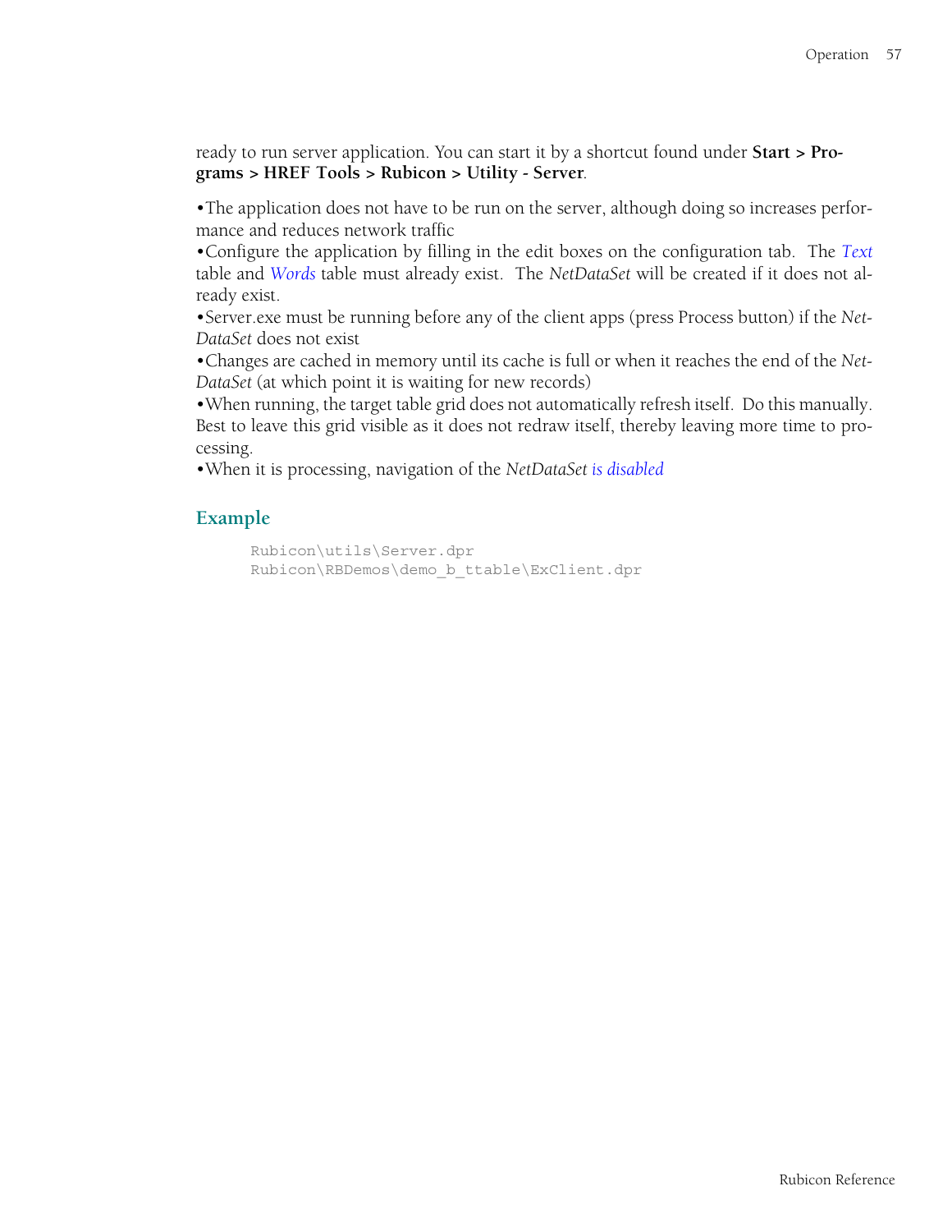ready to run server application. You can start it by a shortcut found under **Start > Programs > HREF Tools > Rubicon > Utility - Server**.

•The application does not have to be run on the server, although doing so increases performance and reduces network traffic
•Configure the application by filling in the edit boxes on the configuration tab. The *Text* table and *Words* table must already exist. The *NetDataSet* will be created if it does not already exist.
•Server.exe must be running before any of the client apps (press Process button) if the *NetDataSet* does not exist
•Changes are cached in memory until its cache is full or when it reaches the end of the *NetDataSet* (at which point it is waiting for new records)
•When running, the target table grid does not automatically refresh itself. Do this manually. Best to leave this grid visible as it does not redraw itself, thereby leaving more time to processing.
•When it is processing, navigation of the *NetDataSet is disabled*

## Example

```
Rubicon\utils\Server.dpr
Rubicon\RBDemos\demo_b_ttable\ExClient.dpr
```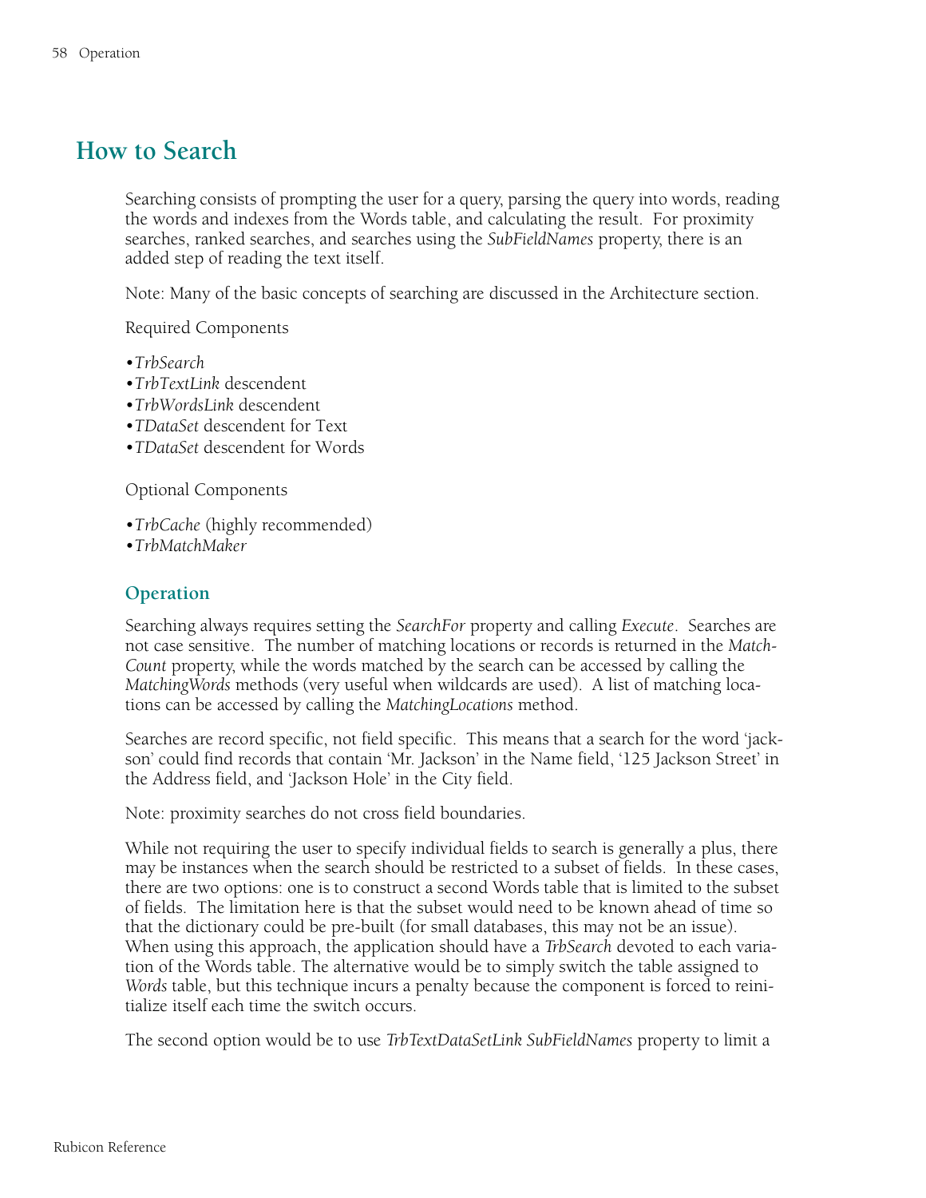# How to Search

Searching consists of prompting the user for a query, parsing the query into words, reading the words and indexes from the Words table, and calculating the result. For proximity searches, ranked searches, and searches using the *SubFieldNames* property, there is an added step of reading the text itself.

Note: Many of the basic concepts of searching are discussed in the Architecture section.

Required Components

- *TrbSearch*
- *TrbTextLink* descendent
- *TrbWordsLink* descendent
- *TDataSet* descendent for Text
- *TDataSet* descendent for Words

Optional Components

- *TrbCache* (highly recommended)
- *TrbMatchMaker*

## Operation

Searching always requires setting the *SearchFor* property and calling *Execute*. Searches are not case sensitive. The number of matching locations or records is returned in the *MatchCount* property, while the words matched by the search can be accessed by calling the *MatchingWords* methods (very useful when wildcards are used). A list of matching locations can be accessed by calling the *MatchingLocations* method.

Searches are record specific, not field specific. This means that a search for the word 'jackson' could find records that contain 'Mr. Jackson' in the Name field, '125 Jackson Street' in the Address field, and 'Jackson Hole' in the City field.

Note: proximity searches do not cross field boundaries.

While not requiring the user to specify individual fields to search is generally a plus, there may be instances when the search should be restricted to a subset of fields. In these cases, there are two options: one is to construct a second Words table that is limited to the subset of fields. The limitation here is that the subset would need to be known ahead of time so that the dictionary could be pre-built (for small databases, this may not be an issue). When using this approach, the application should have a *TrbSearch* devoted to each variation of the Words table. The alternative would be to simply switch the table assigned to *Words* table, but this technique incurs a penalty because the component is forced to reinitialize itself each time the switch occurs.

The second option would be to use *TrbTextDataSetLink SubFieldNames* property to limit a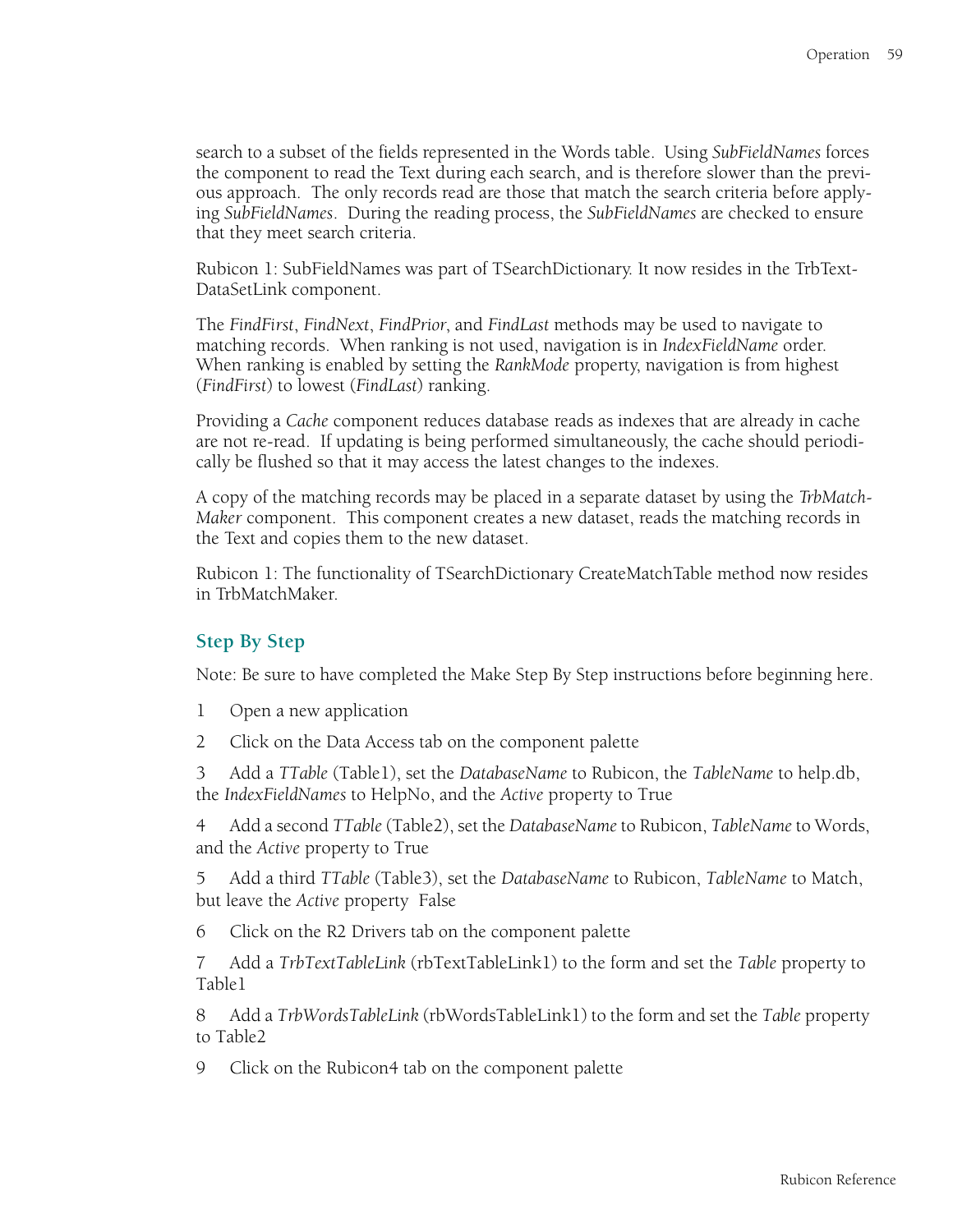search to a subset of the fields represented in the Words table. Using *SubFieldNames* forces the component to read the Text during each search, and is therefore slower than the previous approach. The only records read are those that match the search criteria before applying *SubFieldNames*. During the reading process, the *SubFieldNames* are checked to ensure that they meet search criteria.

Rubicon 1: SubFieldNames was part of TSearchDictionary. It now resides in the TrbTextDataSetLink component.

The *FindFirst*, *FindNext*, *FindPrior*, and *FindLast* methods may be used to navigate to matching records. When ranking is not used, navigation is in *IndexFieldName* order. When ranking is enabled by setting the *RankMode* property, navigation is from highest (*FindFirst*) to lowest (*FindLast*) ranking.

Providing a *Cache* component reduces database reads as indexes that are already in cache are not re-read. If updating is being performed simultaneously, the cache should periodically be flushed so that it may access the latest changes to the indexes.

A copy of the matching records may be placed in a separate dataset by using the *TrbMatchMaker* component. This component creates a new dataset, reads the matching records in the Text and copies them to the new dataset.

Rubicon 1: The functionality of TSearchDictionary CreateMatchTable method now resides in TrbMatchMaker.

## Step By Step

Note: Be sure to have completed the Make Step By Step instructions before beginning here.

1 Open a new application

2 Click on the Data Access tab on the component palette

3 Add a *TTable* (Table1), set the *DatabaseName* to Rubicon, the *TableName* to help.db, the *IndexFieldNames* to HelpNo, and the *Active* property to True

4 Add a second *TTable* (Table2), set the *DatabaseName* to Rubicon, *TableName* to Words, and the *Active* property to True

5 Add a third *TTable* (Table3), set the *DatabaseName* to Rubicon, *TableName* to Match, but leave the *Active* property False

6 Click on the R2 Drivers tab on the component palette

7 Add a *TrbTextTableLink* (rbTextTableLink1) to the form and set the *Table* property to Table1

8 Add a *TrbWordsTableLink* (rbWordsTableLink1) to the form and set the *Table* property to Table2

9 Click on the Rubicon4 tab on the component palette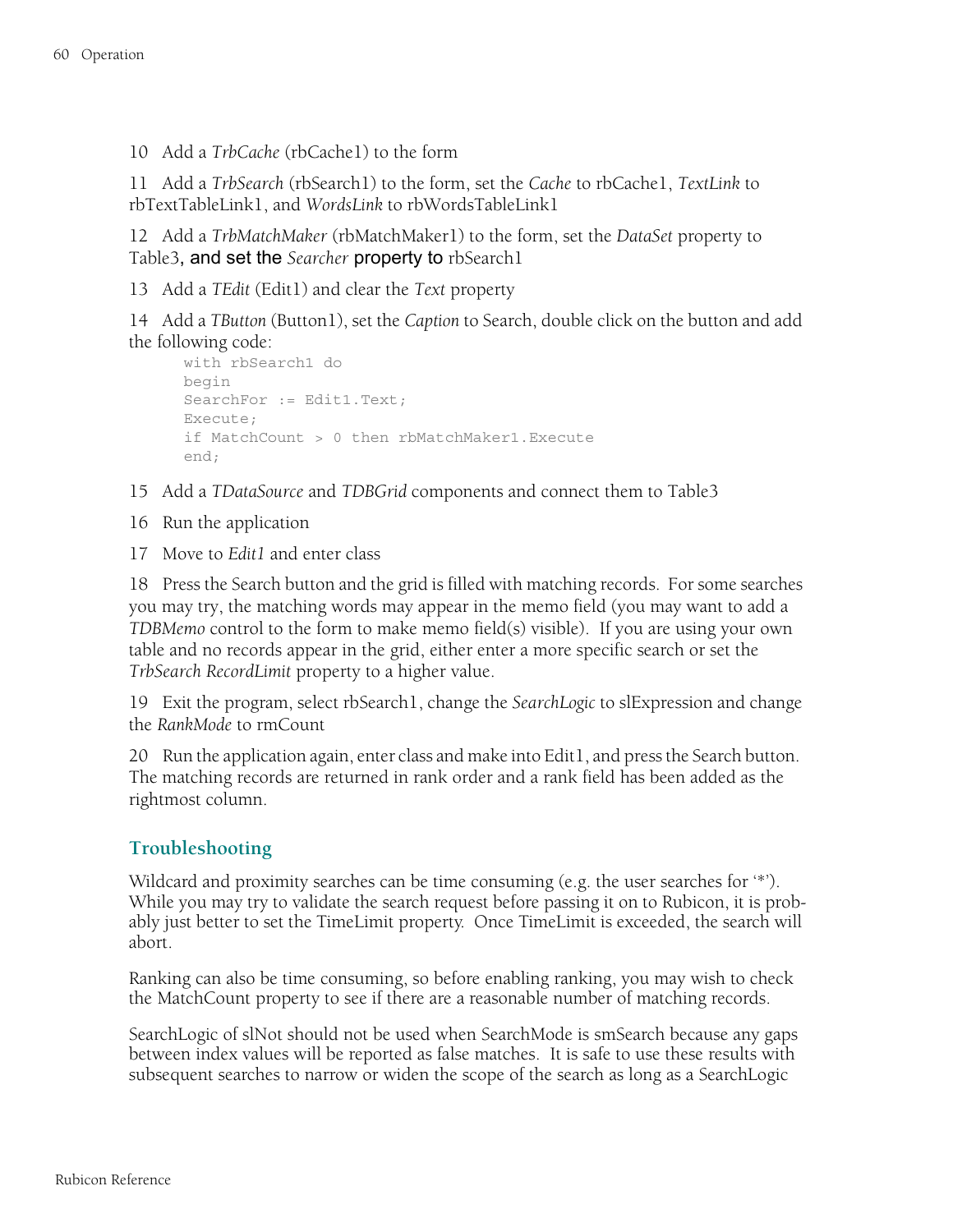10 Add a *TrbCache* (rbCache1) to the form

11 Add a *TrbSearch* (rbSearch1) to the form, set the *Cache* to rbCache1, *TextLink* to rbTextTableLink1, and *WordsLink* to rbWordsTableLink1

12 Add a *TrbMatchMaker* (rbMatchMaker1) to the form, set the *DataSet* property to Table3, and set the *Searcher* property to rbSearch1

13 Add a *TEdit* (Edit1) and clear the *Text* property

14 Add a *TButton* (Button1), set the *Caption* to Search, double click on the button and add the following code:

```
with rbSearch1 do
begin
SearchFor := Edit1.Text;
Execute;
if MatchCount > 0 then rbMatchMaker1.Execute
end;
```

15 Add a *TDataSource* and *TDBGrid* components and connect them to Table3

16 Run the application

17 Move to *Edit1* and enter class

18 Press the Search button and the grid is filled with matching records. For some searches you may try, the matching words may appear in the memo field (you may want to add a *TDBMemo* control to the form to make memo field(s) visible). If you are using your own table and no records appear in the grid, either enter a more specific search or set the *TrbSearch RecordLimit* property to a higher value.

19 Exit the program, select rbSearch1, change the *SearchLogic* to slExpression and change the *RankMode* to rmCount

20 Run the application again, enter class and make into Edit1, and press the Search button. The matching records are returned in rank order and a rank field has been added as the rightmost column.

## Troubleshooting

Wildcard and proximity searches can be time consuming (e.g. the user searches for '*'). While you may try to validate the search request before passing it on to Rubicon, it is probably just better to set the TimeLimit property. Once TimeLimit is exceeded, the search will abort.

Ranking can also be time consuming, so before enabling ranking, you may wish to check the MatchCount property to see if there are a reasonable number of matching records.

SearchLogic of slNot should not be used when SearchMode is smSearch because any gaps between index values will be reported as false matches. It is safe to use these results with subsequent searches to narrow or widen the scope of the search as long as a SearchLogic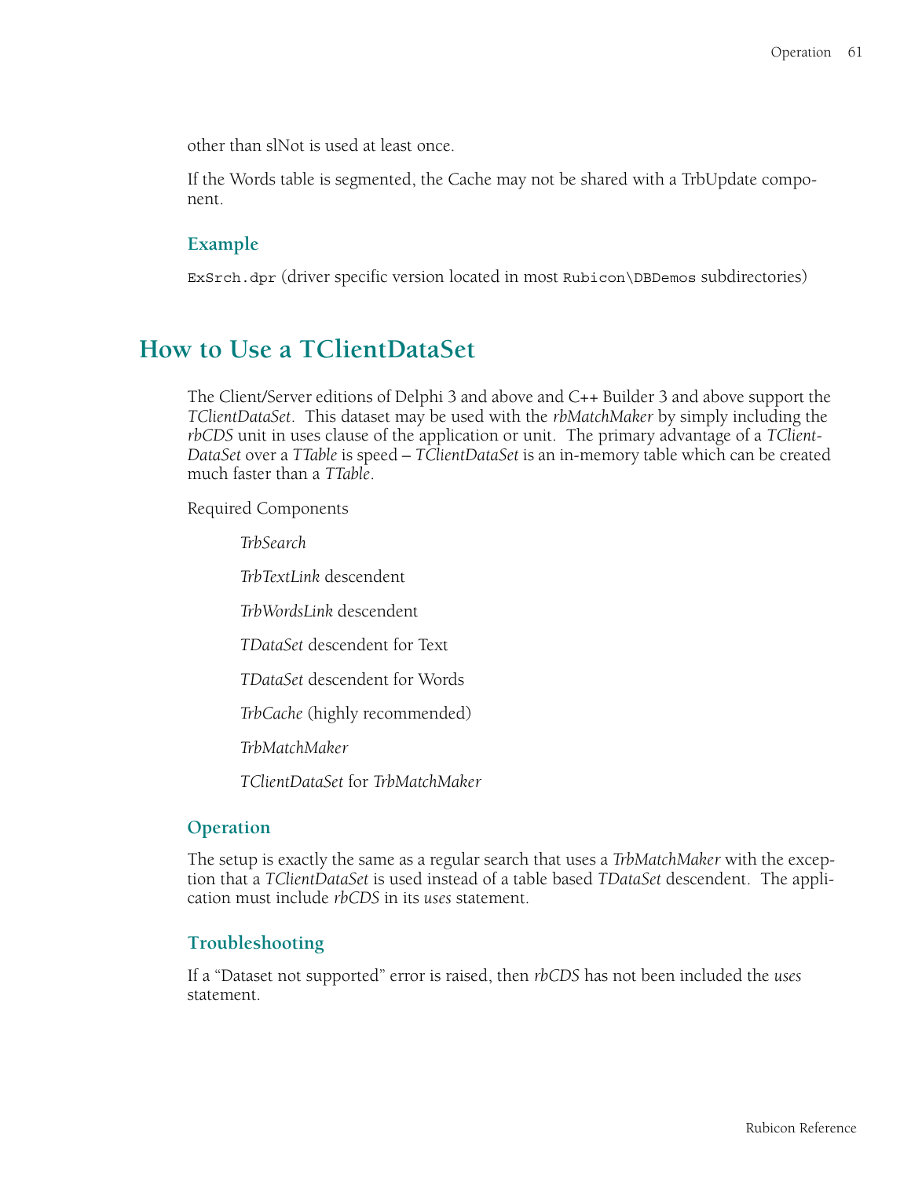other than slNot is used at least once.

If the Words table is segmented, the Cache may not be shared with a TrbUpdate component.

### Example

`ExSrch.dpr` (driver specific version located in most `Rubicon\DBDemos` subdirectories)

## How to Use a TClientDataSet

The Client/Server editions of Delphi 3 and above and C++ Builder 3 and above support the *TClientDataSet*. This dataset may be used with the *rbMatchMaker* by simply including the *rbCDS* unit in uses clause of the application or unit. The primary advantage of a *TClientDataSet* over a *TTable* is speed – *TClientDataSet* is an in-memory table which can be created much faster than a *TTable*.

Required Components

- *TrbSearch*
- *TrbTextLink* descendent
- *TrbWordsLink* descendent
- *TDataSet* descendent for Text
- *TDataSet* descendent for Words
- *TrbCache* (highly recommended)
- *TrbMatchMaker*
- *TClientDataSet* for *TrbMatchMaker*

### Operation

The setup is exactly the same as a regular search that uses a *TrbMatchMaker* with the exception that a *TClientDataSet* is used instead of a table based *TDataSet* descendent. The application must include *rbCDS* in its *uses* statement.

### Troubleshooting

If a “Dataset not supported” error is raised, then *rbCDS* has not been included the *uses* statement.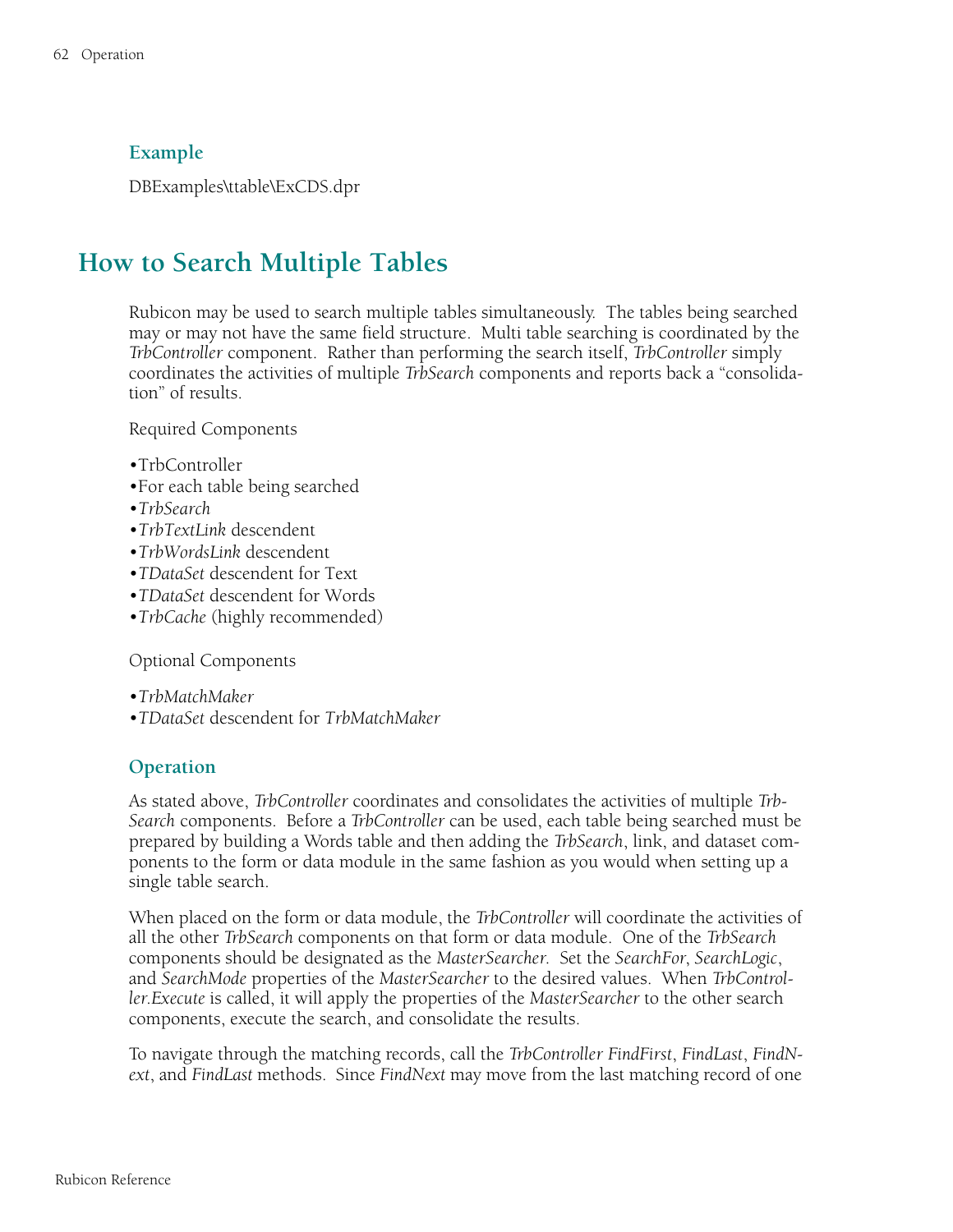### Example

DBExamples\ttable\ExCDS.dpr

## How to Search Multiple Tables

Rubicon may be used to search multiple tables simultaneously. The tables being searched may or may not have the same field structure. Multi table searching is coordinated by the *TrbController* component. Rather than performing the search itself, *TrbController* simply coordinates the activities of multiple *TrbSearch* components and reports back a "consolidation" of results.

Required Components

- TrbController
- For each table being searched
- *TrbSearch*
- *TrbTextLink* descendent
- *TrbWordsLink* descendent
- *TDataSet* descendent for Text
- *TDataSet* descendent for Words
- *TrbCache* (highly recommended)

Optional Components

- *TrbMatchMaker*
- *TDataSet* descendent for *TrbMatchMaker*

### Operation

As stated above, *TrbController* coordinates and consolidates the activities of multiple *TrbSearch* components. Before a *TrbController* can be used, each table being searched must be prepared by building a Words table and then adding the *TrbSearch*, link, and dataset components to the form or data module in the same fashion as you would when setting up a single table search.

When placed on the form or data module, the *TrbController* will coordinate the activities of all the other *TrbSearch* components on that form or data module. One of the *TrbSearch* components should be designated as the *MasterSearcher.* Set the *SearchFor*, *SearchLogic*, and *SearchMode* properties of the *MasterSearcher* to the desired values. When *TrbController.Execute* is called, it will apply the properties of the *MasterSearcher* to the other search components, execute the search, and consolidate the results.

To navigate through the matching records, call the *TrbController FindFirst*, *FindLast*, *FindNext*, and *FindLast* methods. Since *FindNext* may move from the last matching record of one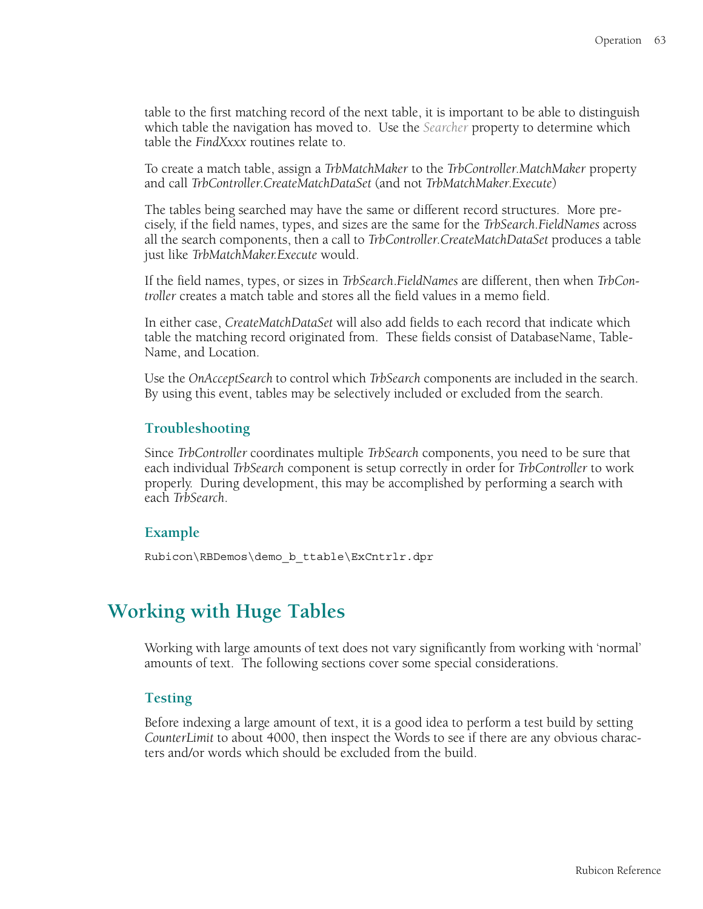table to the first matching record of the next table, it is important to be able to distinguish which table the navigation has moved to. Use the *Searcher* property to determine which table the *FindXxxx* routines relate to.

To create a match table, assign a *TrbMatchMaker* to the *TrbController.MatchMaker* property and call *TrbController.CreateMatchDataSet* (and not *TrbMatchMaker.Execute*)

The tables being searched may have the same or different record structures. More precisely, if the field names, types, and sizes are the same for the *TrbSearch.FieldNames* across all the search components, then a call to *TrbController.CreateMatchDataSet* produces a table just like *TrbMatchMaker.Execute* would.

If the field names, types, or sizes in *TrbSearch.FieldNames* are different, then when *TrbController* creates a match table and stores all the field values in a memo field.

In either case, *CreateMatchDataSet* will also add fields to each record that indicate which table the matching record originated from. These fields consist of DatabaseName, TableName, and Location.

Use the *OnAcceptSearch* to control which *TrbSearch* components are included in the search. By using this event, tables may be selectively included or excluded from the search.

### Troubleshooting

Since *TrbController* coordinates multiple *TrbSearch* components, you need to be sure that each individual *TrbSearch* component is setup correctly in order for *TrbController* to work properly. During development, this may be accomplished by performing a search with each *TrbSearch*.

### Example

```
Rubicon\RBDemos\demo_b_ttable\ExCntrlr.dpr
```

## Working with Huge Tables

Working with large amounts of text does not vary significantly from working with 'normal' amounts of text. The following sections cover some special considerations.

### Testing

Before indexing a large amount of text, it is a good idea to perform a test build by setting *CounterLimit* to about 4000, then inspect the Words to see if there are any obvious characters and/or words which should be excluded from the build.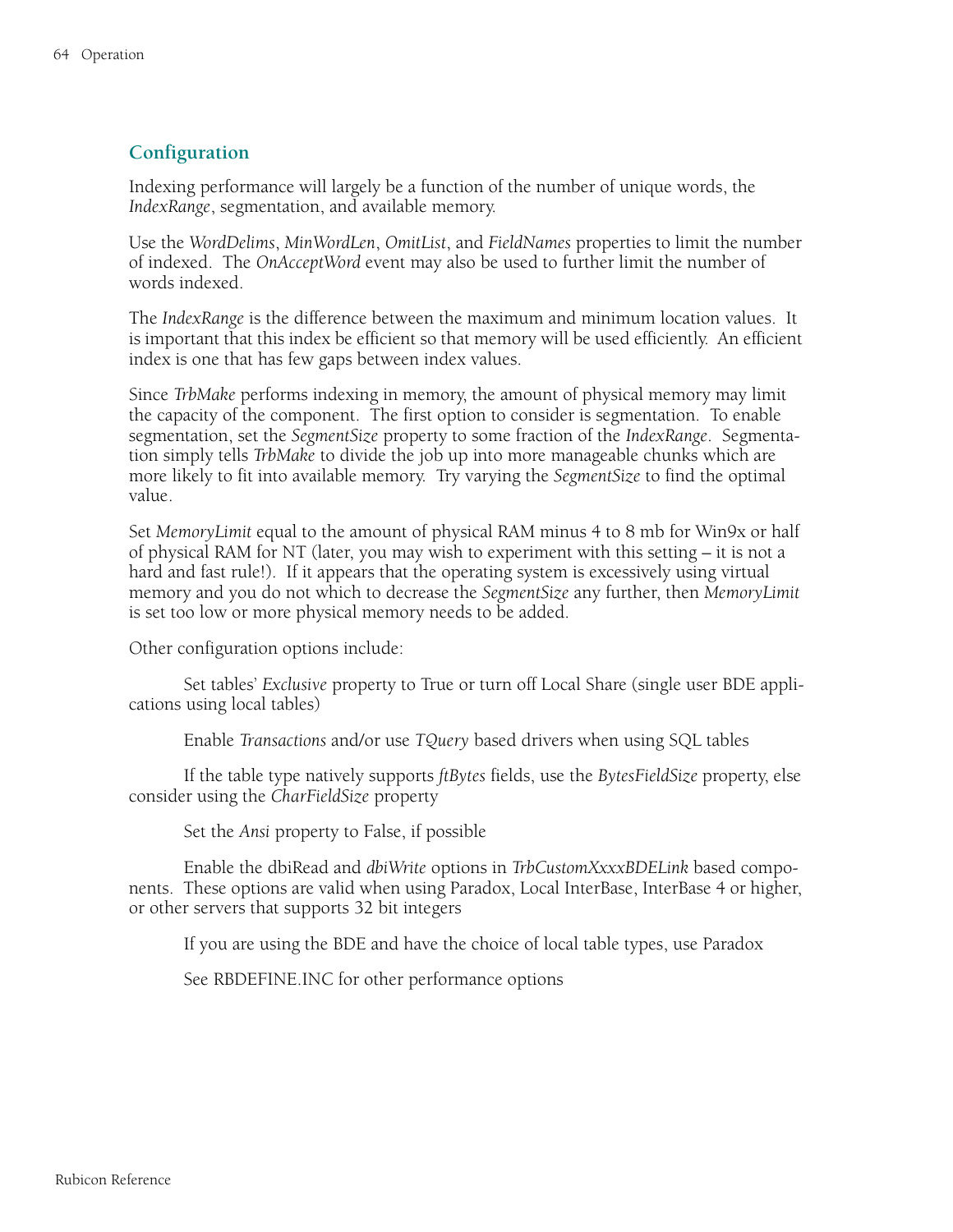## Configuration

Indexing performance will largely be a function of the number of unique words, the *IndexRange*, segmentation, and available memory.

Use the *WordDelims*, *MinWordLen*, *OmitList*, and *FieldNames* properties to limit the number of indexed. The *OnAcceptWord* event may also be used to further limit the number of words indexed.

The *IndexRange* is the difference between the maximum and minimum location values. It is important that this index be efficient so that memory will be used efficiently. An efficient index is one that has few gaps between index values.

Since *TrbMake* performs indexing in memory, the amount of physical memory may limit the capacity of the component. The first option to consider is segmentation. To enable segmentation, set the *SegmentSize* property to some fraction of the *IndexRange*. Segmentation simply tells *TrbMake* to divide the job up into more manageable chunks which are more likely to fit into available memory. Try varying the *SegmentSize* to find the optimal value.

Set *MemoryLimit* equal to the amount of physical RAM minus 4 to 8 mb for Win9x or half of physical RAM for NT (later, you may wish to experiment with this setting – it is not a hard and fast rule!). If it appears that the operating system is excessively using virtual memory and you do not which to decrease the *SegmentSize* any further, then *MemoryLimit* is set too low or more physical memory needs to be added.

Other configuration options include:

Set tables' *Exclusive* property to True or turn off Local Share (single user BDE applications using local tables)

Enable *Transactions* and/or use *TQuery* based drivers when using SQL tables

If the table type natively supports *ftBytes* fields, use the *BytesFieldSize* property, else consider using the *CharFieldSize* property

Set the *Ansi* property to False, if possible

Enable the dbiRead and *dbiWrite* options in *TrbCustomXxxxBDELink* based components. These options are valid when using Paradox, Local InterBase, InterBase 4 or higher, or other servers that supports 32 bit integers

If you are using the BDE and have the choice of local table types, use Paradox

See RBDEFINE.INC for other performance options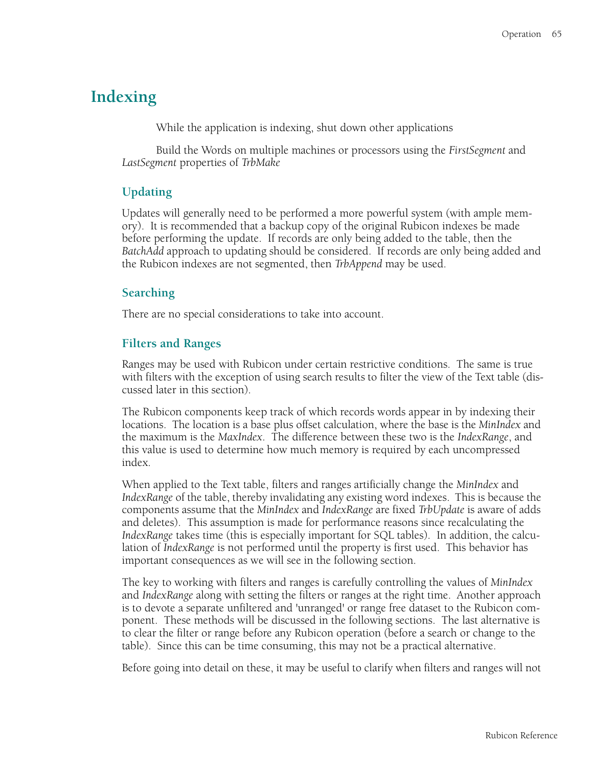# Indexing

While the application is indexing, shut down other applications

Build the Words on multiple machines or processors using the *FirstSegment* and *LastSegment* properties of *TrbMake*

## Updating

Updates will generally need to be performed a more powerful system (with ample memory). It is recommended that a backup copy of the original Rubicon indexes be made before performing the update. If records are only being added to the table, then the *BatchAdd* approach to updating should be considered. If records are only being added and the Rubicon indexes are not segmented, then *TrbAppend* may be used.

## Searching

There are no special considerations to take into account.

## Filters and Ranges

Ranges may be used with Rubicon under certain restrictive conditions. The same is true with filters with the exception of using search results to filter the view of the Text table (discussed later in this section).

The Rubicon components keep track of which records words appear in by indexing their locations. The location is a base plus offset calculation, where the base is the *MinIndex* and the maximum is the *MaxIndex*. The difference between these two is the *IndexRange*, and this value is used to determine how much memory is required by each uncompressed index.

When applied to the Text table, filters and ranges artificially change the *MinIndex* and *IndexRange* of the table, thereby invalidating any existing word indexes. This is because the components assume that the *MinIndex* and *IndexRange* are fixed *TrbUpdate* is aware of adds and deletes). This assumption is made for performance reasons since recalculating the *IndexRange* takes time (this is especially important for SQL tables). In addition, the calculation of *IndexRange* is not performed until the property is first used. This behavior has important consequences as we will see in the following section.

The key to working with filters and ranges is carefully controlling the values of *MinIndex* and *IndexRange* along with setting the filters or ranges at the right time. Another approach is to devote a separate unfiltered and 'unranged' or range free dataset to the Rubicon component. These methods will be discussed in the following sections. The last alternative is to clear the filter or range before any Rubicon operation (before a search or change to the table). Since this can be time consuming, this may not be a practical alternative.

Before going into detail on these, it may be useful to clarify when filters and ranges will not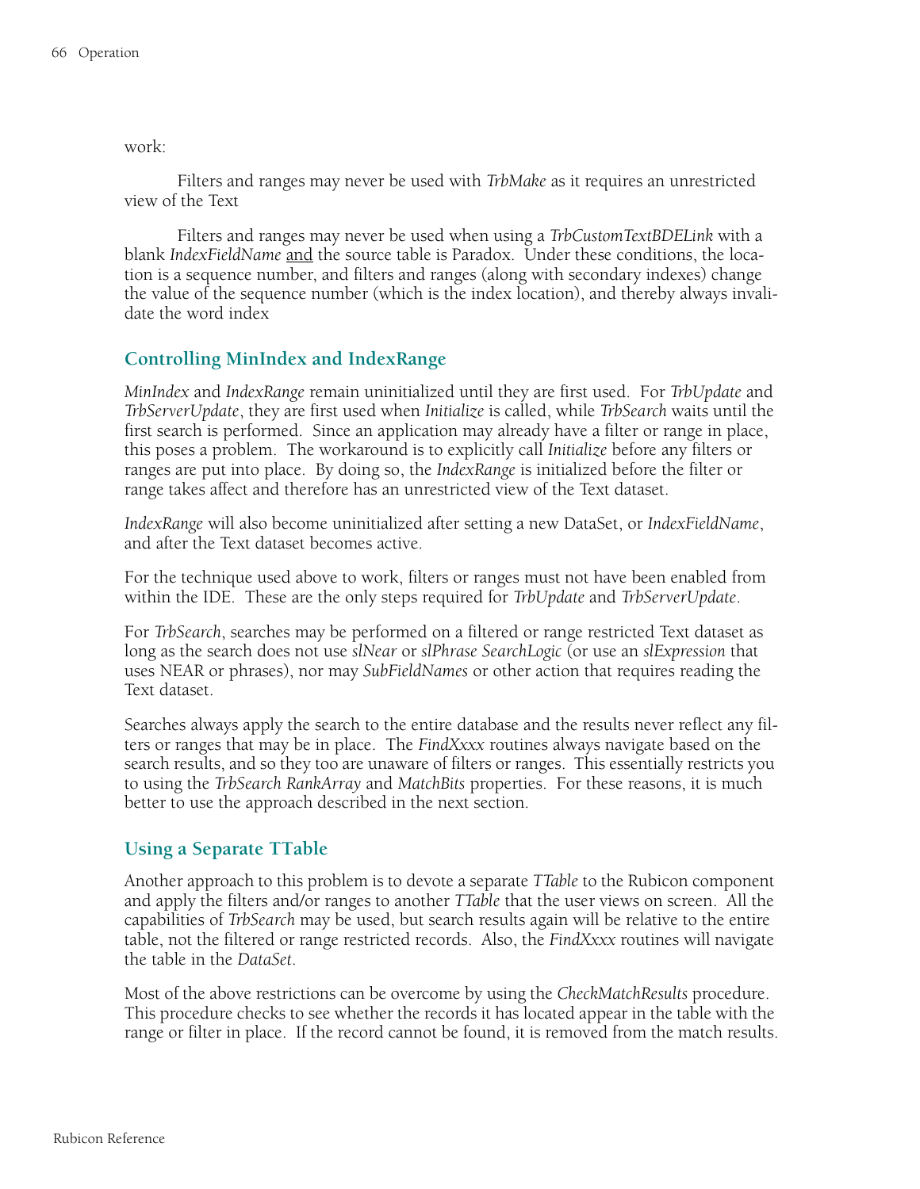work:

Filters and ranges may never be used with *TrbMake* as it requires an unrestricted view of the Text

Filters and ranges may never be used when using a *TrbCustomTextBDELink* with a blank *IndexFieldName* and the source table is Paradox. Under these conditions, the location is a sequence number, and filters and ranges (along with secondary indexes) change the value of the sequence number (which is the index location), and thereby always invalidate the word index

## Controlling MinIndex and IndexRange

*MinIndex* and *IndexRange* remain uninitialized until they are first used. For *TrbUpdate* and *TrbServerUpdate*, they are first used when *Initialize* is called, while *TrbSearch* waits until the first search is performed. Since an application may already have a filter or range in place, this poses a problem. The workaround is to explicitly call *Initialize* before any filters or ranges are put into place. By doing so, the *IndexRange* is initialized before the filter or range takes affect and therefore has an unrestricted view of the Text dataset.

*IndexRange* will also become uninitialized after setting a new DataSet, or *IndexFieldName*, and after the Text dataset becomes active.

For the technique used above to work, filters or ranges must not have been enabled from within the IDE. These are the only steps required for *TrbUpdate* and *TrbServerUpdate*.

For *TrbSearch*, searches may be performed on a filtered or range restricted Text dataset as long as the search does not use *slNear* or *slPhrase SearchLogic* (or use an *slExpression* that uses NEAR or phrases), nor may *SubFieldNames* or other action that requires reading the Text dataset.

Searches always apply the search to the entire database and the results never reflect any filters or ranges that may be in place. The *FindXxxx* routines always navigate based on the search results, and so they too are unaware of filters or ranges. This essentially restricts you to using the *TrbSearch RankArray* and *MatchBits* properties. For these reasons, it is much better to use the approach described in the next section.

## Using a Separate TTable

Another approach to this problem is to devote a separate *TTable* to the Rubicon component and apply the filters and/or ranges to another *TTable* that the user views on screen. All the capabilities of *TrbSearch* may be used, but search results again will be relative to the entire table, not the filtered or range restricted records. Also, the *FindXxxx* routines will navigate the table in the *DataSet*.

Most of the above restrictions can be overcome by using the *CheckMatchResults* procedure. This procedure checks to see whether the records it has located appear in the table with the range or filter in place. If the record cannot be found, it is removed from the match results.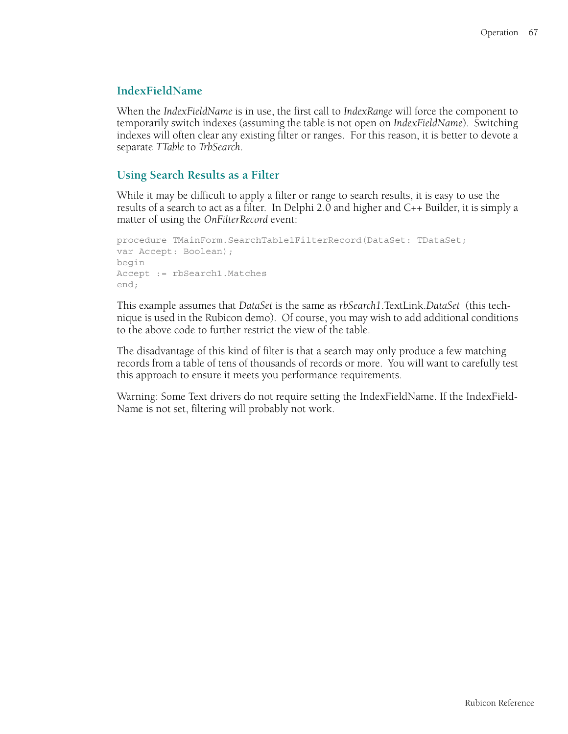## IndexFieldName

When the *IndexFieldName* is in use, the first call to *IndexRange* will force the component to temporarily switch indexes (assuming the table is not open on *IndexFieldName*). Switching indexes will often clear any existing filter or ranges. For this reason, it is better to devote a separate *TTable* to *TrbSearch*.

## Using Search Results as a Filter

While it may be difficult to apply a filter or range to search results, it is easy to use the results of a search to act as a filter. In Delphi 2.0 and higher and C++ Builder, it is simply a matter of using the *OnFilterRecord* event:

```
procedure TMainForm.SearchTable1FilterRecord(DataSet: TDataSet;
var Accept: Boolean);
begin
Accept := rbSearch1.Matches
end;
```

This example assumes that *DataSet* is the same as *rbSearch1*.TextLink.*DataSet* (this technique is used in the Rubicon demo). Of course, you may wish to add additional conditions to the above code to further restrict the view of the table.

The disadvantage of this kind of filter is that a search may only produce a few matching records from a table of tens of thousands of records or more. You will want to carefully test this approach to ensure it meets you performance requirements.

Warning: Some Text drivers do not require setting the IndexFieldName. If the IndexFieldName is not set, filtering will probably not work.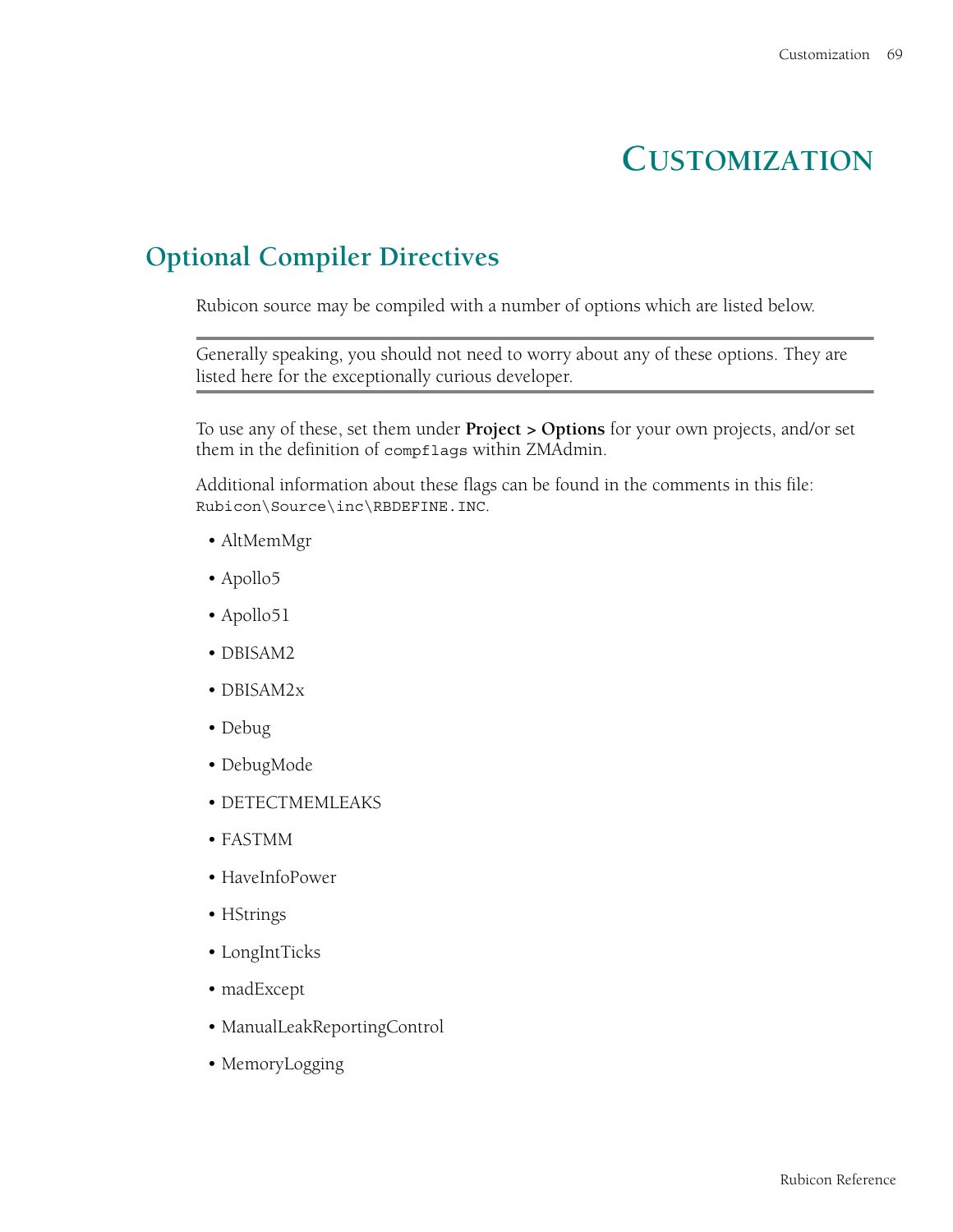# Customization

## Optional Compiler Directives

Rubicon source may be compiled with a number of options which are listed below.

> Generally speaking, you should not need to worry about any of these options. They are listed here for the exceptionally curious developer.

To use any of these, set them under **Project > Options** for your own projects, and/or set them in the definition of `compflags` within ZMAdmin.

Additional information about these flags can be found in the comments in this file: `Rubicon\Source\inc\RBDEFINE.INC`.

- AltMemMgr
- Apollo5
- Apollo51
- DBISAM2
- DBISAM2x
- Debug
- DebugMode
- DETECTMEMLEAKS
- FASTMM
- HaveInfoPower
- HStrings
- LongIntTicks
- madExcept
- ManualLeakReportingControl
- MemoryLogging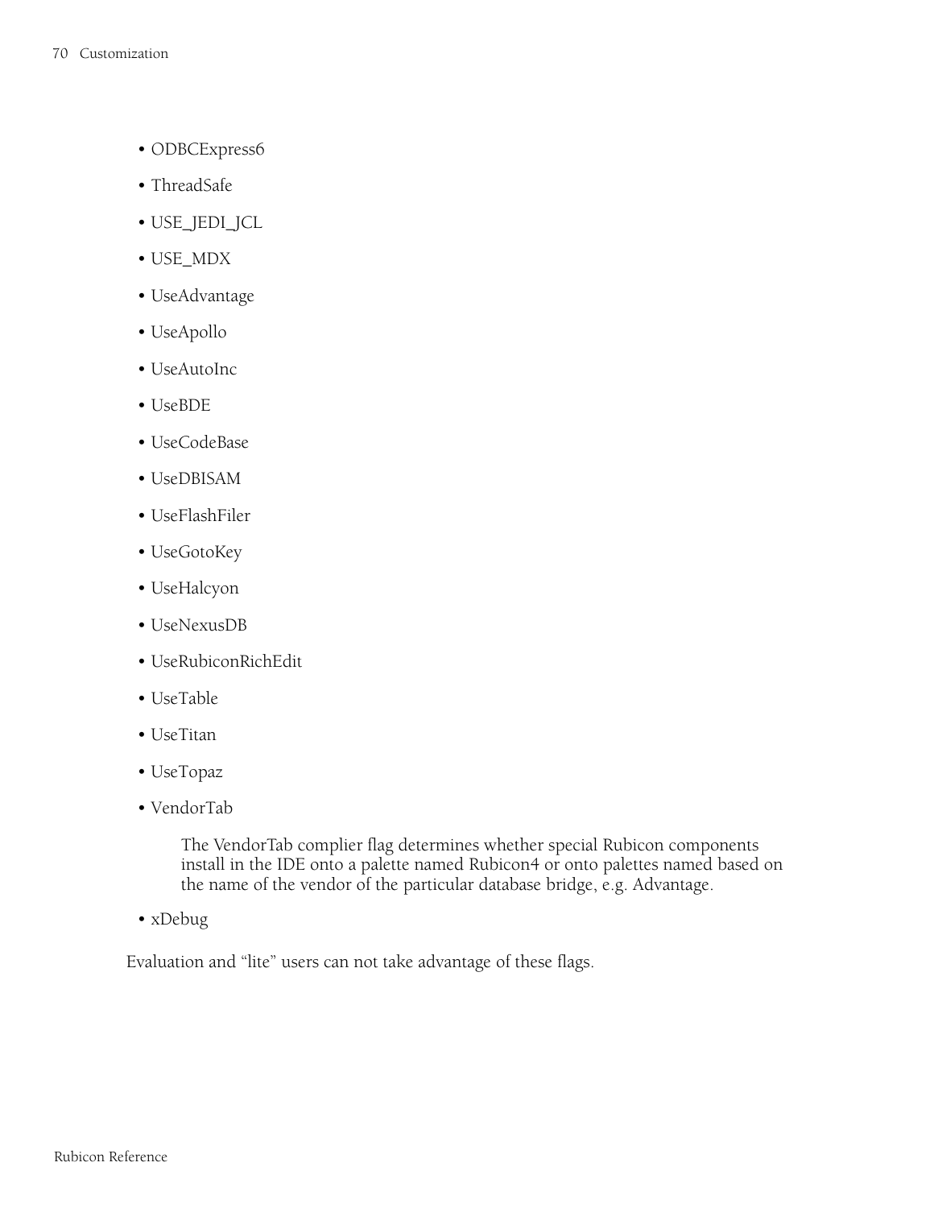- ODBCExpress6
- ThreadSafe
- USE_JEDI_JCL
- USE_MDX
- UseAdvantage
- UseApollo
- UseAutoInc
- UseBDE
- UseCodeBase
- UseDBISAM
- UseFlashFiler
- UseGotoKey
- UseHalcyon
- UseNexusDB
- UseRubiconRichEdit
- UseTable
- UseTitan
- UseTopaz
- VendorTab

  The VendorTab complier flag determines whether special Rubicon components install in the IDE onto a palette named Rubicon4 or onto palettes named based on the name of the vendor of the particular database bridge, e.g. Advantage.

- xDebug

Evaluation and "lite" users can not take advantage of these flags.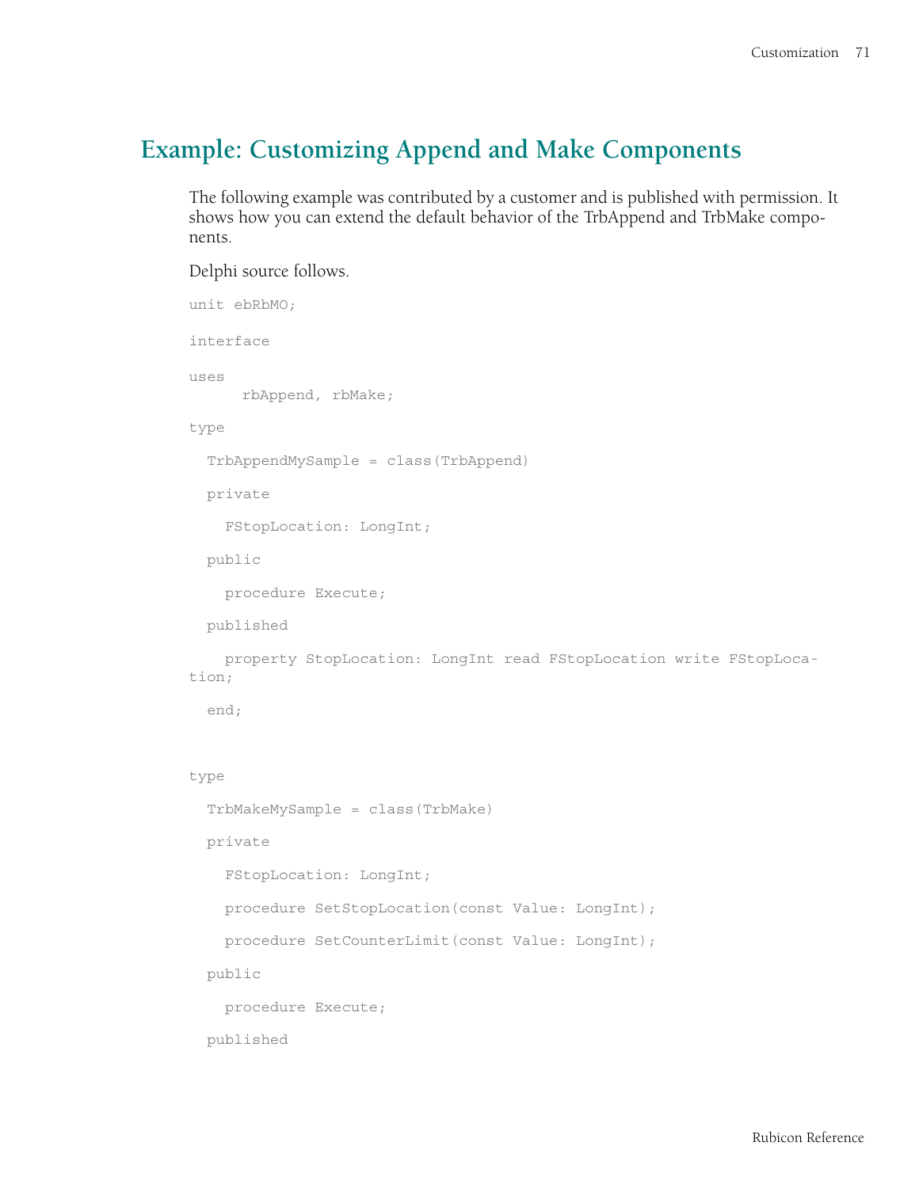## Example: Customizing Append and Make Components

The following example was contributed by a customer and is published with permission. It shows how you can extend the default behavior of the TrbAppend and TrbMake components.

Delphi source follows.

```
unit ebRbMO;

interface

uses
      rbAppend, rbMake;

type

  TrbAppendMySample = class(TrbAppend)

  private

    FStopLocation: LongInt;

  public

    procedure Execute;

  published

    property StopLocation: LongInt read FStopLocation write FStopLoca-
tion;

  end;


type

  TrbMakeMySample = class(TrbMake)

  private

    FStopLocation: LongInt;

    procedure SetStopLocation(const Value: LongInt);

    procedure SetCounterLimit(const Value: LongInt);

  public

    procedure Execute;

  published
```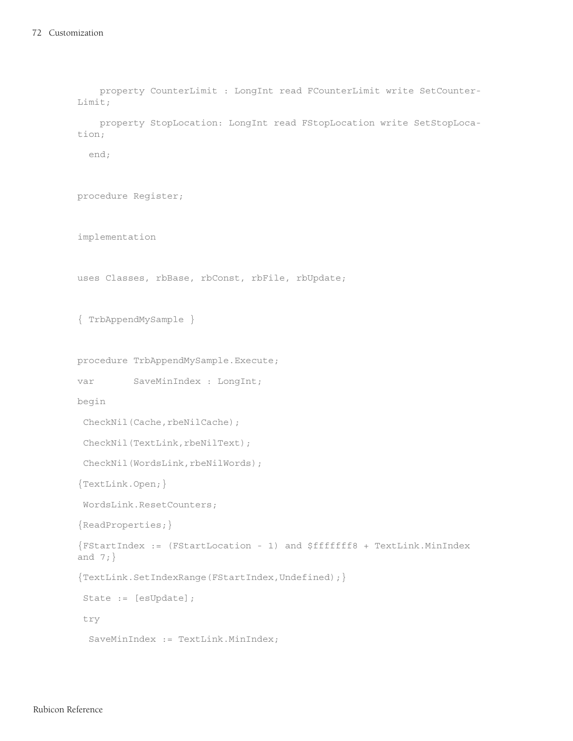```
    property CounterLimit : LongInt read FCounterLimit write SetCounter-
Limit;

    property StopLocation: LongInt read FStopLocation write SetStopLoca-
tion;

  end;


procedure Register;


implementation


uses Classes, rbBase, rbConst, rbFile, rbUpdate;


{ TrbAppendMySample }


procedure TrbAppendMySample.Execute;

var       SaveMinIndex : LongInt;

begin

 CheckNil(Cache,rbeNilCache);

 CheckNil(TextLink,rbeNilText);

 CheckNil(WordsLink,rbeNilWords);

{TextLink.Open;}

 WordsLink.ResetCounters;

{ReadProperties;}

{FStartIndex := (FStartLocation - 1) and $fffffff8 + TextLink.MinIndex
and 7;}

{TextLink.SetIndexRange(FStartIndex,Undefined);}

 State := [esUpdate];

 try

  SaveMinIndex := TextLink.MinIndex;
```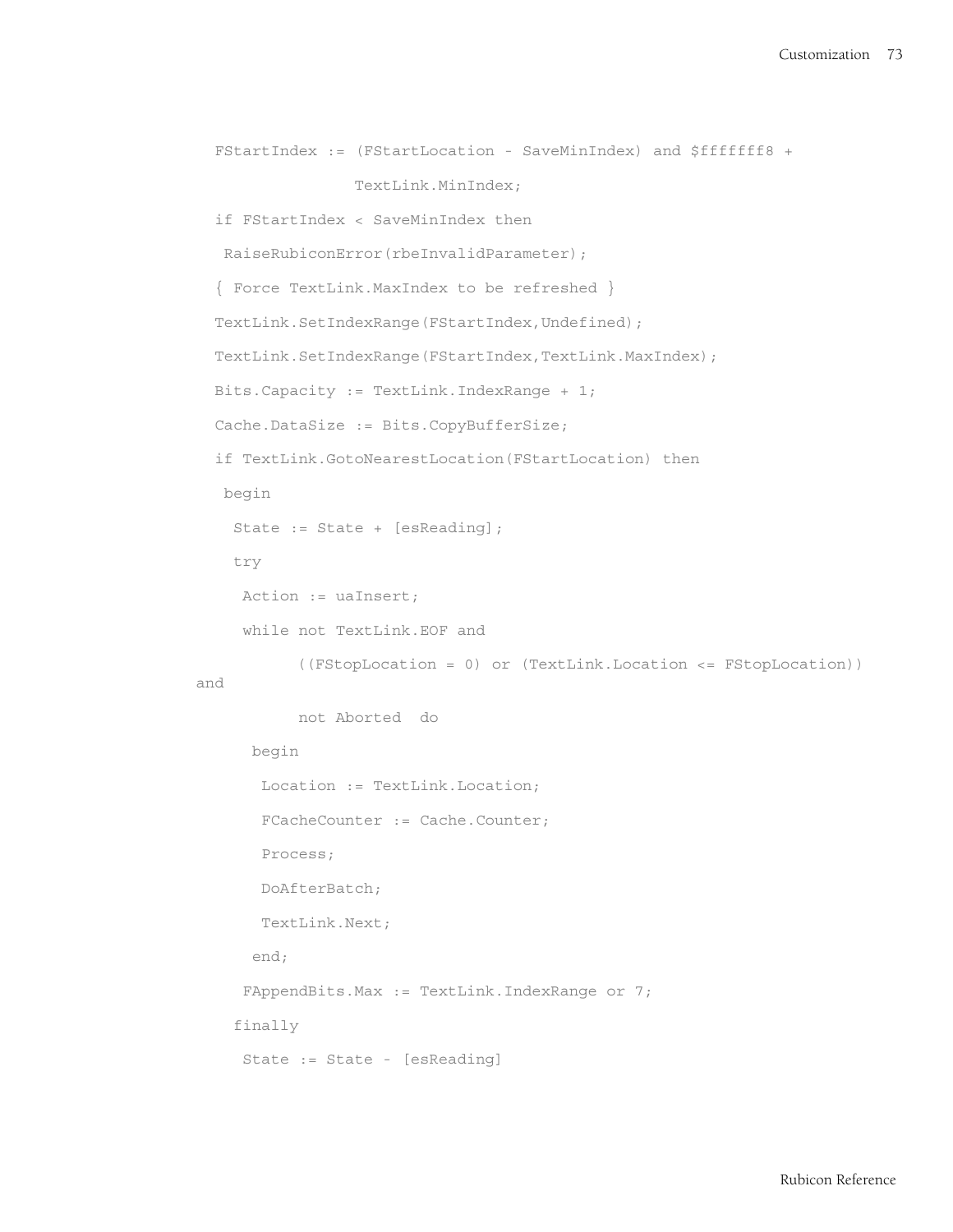```
  FStartIndex := (FStartLocation - SaveMinIndex) and $fffffff8 +
                 TextLink.MinIndex;
  if FStartIndex < SaveMinIndex then
   RaiseRubiconError(rbeInvalidParameter);
  { Force TextLink.MaxIndex to be refreshed }
  TextLink.SetIndexRange(FStartIndex,Undefined);
  TextLink.SetIndexRange(FStartIndex,TextLink.MaxIndex);
  Bits.Capacity := TextLink.IndexRange + 1;
  Cache.DataSize := Bits.CopyBufferSize;
  if TextLink.GotoNearestLocation(FStartLocation) then
   begin
    State := State + [esReading];
    try
     Action := uaInsert;
     while not TextLink.EOF and
           ((FStopLocation = 0) or (TextLink.Location <= FStopLocation))
and
           not Aborted  do
      begin
       Location := TextLink.Location;
       FCacheCounter := Cache.Counter;
       Process;
       DoAfterBatch;
       TextLink.Next;
      end;
     FAppendBits.Max := TextLink.IndexRange or 7;
    finally
     State := State - [esReading]
```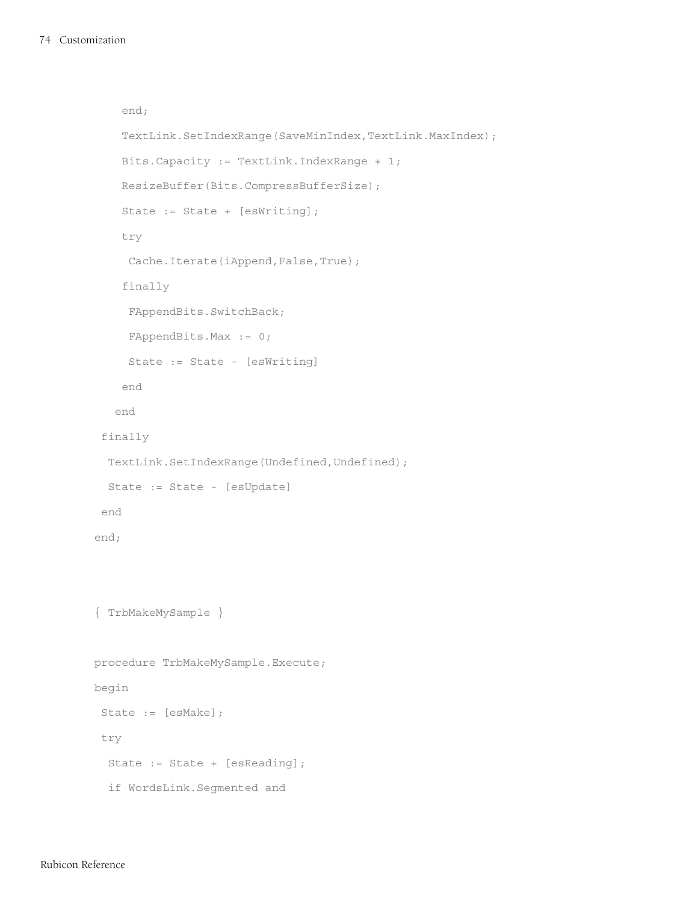```
    end;
    TextLink.SetIndexRange(SaveMinIndex,TextLink.MaxIndex);
    Bits.Capacity := TextLink.IndexRange + 1;
    ResizeBuffer(Bits.CompressBufferSize);
    State := State + [esWriting];
    try
     Cache.Iterate(iAppend,False,True);
    finally
     FAppendBits.SwitchBack;
     FAppendBits.Max := 0;
     State := State - [esWriting]
    end
   end
 finally
  TextLink.SetIndexRange(Undefined,Undefined);
  State := State - [esUpdate]
 end
end;

{ TrbMakeMySample }

procedure TrbMakeMySample.Execute;
begin
 State := [esMake];
 try
  State := State + [esReading];
  if WordsLink.Segmented and
```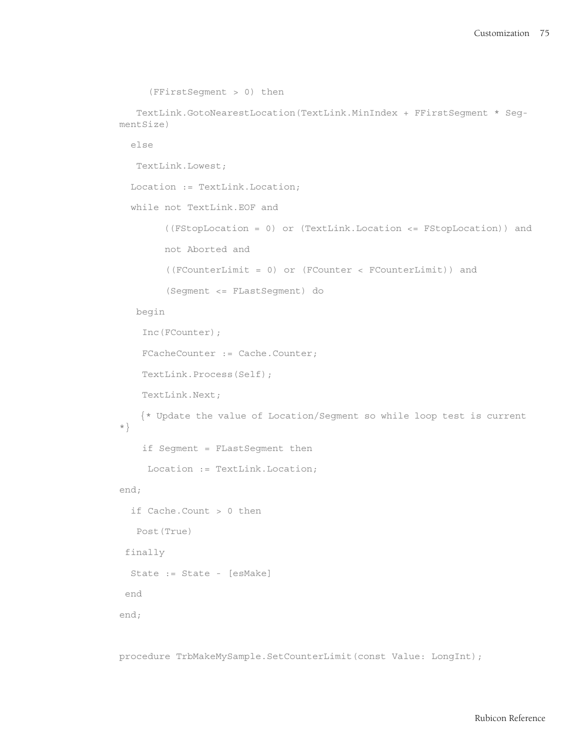```
     (FFirstSegment > 0) then

   TextLink.GotoNearestLocation(TextLink.MinIndex + FFirstSegment * Seg-
mentSize)

  else

   TextLink.Lowest;

  Location := TextLink.Location;

  while not TextLink.EOF and

        ((FStopLocation = 0) or (TextLink.Location <= FStopLocation)) and

        not Aborted and

        ((FCounterLimit = 0) or (FCounter < FCounterLimit)) and

        (Segment <= FLastSegment) do

   begin

    Inc(FCounter);

    FCacheCounter := Cache.Counter;

    TextLink.Process(Self);

    TextLink.Next;

    {* Update the value of Location/Segment so while loop test is current
*}

    if Segment = FLastSegment then

     Location := TextLink.Location;

end;

  if Cache.Count > 0 then

   Post(True)

 finally

  State := State - [esMake]

 end

end;


procedure TrbMakeMySample.SetCounterLimit(const Value: LongInt);
```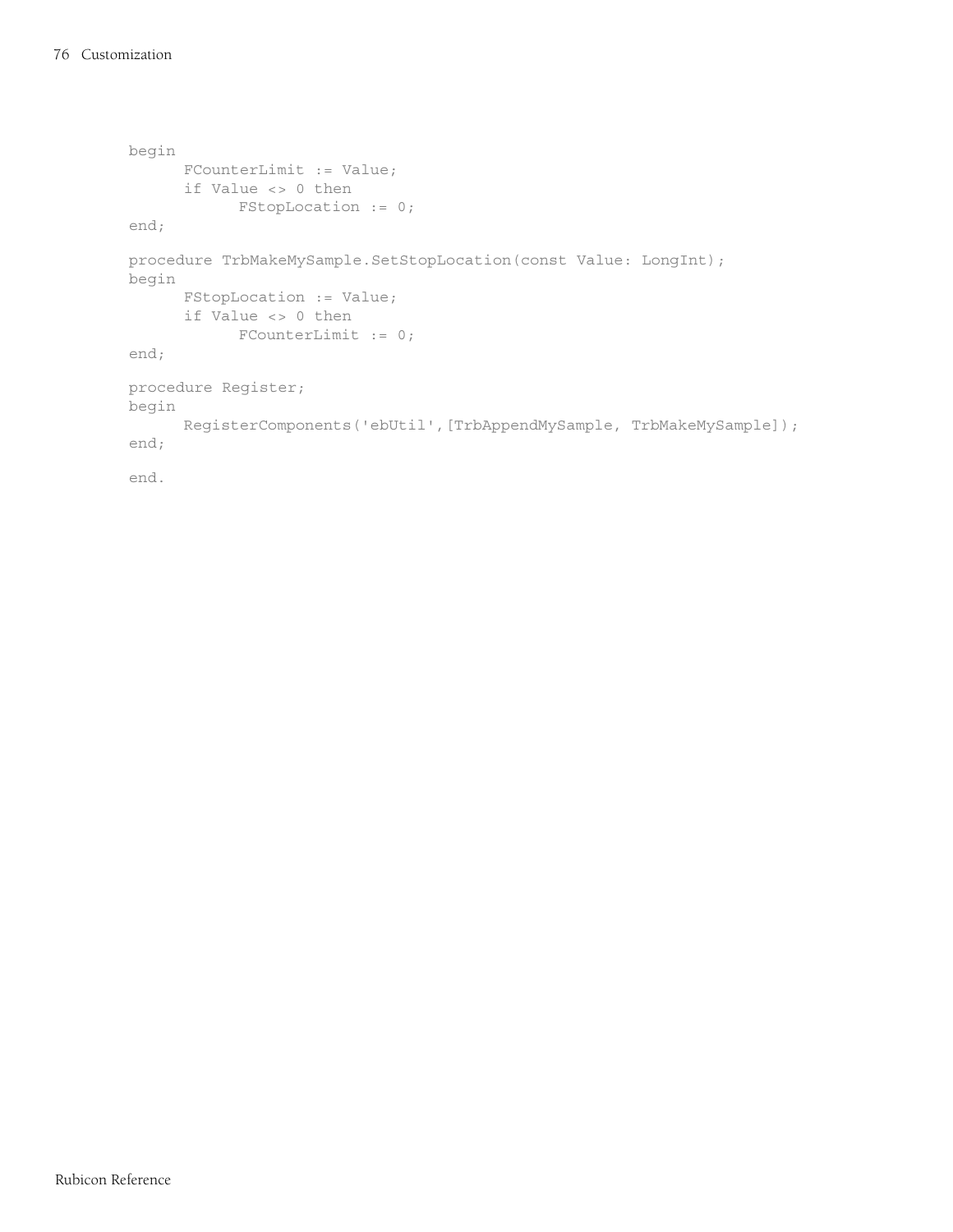```
begin
      FCounterLimit := Value;
      if Value <> 0 then
            FStopLocation := 0;
end;

procedure TrbMakeMySample.SetStopLocation(const Value: LongInt);
begin
      FStopLocation := Value;
      if Value <> 0 then
            FCounterLimit := 0;
end;

procedure Register;
begin
      RegisterComponents('ebUtil',[TrbAppendMySample, TrbMakeMySample]);
end;

end.
```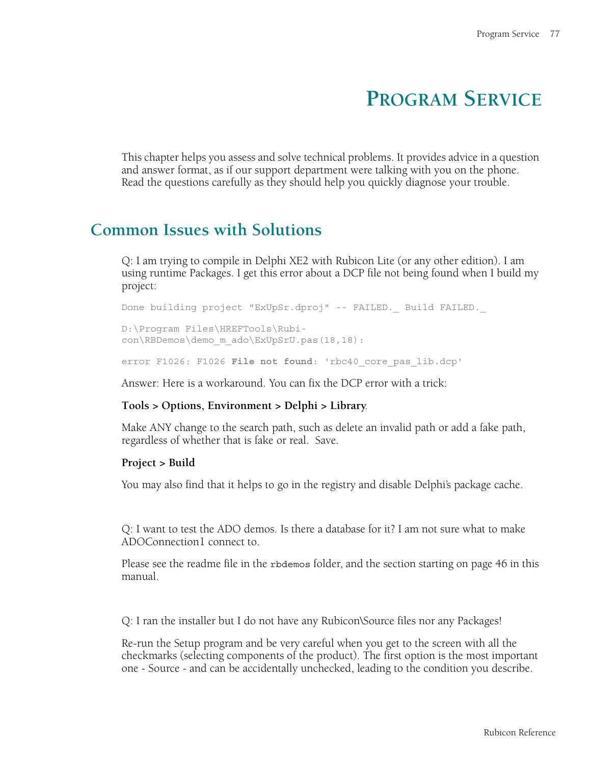# Program Service

This chapter helps you assess and solve technical problems. It provides advice in a question and answer format, as if our support department were talking with you on the phone. Read the questions carefully as they should help you quickly diagnose your trouble.

## Common Issues with Solutions

Q: I am trying to compile in Delphi XE2 with Rubicon Lite (or any other edition). I am using runtime Packages. I get this error about a DCP file not being found when I build my project:

```
Done building project "ExUpSr.dproj" -- FAILED._ Build FAILED._

D:\Program Files\HREFTools\Rubicon\RBDemos\demo_m_ado\ExUpSrU.pas(18,18):

error F1026: F1026 File not found: 'rbc40_core_pas_lib.dcp'
```

Answer: Here is a workaround. You can fix the DCP error with a trick:

**Tools > Options, Environment > Delphi > Library**.

Make ANY change to the search path, such as delete an invalid path or add a fake path, regardless of whether that is fake or real. Save.

**Project > Build**

You may also find that it helps to go in the registry and disable Delphi's package cache.

Q: I want to test the ADO demos. Is there a database for it? I am not sure what to make ADOConnection1 connect to.

Please see the readme file in the `rbdemos` folder, and the section starting on page 46 in this manual.

Q: I ran the installer but I do not have any Rubicon\Source files nor any Packages!

Re-run the Setup program and be very careful when you get to the screen with all the checkmarks (selecting components of the product). The first option is the most important one - Source - and can be accidentally unchecked, leading to the condition you describe.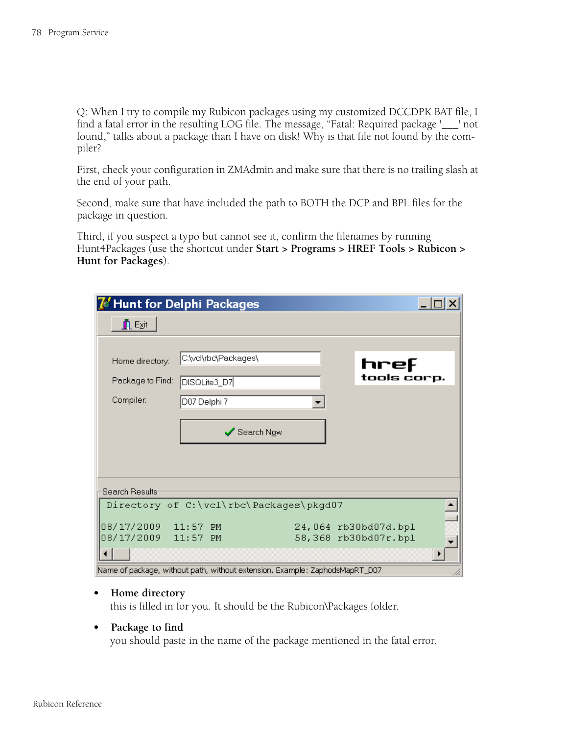Q: When I try to compile my Rubicon packages using my customized DCCDPK BAT file, I find a fatal error in the resulting LOG file. The message, “Fatal: Required package '___' not found,” talks about a package than I have on disk! Why is that file not found by the compiler?

First, check your configuration in ZMAdmin and make sure that there is no trailing slash at the end of your path.

Second, make sure that have included the path to BOTH the DCP and BPL files for the package in question.

Third, if you suspect a typo but cannot see it, confirm the filenames by running Hunt4Packages (use the shortcut under **Start > Programs > HREF Tools > Rubicon > Hunt for Packages**).

Hunt for Delphi Packages

Exit

Home directory: C:\vcl\rbc\Packages\

Package to Find: DISQLite3_D7

Compiler: D07 Delphi 7

Search Now

href tools corp.

Search Results

```
 Directory of C:\vcl\rbc\Packages\pkgd07

08/17/2009  11:57 PM          24,064 rb30bd07d.bpl
08/17/2009  11:57 PM          58,368 rb30bd07r.bpl
```

Name of package, without path, without extension. Example: ZaphodsMapRT_D07

- **Home directory**
  this is filled in for you. It should be the Rubicon\Packages folder.
- **Package to find**
  you should paste in the name of the package mentioned in the fatal error.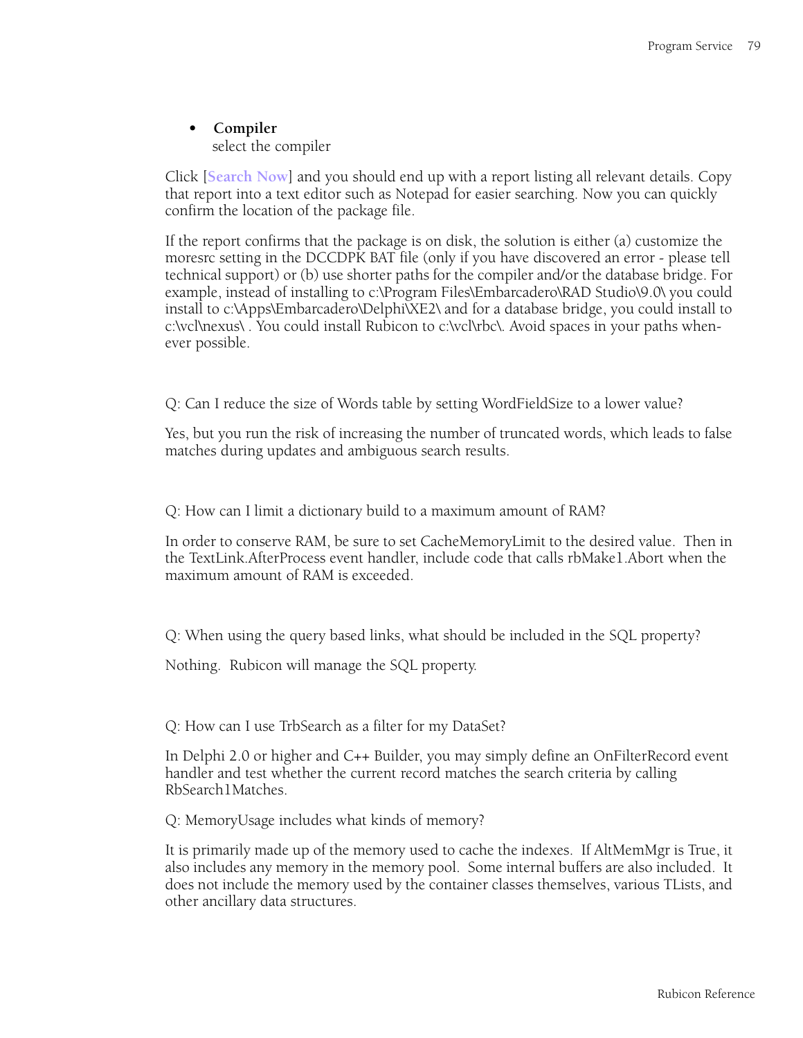- **Compiler**
  select the compiler

Click [**Search Now**] and you should end up with a report listing all relevant details. Copy that report into a text editor such as Notepad for easier searching. Now you can quickly confirm the location of the package file.

If the report confirms that the package is on disk, the solution is either (a) customize the moresrc setting in the DCCDPK BAT file (only if you have discovered an error - please tell technical support) or (b) use shorter paths for the compiler and/or the database bridge. For example, instead of installing to c:\Program Files\Embarcadero\RAD Studio\9.0\ you could install to c:\Apps\Embarcadero\Delphi\XE2\ and for a database bridge, you could install to c:\vcl\nexus\ . You could install Rubicon to c:\vcl\rbc\. Avoid spaces in your paths whenever possible.

Q: Can I reduce the size of Words table by setting WordFieldSize to a lower value?

Yes, but you run the risk of increasing the number of truncated words, which leads to false matches during updates and ambiguous search results.

Q: How can I limit a dictionary build to a maximum amount of RAM?

In order to conserve RAM, be sure to set CacheMemoryLimit to the desired value. Then in the TextLink.AfterProcess event handler, include code that calls rbMake1.Abort when the maximum amount of RAM is exceeded.

Q: When using the query based links, what should be included in the SQL property?

Nothing. Rubicon will manage the SQL property.

Q: How can I use TrbSearch as a filter for my DataSet?

In Delphi 2.0 or higher and C++ Builder, you may simply define an OnFilterRecord event handler and test whether the current record matches the search criteria by calling RbSearch1Matches.

Q: MemoryUsage includes what kinds of memory?

It is primarily made up of the memory used to cache the indexes. If AltMemMgr is True, it also includes any memory in the memory pool. Some internal buffers are also included. It does not include the memory used by the container classes themselves, various TLists, and other ancillary data structures.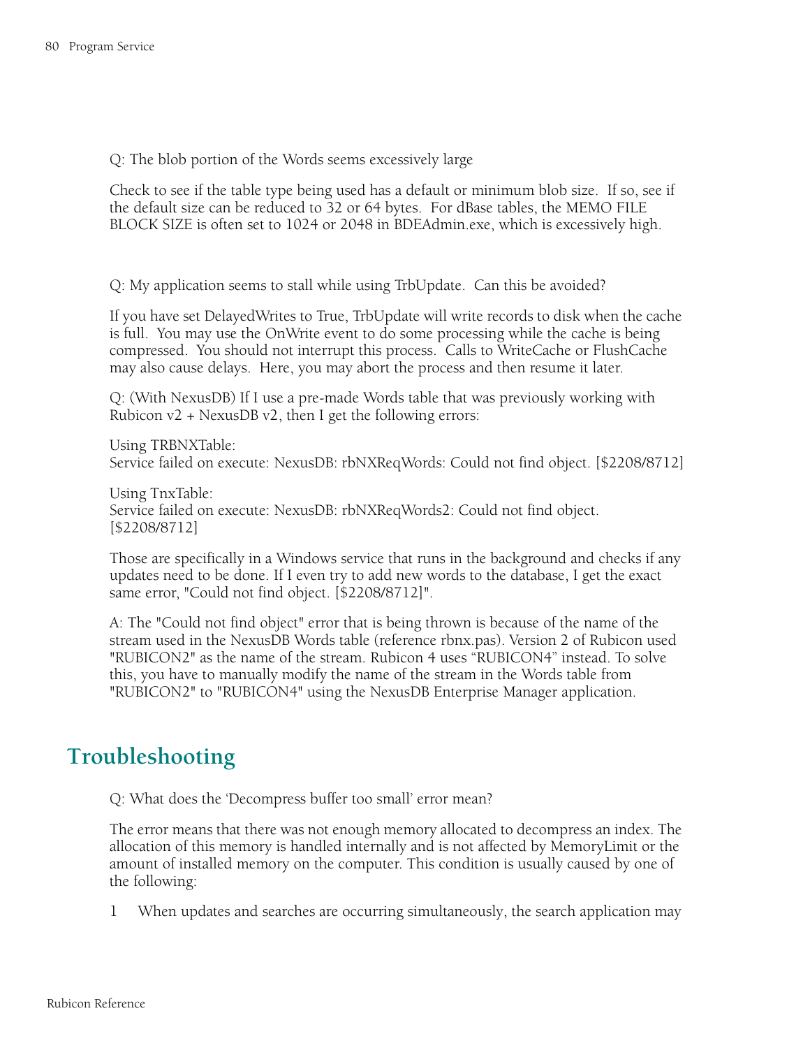Q: The blob portion of the Words seems excessively large

Check to see if the table type being used has a default or minimum blob size. If so, see if the default size can be reduced to 32 or 64 bytes. For dBase tables, the MEMO FILE BLOCK SIZE is often set to 1024 or 2048 in BDEAdmin.exe, which is excessively high.

Q: My application seems to stall while using TrbUpdate. Can this be avoided?

If you have set DelayedWrites to True, TrbUpdate will write records to disk when the cache is full. You may use the OnWrite event to do some processing while the cache is being compressed. You should not interrupt this process. Calls to WriteCache or FlushCache may also cause delays. Here, you may abort the process and then resume it later.

Q: (With NexusDB) If I use a pre-made Words table that was previously working with Rubicon v2 + NexusDB v2, then I get the following errors:

Using TRBNXTable:
Service failed on execute: NexusDB: rbNXReqWords: Could not find object. [$2208/8712]

Using TnxTable:
Service failed on execute: NexusDB: rbNXReqWords2: Could not find object. [$2208/8712]

Those are specifically in a Windows service that runs in the background and checks if any updates need to be done. If I even try to add new words to the database, I get the exact same error, "Could not find object. [$2208/8712]".

A: The "Could not find object" error that is being thrown is because of the name of the stream used in the NexusDB Words table (reference rbnx.pas). Version 2 of Rubicon used "RUBICON2" as the name of the stream. Rubicon 4 uses "RUBICON4" instead. To solve this, you have to manually modify the name of the stream in the Words table from "RUBICON2" to "RUBICON4" using the NexusDB Enterprise Manager application.

## Troubleshooting

Q: What does the 'Decompress buffer too small' error mean?

The error means that there was not enough memory allocated to decompress an index. The allocation of this memory is handled internally and is not affected by MemoryLimit or the amount of installed memory on the computer. This condition is usually caused by one of the following:

1 When updates and searches are occurring simultaneously, the search application may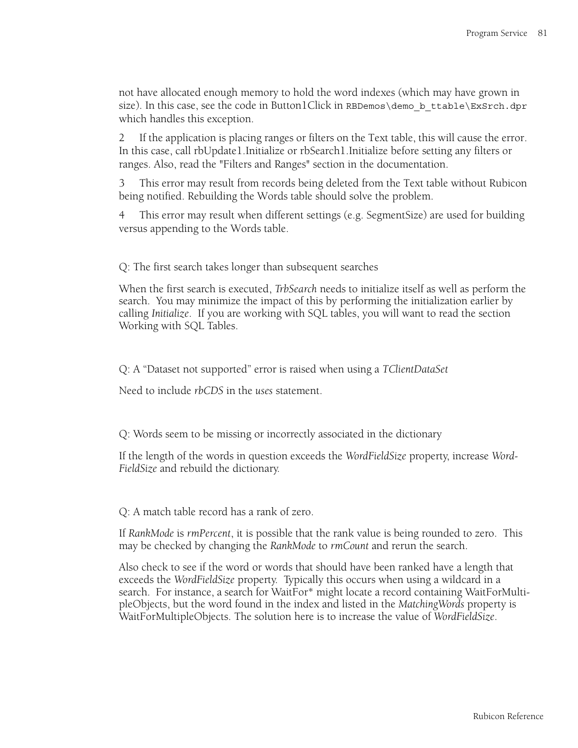not have allocated enough memory to hold the word indexes (which may have grown in size). In this case, see the code in Button1Click in `RBDemos\demo_b_ttable\ExSrch.dpr` which handles this exception.

2 If the application is placing ranges or filters on the Text table, this will cause the error. In this case, call rbUpdate1.Initialize or rbSearch1.Initialize before setting any filters or ranges. Also, read the "Filters and Ranges" section in the documentation.

3 This error may result from records being deleted from the Text table without Rubicon being notified. Rebuilding the Words table should solve the problem.

4 This error may result when different settings (e.g. SegmentSize) are used for building versus appending to the Words table.

Q: The first search takes longer than subsequent searches

When the first search is executed, *TrbSearch* needs to initialize itself as well as perform the search. You may minimize the impact of this by performing the initialization earlier by calling *Initialize*. If you are working with SQL tables, you will want to read the section Working with SQL Tables.

Q: A "Dataset not supported" error is raised when using a *TClientDataSet*

Need to include *rbCDS* in the *uses* statement.

Q: Words seem to be missing or incorrectly associated in the dictionary

If the length of the words in question exceeds the *WordFieldSize* property, increase *WordFieldSize* and rebuild the dictionary.

Q: A match table record has a rank of zero.

If *RankMode* is *rmPercent*, it is possible that the rank value is being rounded to zero. This may be checked by changing the *RankMode* to *rmCount* and rerun the search.

Also check to see if the word or words that should have been ranked have a length that exceeds the *WordFieldSize* property. Typically this occurs when using a wildcard in a search. For instance, a search for WaitFor* might locate a record containing WaitForMultipleObjects, but the word found in the index and listed in the *MatchingWords* property is WaitForMultipleObjects. The solution here is to increase the value of *WordFieldSize*.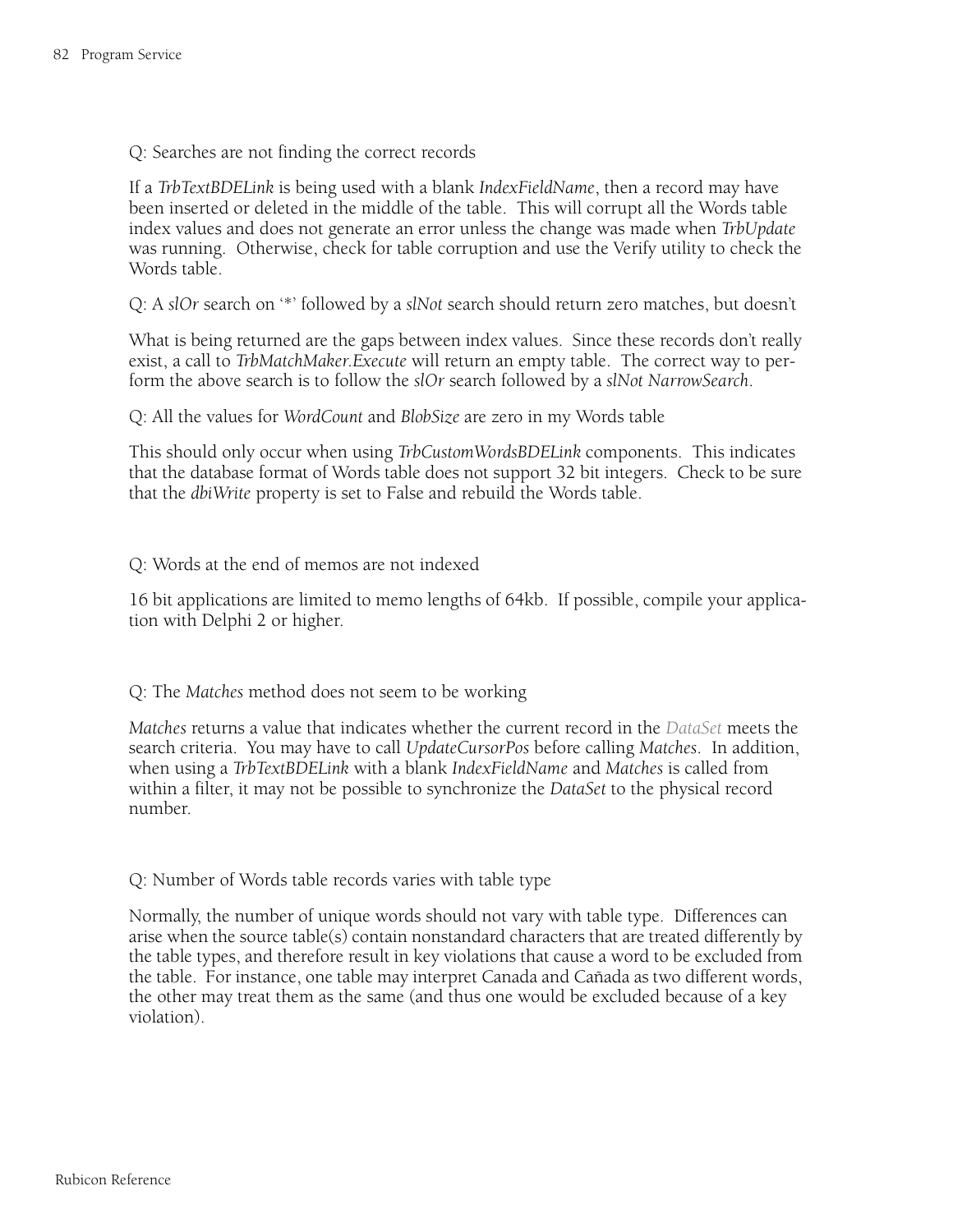Q: Searches are not finding the correct records

If a *TrbTextBDELink* is being used with a blank *IndexFieldName*, then a record may have been inserted or deleted in the middle of the table. This will corrupt all the Words table index values and does not generate an error unless the change was made when *TrbUpdate* was running. Otherwise, check for table corruption and use the Verify utility to check the Words table.

Q: A *slOr* search on '*' followed by a *slNot* search should return zero matches, but doesn't

What is being returned are the gaps between index values. Since these records don't really exist, a call to *TrbMatchMaker.Execute* will return an empty table. The correct way to perform the above search is to follow the *slOr* search followed by a *slNot NarrowSearch*.

Q: All the values for *WordCount* and *BlobSize* are zero in my Words table

This should only occur when using *TrbCustomWordsBDELink* components. This indicates that the database format of Words table does not support 32 bit integers. Check to be sure that the *dbiWrite* property is set to False and rebuild the Words table.

Q: Words at the end of memos are not indexed

16 bit applications are limited to memo lengths of 64kb. If possible, compile your application with Delphi 2 or higher.

Q: The *Matches* method does not seem to be working

*Matches* returns a value that indicates whether the current record in the *DataSet* meets the search criteria. You may have to call *UpdateCursorPos* before calling *Matches*. In addition, when using a *TrbTextBDELink* with a blank *IndexFieldName* and *Matches* is called from within a filter, it may not be possible to synchronize the *DataSet* to the physical record number.

Q: Number of Words table records varies with table type

Normally, the number of unique words should not vary with table type. Differences can arise when the source table(s) contain nonstandard characters that are treated differently by the table types, and therefore result in key violations that cause a word to be excluded from the table. For instance, one table may interpret Canada and Cañada as two different words, the other may treat them as the same (and thus one would be excluded because of a key violation).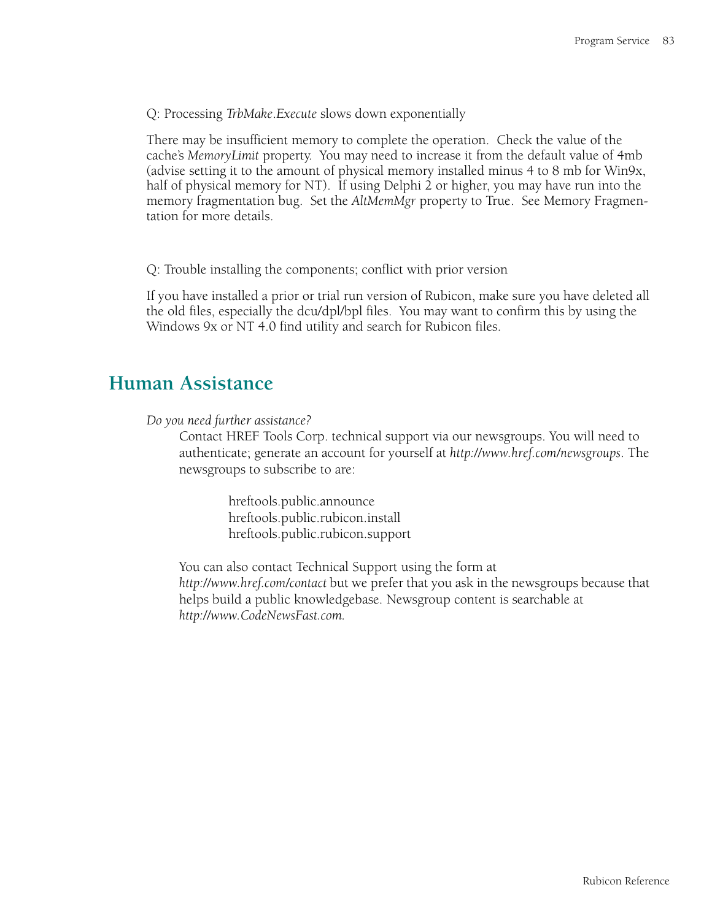Q: Processing *TrbMake.Execute* slows down exponentially

There may be insufficient memory to complete the operation. Check the value of the cache's *MemoryLimit* property. You may need to increase it from the default value of 4mb (advise setting it to the amount of physical memory installed minus 4 to 8 mb for Win9x, half of physical memory for NT). If using Delphi 2 or higher, you may have run into the memory fragmentation bug. Set the *AltMemMgr* property to True. See Memory Fragmentation for more details.

Q: Trouble installing the components; conflict with prior version

If you have installed a prior or trial run version of Rubicon, make sure you have deleted all the old files, especially the dcu/dpl/bpl files. You may want to confirm this by using the Windows 9x or NT 4.0 find utility and search for Rubicon files.

## Human Assistance

*Do you need further assistance?*

Contact HREF Tools Corp. technical support via our newsgroups. You will need to authenticate; generate an account for yourself at *http://www.href.com/newsgroups*. The newsgroups to subscribe to are:

hreftools.public.announce
hreftools.public.rubicon.install
hreftools.public.rubicon.support

You can also contact Technical Support using the form at *http://www.href.com/contact* but we prefer that you ask in the newsgroups because that helps build a public knowledgebase. Newsgroup content is searchable at *http://www.CodeNewsFast.com.*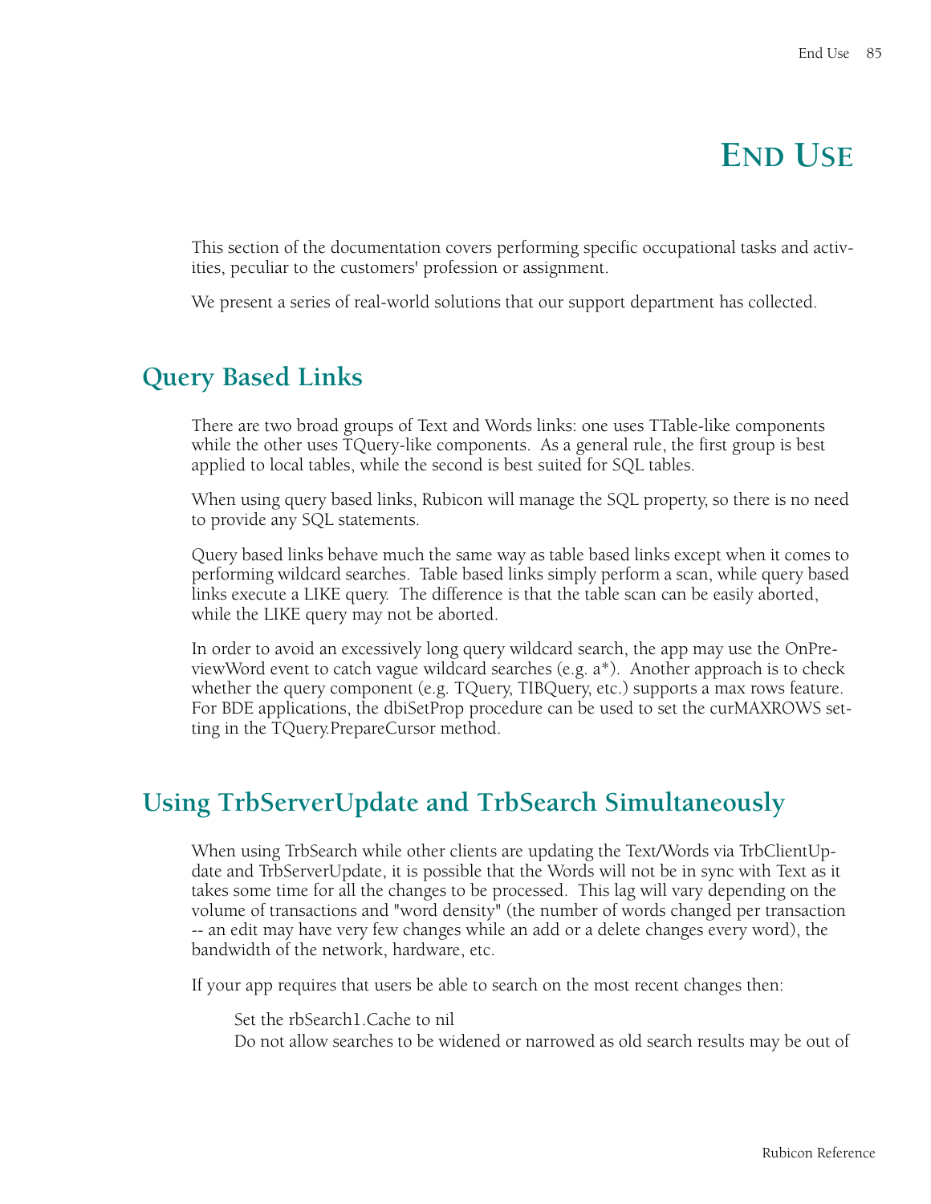# END USE

This section of the documentation covers performing specific occupational tasks and activities, peculiar to the customers' profession or assignment.

We present a series of real-world solutions that our support department has collected.

## Query Based Links

There are two broad groups of Text and Words links: one uses TTable-like components while the other uses TQuery-like components. As a general rule, the first group is best applied to local tables, while the second is best suited for SQL tables.

When using query based links, Rubicon will manage the SQL property, so there is no need to provide any SQL statements.

Query based links behave much the same way as table based links except when it comes to performing wildcard searches. Table based links simply perform a scan, while query based links execute a LIKE query. The difference is that the table scan can be easily aborted, while the LIKE query may not be aborted.

In order to avoid an excessively long query wildcard search, the app may use the OnPreviewWord event to catch vague wildcard searches (e.g. a*). Another approach is to check whether the query component (e.g. TQuery, TIBQuery, etc.) supports a max rows feature. For BDE applications, the dbiSetProp procedure can be used to set the curMAXROWS setting in the TQuery.PrepareCursor method.

## Using TrbServerUpdate and TrbSearch Simultaneously

When using TrbSearch while other clients are updating the Text/Words via TrbClientUpdate and TrbServerUpdate, it is possible that the Words will not be in sync with Text as it takes some time for all the changes to be processed. This lag will vary depending on the volume of transactions and "word density" (the number of words changed per transaction -- an edit may have very few changes while an add or a delete changes every word), the bandwidth of the network, hardware, etc.

If your app requires that users be able to search on the most recent changes then:

Set the rbSearch1.Cache to nil
Do not allow searches to be widened or narrowed as old search results may be out of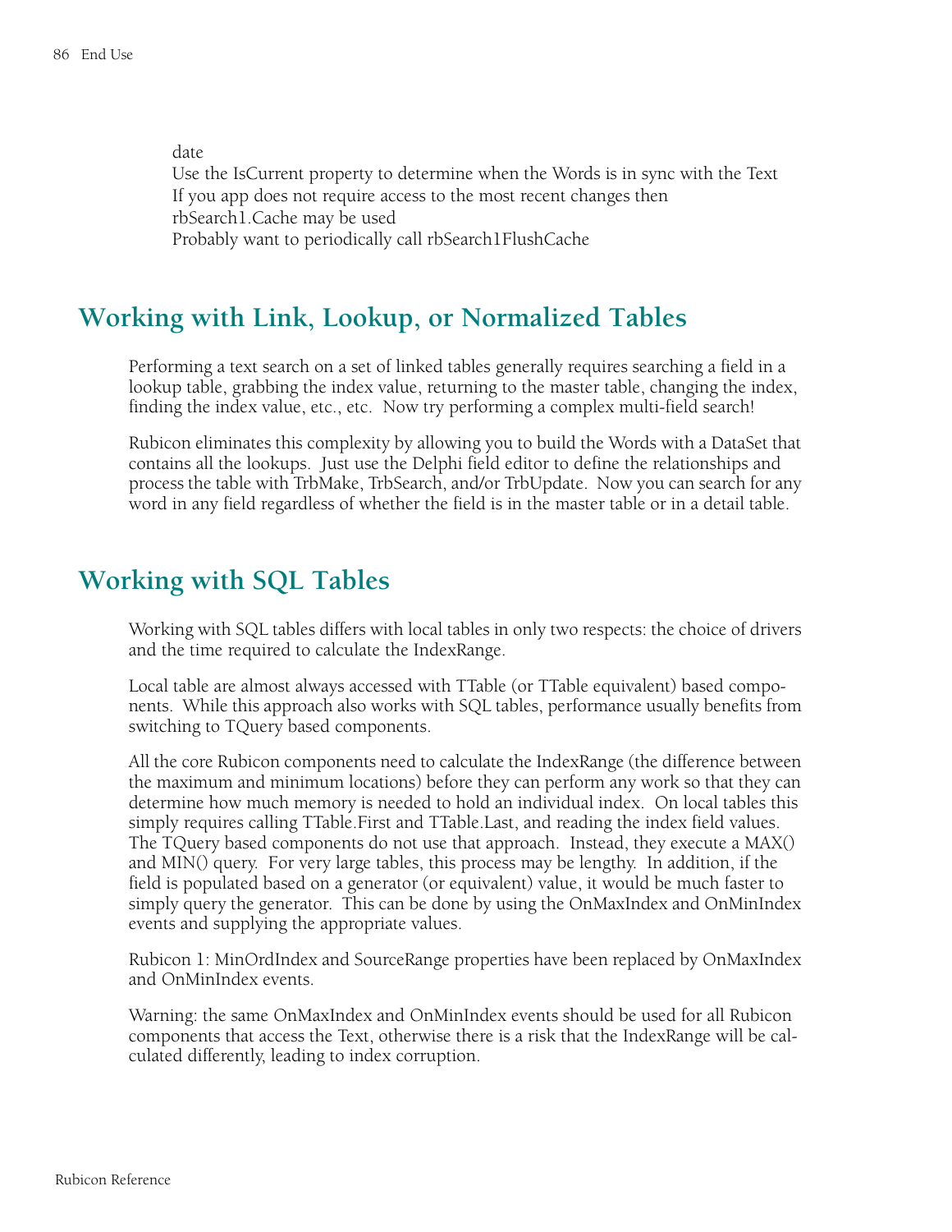date
Use the IsCurrent property to determine when the Words is in sync with the Text
If you app does not require access to the most recent changes then
rbSearch1.Cache may be used
Probably want to periodically call rbSearch1FlushCache

## Working with Link, Lookup, or Normalized Tables

Performing a text search on a set of linked tables generally requires searching a field in a lookup table, grabbing the index value, returning to the master table, changing the index, finding the index value, etc., etc. Now try performing a complex multi-field search!

Rubicon eliminates this complexity by allowing you to build the Words with a DataSet that contains all the lookups. Just use the Delphi field editor to define the relationships and process the table with TrbMake, TrbSearch, and/or TrbUpdate. Now you can search for any word in any field regardless of whether the field is in the master table or in a detail table.

## Working with SQL Tables

Working with SQL tables differs with local tables in only two respects: the choice of drivers and the time required to calculate the IndexRange.

Local table are almost always accessed with TTable (or TTable equivalent) based components. While this approach also works with SQL tables, performance usually benefits from switching to TQuery based components.

All the core Rubicon components need to calculate the IndexRange (the difference between the maximum and minimum locations) before they can perform any work so that they can determine how much memory is needed to hold an individual index. On local tables this simply requires calling TTable.First and TTable.Last, and reading the index field values. The TQuery based components do not use that approach. Instead, they execute a MAX() and MIN() query. For very large tables, this process may be lengthy. In addition, if the field is populated based on a generator (or equivalent) value, it would be much faster to simply query the generator. This can be done by using the OnMaxIndex and OnMinIndex events and supplying the appropriate values.

Rubicon 1: MinOrdIndex and SourceRange properties have been replaced by OnMaxIndex and OnMinIndex events.

Warning: the same OnMaxIndex and OnMinIndex events should be used for all Rubicon components that access the Text, otherwise there is a risk that the IndexRange will be calculated differently, leading to index corruption.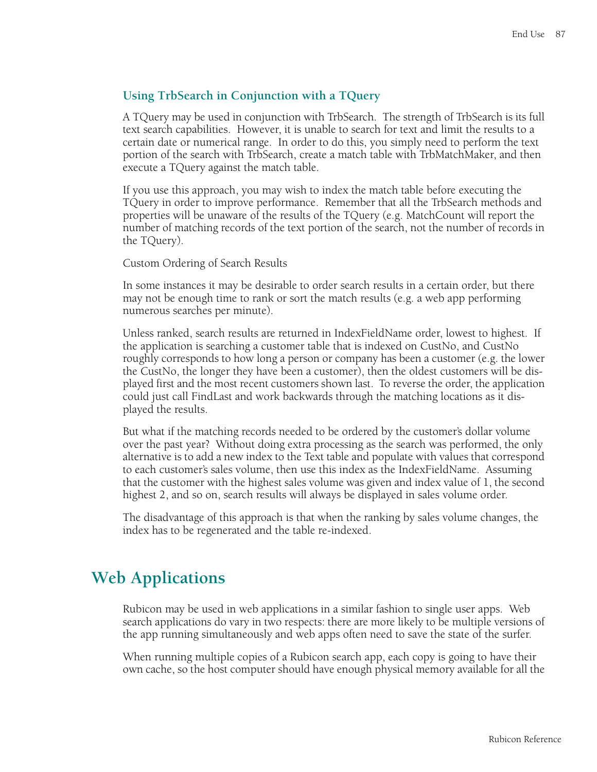### Using TrbSearch in Conjunction with a TQuery

A TQuery may be used in conjunction with TrbSearch. The strength of TrbSearch is its full text search capabilities. However, it is unable to search for text and limit the results to a certain date or numerical range. In order to do this, you simply need to perform the text portion of the search with TrbSearch, create a match table with TrbMatchMaker, and then execute a TQuery against the match table.

If you use this approach, you may wish to index the match table before executing the TQuery in order to improve performance. Remember that all the TrbSearch methods and properties will be unaware of the results of the TQuery (e.g. MatchCount will report the number of matching records of the text portion of the search, not the number of records in the TQuery).

Custom Ordering of Search Results

In some instances it may be desirable to order search results in a certain order, but there may not be enough time to rank or sort the match results (e.g. a web app performing numerous searches per minute).

Unless ranked, search results are returned in IndexFieldName order, lowest to highest. If the application is searching a customer table that is indexed on CustNo, and CustNo roughly corresponds to how long a person or company has been a customer (e.g. the lower the CustNo, the longer they have been a customer), then the oldest customers will be displayed first and the most recent customers shown last. To reverse the order, the application could just call FindLast and work backwards through the matching locations as it displayed the results.

But what if the matching records needed to be ordered by the customer's dollar volume over the past year? Without doing extra processing as the search was performed, the only alternative is to add a new index to the Text table and populate with values that correspond to each customer's sales volume, then use this index as the IndexFieldName. Assuming that the customer with the highest sales volume was given and index value of 1, the second highest 2, and so on, search results will always be displayed in sales volume order.

The disadvantage of this approach is that when the ranking by sales volume changes, the index has to be regenerated and the table re-indexed.

## Web Applications

Rubicon may be used in web applications in a similar fashion to single user apps. Web search applications do vary in two respects: there are more likely to be multiple versions of the app running simultaneously and web apps often need to save the state of the surfer.

When running multiple copies of a Rubicon search app, each copy is going to have their own cache, so the host computer should have enough physical memory available for all the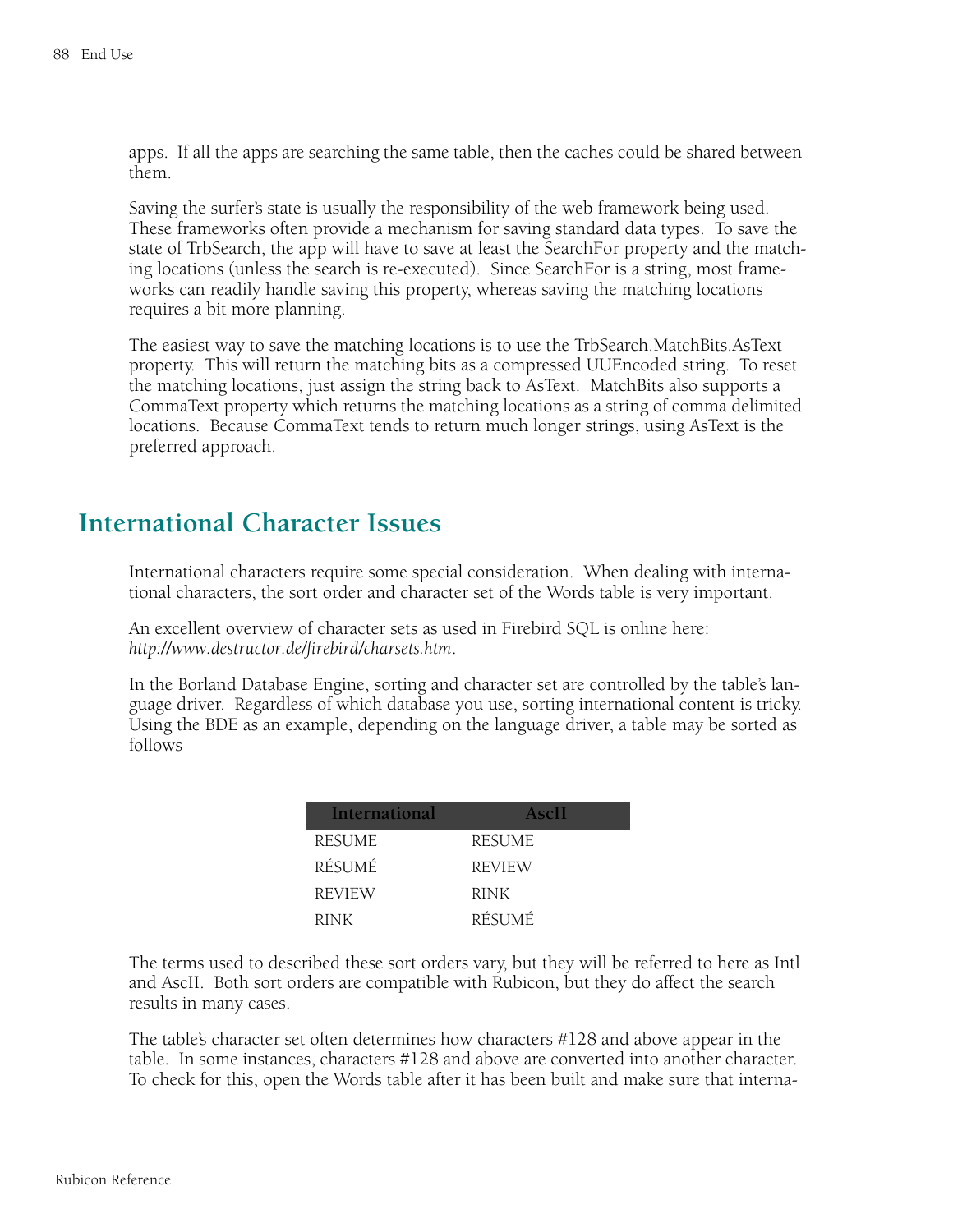apps. If all the apps are searching the same table, then the caches could be shared between them.

Saving the surfer's state is usually the responsibility of the web framework being used. These frameworks often provide a mechanism for saving standard data types. To save the state of TrbSearch, the app will have to save at least the SearchFor property and the matching locations (unless the search is re-executed). Since SearchFor is a string, most frameworks can readily handle saving this property, whereas saving the matching locations requires a bit more planning.

The easiest way to save the matching locations is to use the TrbSearch.MatchBits.AsText property. This will return the matching bits as a compressed UUEncoded string. To reset the matching locations, just assign the string back to AsText. MatchBits also supports a CommaText property which returns the matching locations as a string of comma delimited locations. Because CommaText tends to return much longer strings, using AsText is the preferred approach.

## International Character Issues

International characters require some special consideration. When dealing with international characters, the sort order and character set of the Words table is very important.

An excellent overview of character sets as used in Firebird SQL is online here: *http://www.destructor.de/firebird/charsets.htm*.

In the Borland Database Engine, sorting and character set are controlled by the table's language driver. Regardless of which database you use, sorting international content is tricky. Using the BDE as an example, depending on the language driver, a table may be sorted as follows

| International | AscII |
|---|---|
| RESUME | RESUME |
| RÉSUMÉ | REVIEW |
| REVIEW | RINK |
| RINK | RÉSUMÉ |

The terms used to described these sort orders vary, but they will be referred to here as Intl and AscII. Both sort orders are compatible with Rubicon, but they do affect the search results in many cases.

The table's character set often determines how characters #128 and above appear in the table. In some instances, characters #128 and above are converted into another character. To check for this, open the Words table after it has been built and make sure that interna-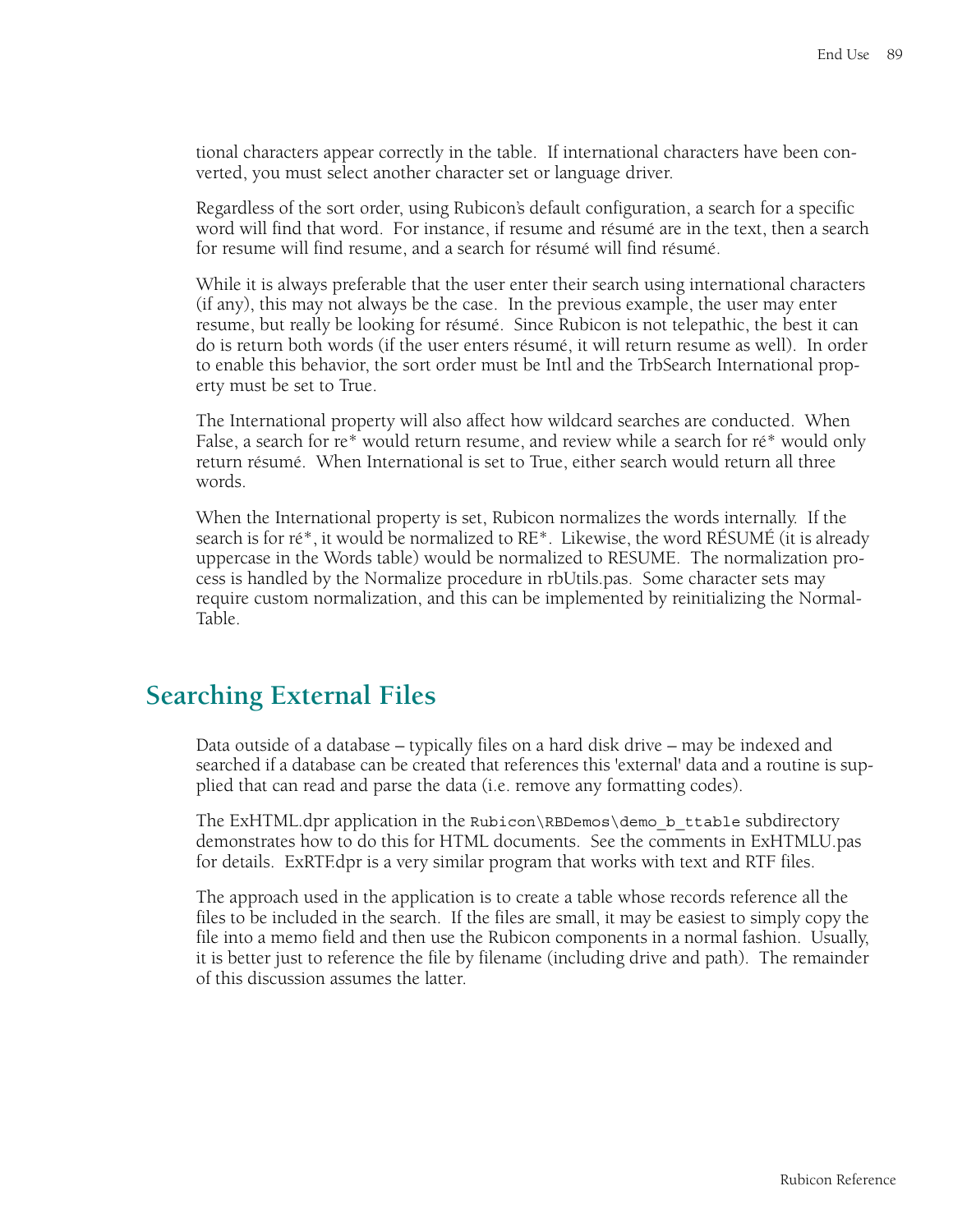tional characters appear correctly in the table. If international characters have been converted, you must select another character set or language driver.

Regardless of the sort order, using Rubicon's default configuration, a search for a specific word will find that word. For instance, if resume and résumé are in the text, then a search for resume will find resume, and a search for résumé will find résumé.

While it is always preferable that the user enter their search using international characters (if any), this may not always be the case. In the previous example, the user may enter resume, but really be looking for résumé. Since Rubicon is not telepathic, the best it can do is return both words (if the user enters résumé, it will return resume as well). In order to enable this behavior, the sort order must be Intl and the TrbSearch International property must be set to True.

The International property will also affect how wildcard searches are conducted. When False, a search for re* would return resume, and review while a search for ré* would only return résumé. When International is set to True, either search would return all three words.

When the International property is set, Rubicon normalizes the words internally. If the search is for ré*, it would be normalized to RE*. Likewise, the word RÉSUMÉ (it is already uppercase in the Words table) would be normalized to RESUME. The normalization process is handled by the Normalize procedure in rbUtils.pas. Some character sets may require custom normalization, and this can be implemented by reinitializing the NormalTable.

## Searching External Files

Data outside of a database – typically files on a hard disk drive – may be indexed and searched if a database can be created that references this 'external' data and a routine is supplied that can read and parse the data (i.e. remove any formatting codes).

The ExHTML.dpr application in the `Rubicon\RBDemos\demo_b_ttable` subdirectory demonstrates how to do this for HTML documents. See the comments in ExHTMLU.pas for details. ExRTF.dpr is a very similar program that works with text and RTF files.

The approach used in the application is to create a table whose records reference all the files to be included in the search. If the files are small, it may be easiest to simply copy the file into a memo field and then use the Rubicon components in a normal fashion. Usually, it is better just to reference the file by filename (including drive and path). The remainder of this discussion assumes the latter.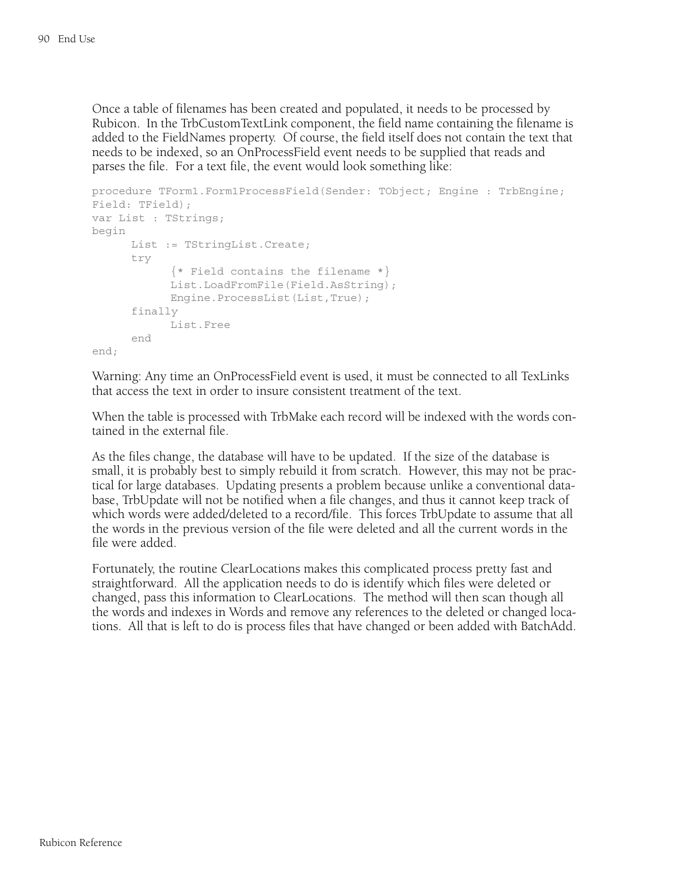Once a table of filenames has been created and populated, it needs to be processed by Rubicon. In the TrbCustomTextLink component, the field name containing the filename is added to the FieldNames property. Of course, the field itself does not contain the text that needs to be indexed, so an OnProcessField event needs to be supplied that reads and parses the file. For a text file, the event would look something like:

```
procedure TForm1.Form1ProcessField(Sender: TObject; Engine : TrbEngine;
Field: TField);
var List : TStrings;
begin
      List := TStringList.Create;
      try
            {* Field contains the filename *}
            List.LoadFromFile(Field.AsString);
            Engine.ProcessList(List,True);
      finally
            List.Free
      end
end;
```

Warning: Any time an OnProcessField event is used, it must be connected to all TexLinks that access the text in order to insure consistent treatment of the text.

When the table is processed with TrbMake each record will be indexed with the words contained in the external file.

As the files change, the database will have to be updated. If the size of the database is small, it is probably best to simply rebuild it from scratch. However, this may not be practical for large databases. Updating presents a problem because unlike a conventional database, TrbUpdate will not be notified when a file changes, and thus it cannot keep track of which words were added/deleted to a record/file. This forces TrbUpdate to assume that all the words in the previous version of the file were deleted and all the current words in the file were added.

Fortunately, the routine ClearLocations makes this complicated process pretty fast and straightforward. All the application needs to do is identify which files were deleted or changed, pass this information to ClearLocations. The method will then scan though all the words and indexes in Words and remove any references to the deleted or changed locations. All that is left to do is process files that have changed or been added with BatchAdd.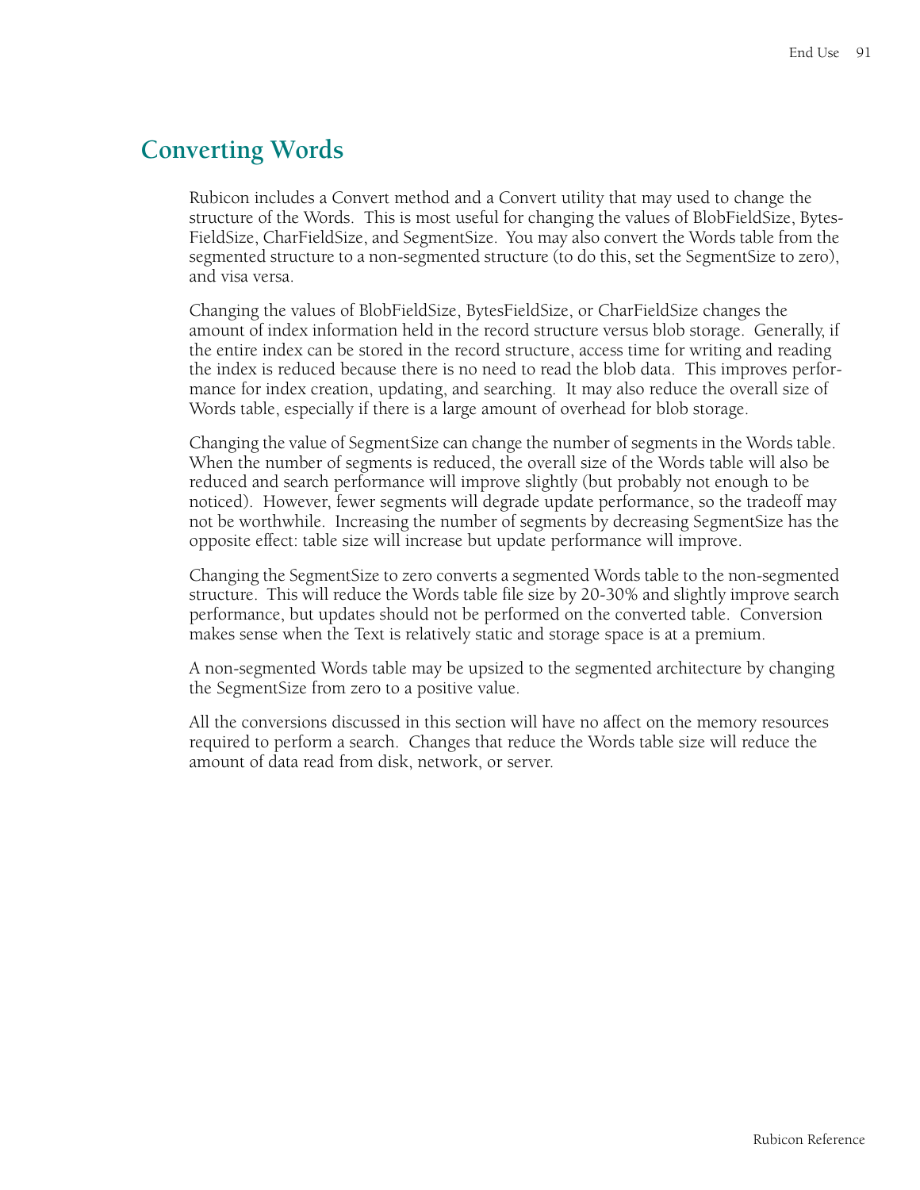## Converting Words

Rubicon includes a Convert method and a Convert utility that may used to change the structure of the Words. This is most useful for changing the values of BlobFieldSize, BytesFieldSize, CharFieldSize, and SegmentSize. You may also convert the Words table from the segmented structure to a non-segmented structure (to do this, set the SegmentSize to zero), and visa versa.

Changing the values of BlobFieldSize, BytesFieldSize, or CharFieldSize changes the amount of index information held in the record structure versus blob storage. Generally, if the entire index can be stored in the record structure, access time for writing and reading the index is reduced because there is no need to read the blob data. This improves performance for index creation, updating, and searching. It may also reduce the overall size of Words table, especially if there is a large amount of overhead for blob storage.

Changing the value of SegmentSize can change the number of segments in the Words table. When the number of segments is reduced, the overall size of the Words table will also be reduced and search performance will improve slightly (but probably not enough to be noticed). However, fewer segments will degrade update performance, so the tradeoff may not be worthwhile. Increasing the number of segments by decreasing SegmentSize has the opposite effect: table size will increase but update performance will improve.

Changing the SegmentSize to zero converts a segmented Words table to the non-segmented structure. This will reduce the Words table file size by 20-30% and slightly improve search performance, but updates should not be performed on the converted table. Conversion makes sense when the Text is relatively static and storage space is at a premium.

A non-segmented Words table may be upsized to the segmented architecture by changing the SegmentSize from zero to a positive value.

All the conversions discussed in this section will have no affect on the memory resources required to perform a search. Changes that reduce the Words table size will reduce the amount of data read from disk, network, or server.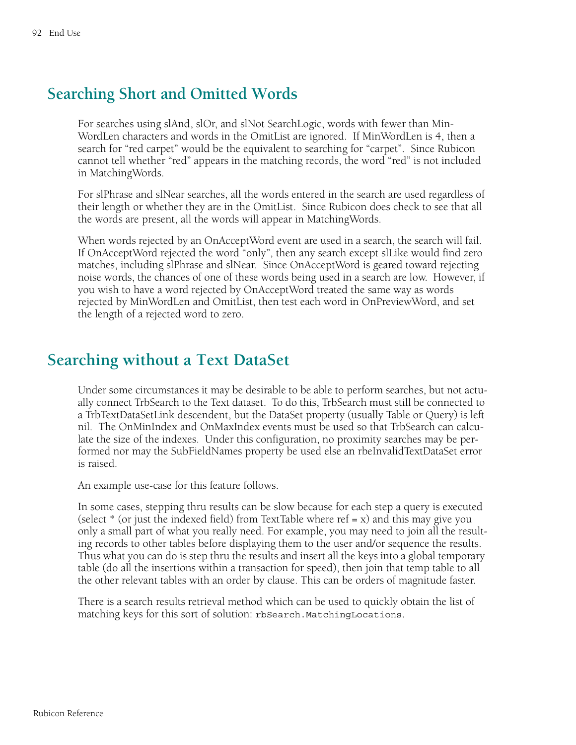## Searching Short and Omitted Words

For searches using slAnd, slOr, and slNot SearchLogic, words with fewer than MinWordLen characters and words in the OmitList are ignored. If MinWordLen is 4, then a search for “red carpet” would be the equivalent to searching for “carpet”. Since Rubicon cannot tell whether “red” appears in the matching records, the word “red” is not included in MatchingWords.

For slPhrase and slNear searches, all the words entered in the search are used regardless of their length or whether they are in the OmitList. Since Rubicon does check to see that all the words are present, all the words will appear in MatchingWords.

When words rejected by an OnAcceptWord event are used in a search, the search will fail. If OnAcceptWord rejected the word “only”, then any search except slLike would find zero matches, including slPhrase and slNear. Since OnAcceptWord is geared toward rejecting noise words, the chances of one of these words being used in a search are low. However, if you wish to have a word rejected by OnAcceptWord treated the same way as words rejected by MinWordLen and OmitList, then test each word in OnPreviewWord, and set the length of a rejected word to zero.

## Searching without a Text DataSet

Under some circumstances it may be desirable to be able to perform searches, but not actually connect TrbSearch to the Text dataset. To do this, TrbSearch must still be connected to a TrbTextDataSetLink descendent, but the DataSet property (usually Table or Query) is left nil. The OnMinIndex and OnMaxIndex events must be used so that TrbSearch can calculate the size of the indexes. Under this configuration, no proximity searches may be performed nor may the SubFieldNames property be used else an rbeInvalidTextDataSet error is raised.

An example use-case for this feature follows.

In some cases, stepping thru results can be slow because for each step a query is executed (select * (or just the indexed field) from TextTable where ref = x) and this may give you only a small part of what you really need. For example, you may need to join all the resulting records to other tables before displaying them to the user and/or sequence the results. Thus what you can do is step thru the results and insert all the keys into a global temporary table (do all the insertions within a transaction for speed), then join that temp table to all the other relevant tables with an order by clause. This can be orders of magnitude faster.

There is a search results retrieval method which can be used to quickly obtain the list of matching keys for this sort of solution: `rbSearch.MatchingLocations`.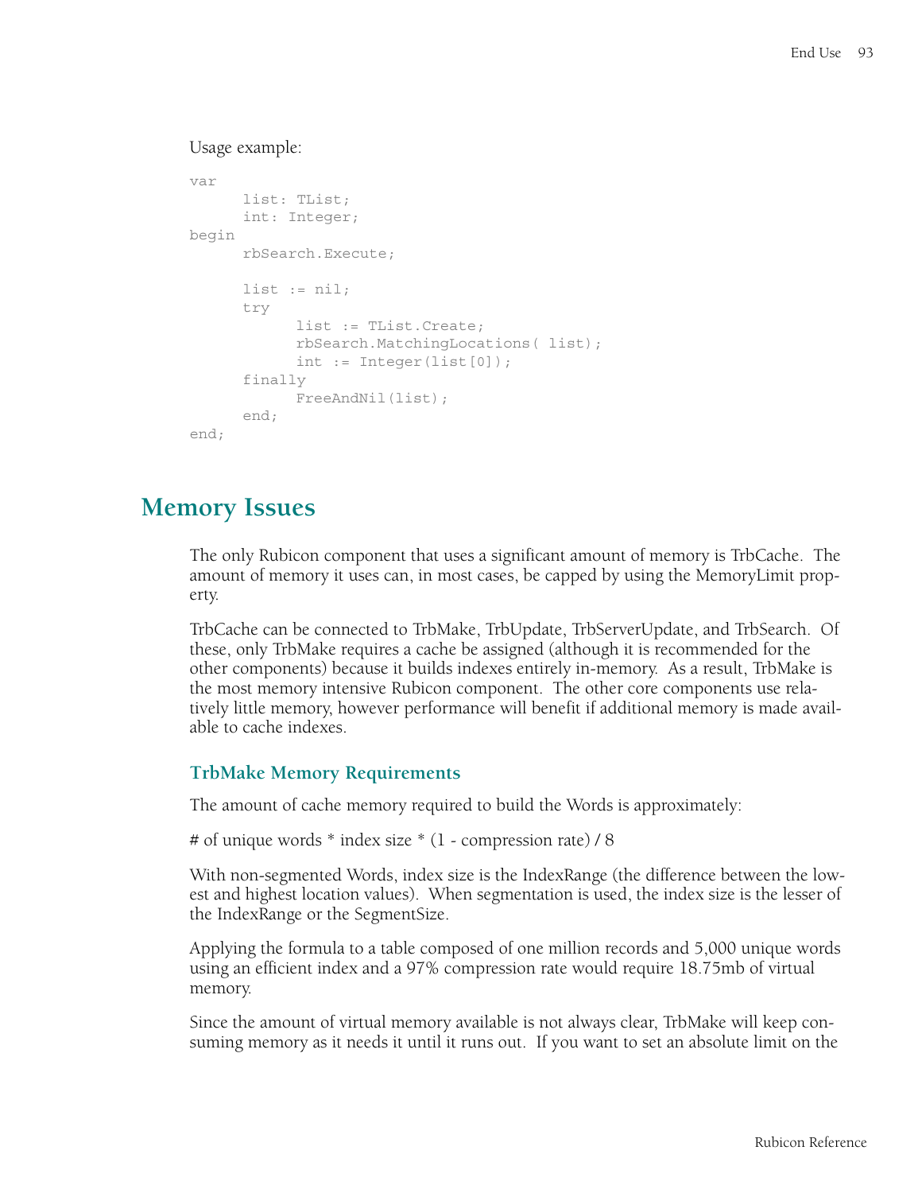Usage example:

```
var
      list: TList;
      int: Integer;
begin
      rbSearch.Execute;

      list := nil;
      try
            list := TList.Create;
            rbSearch.MatchingLocations( list);
            int := Integer(list[0]);
      finally
            FreeAndNil(list);
      end;
end;
```

# Memory Issues

The only Rubicon component that uses a significant amount of memory is TrbCache. The amount of memory it uses can, in most cases, be capped by using the MemoryLimit property.

TrbCache can be connected to TrbMake, TrbUpdate, TrbServerUpdate, and TrbSearch. Of these, only TrbMake requires a cache be assigned (although it is recommended for the other components) because it builds indexes entirely in-memory. As a result, TrbMake is the most memory intensive Rubicon component. The other core components use relatively little memory, however performance will benefit if additional memory is made available to cache indexes.

## TrbMake Memory Requirements

The amount of cache memory required to build the Words is approximately:

# of unique words * index size * (1 - compression rate) / 8

With non-segmented Words, index size is the IndexRange (the difference between the lowest and highest location values). When segmentation is used, the index size is the lesser of the IndexRange or the SegmentSize.

Applying the formula to a table composed of one million records and 5,000 unique words using an efficient index and a 97% compression rate would require 18.75mb of virtual memory.

Since the amount of virtual memory available is not always clear, TrbMake will keep consuming memory as it needs it until it runs out. If you want to set an absolute limit on the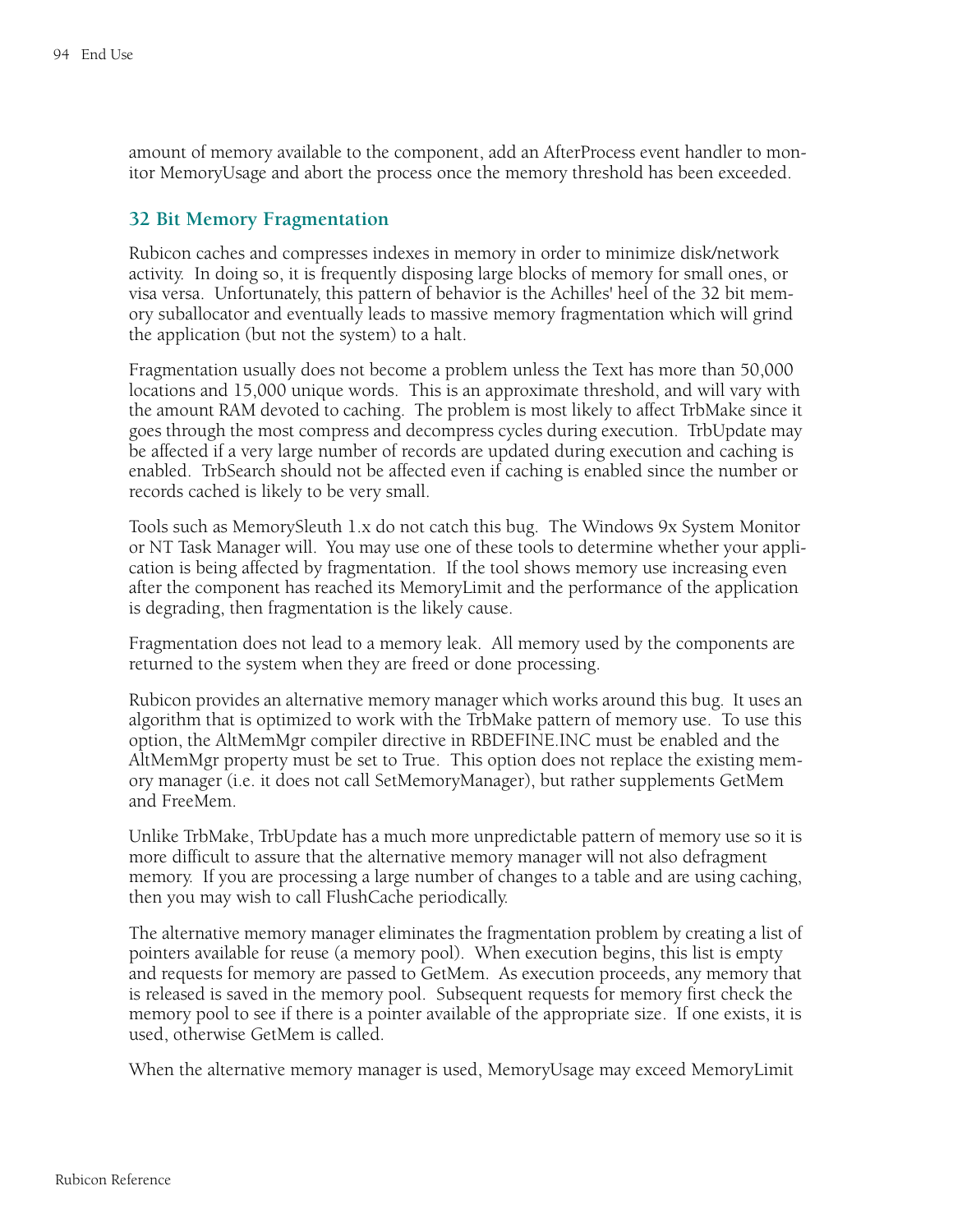amount of memory available to the component, add an AfterProcess event handler to monitor MemoryUsage and abort the process once the memory threshold has been exceeded.

## 32 Bit Memory Fragmentation

Rubicon caches and compresses indexes in memory in order to minimize disk/network activity. In doing so, it is frequently disposing large blocks of memory for small ones, or visa versa. Unfortunately, this pattern of behavior is the Achilles' heel of the 32 bit memory suballocator and eventually leads to massive memory fragmentation which will grind the application (but not the system) to a halt.

Fragmentation usually does not become a problem unless the Text has more than 50,000 locations and 15,000 unique words. This is an approximate threshold, and will vary with the amount RAM devoted to caching. The problem is most likely to affect TrbMake since it goes through the most compress and decompress cycles during execution. TrbUpdate may be affected if a very large number of records are updated during execution and caching is enabled. TrbSearch should not be affected even if caching is enabled since the number or records cached is likely to be very small.

Tools such as MemorySleuth 1.x do not catch this bug. The Windows 9x System Monitor or NT Task Manager will. You may use one of these tools to determine whether your application is being affected by fragmentation. If the tool shows memory use increasing even after the component has reached its MemoryLimit and the performance of the application is degrading, then fragmentation is the likely cause.

Fragmentation does not lead to a memory leak. All memory used by the components are returned to the system when they are freed or done processing.

Rubicon provides an alternative memory manager which works around this bug. It uses an algorithm that is optimized to work with the TrbMake pattern of memory use. To use this option, the AltMemMgr compiler directive in RBDEFINE.INC must be enabled and the AltMemMgr property must be set to True. This option does not replace the existing memory manager (i.e. it does not call SetMemoryManager), but rather supplements GetMem and FreeMem.

Unlike TrbMake, TrbUpdate has a much more unpredictable pattern of memory use so it is more difficult to assure that the alternative memory manager will not also defragment memory. If you are processing a large number of changes to a table and are using caching, then you may wish to call FlushCache periodically.

The alternative memory manager eliminates the fragmentation problem by creating a list of pointers available for reuse (a memory pool). When execution begins, this list is empty and requests for memory are passed to GetMem. As execution proceeds, any memory that is released is saved in the memory pool. Subsequent requests for memory first check the memory pool to see if there is a pointer available of the appropriate size. If one exists, it is used, otherwise GetMem is called.

When the alternative memory manager is used, MemoryUsage may exceed MemoryLimit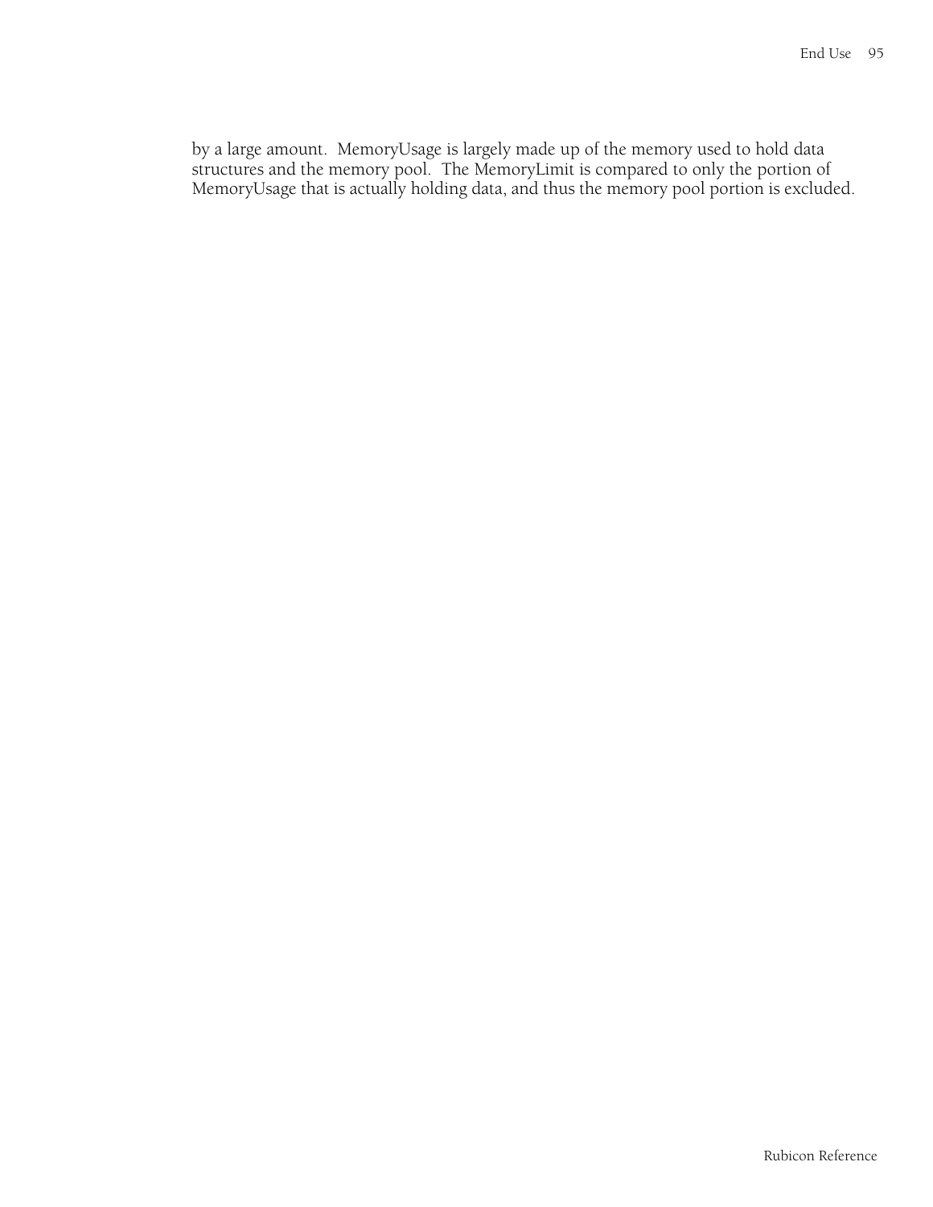by a large amount. MemoryUsage is largely made up of the memory used to hold data structures and the memory pool. The MemoryLimit is compared to only the portion of MemoryUsage that is actually holding data, and thus the memory pool portion is excluded.